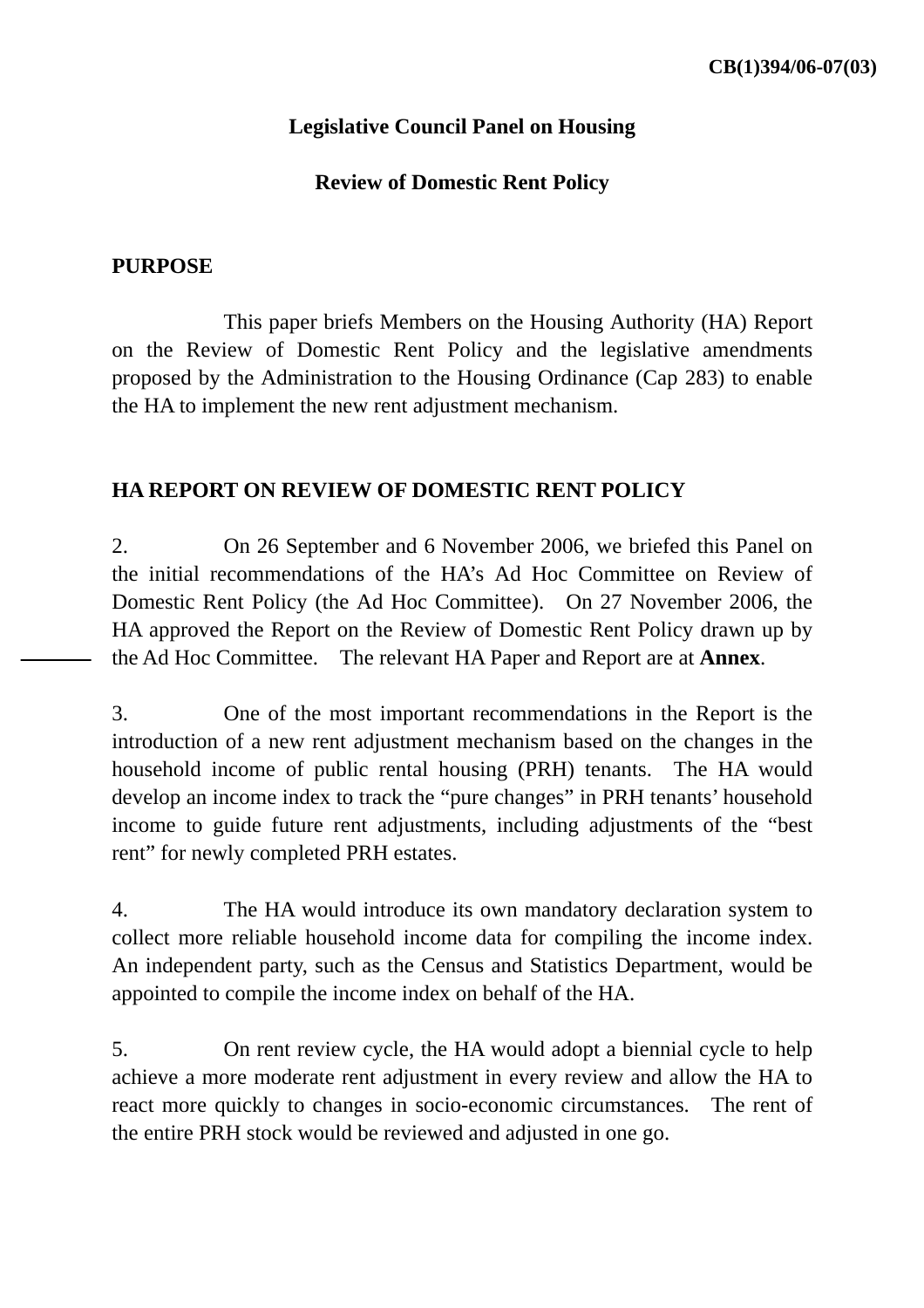**CB(1)394/06-07(03)**

**Legislative Council Panel on Housing**

**Review of Domestic Rent Policy**

## PURPOSE

This paper briefs Members on the Housing Authority (HA) Report on the Review of Domestic Rent Policy and the legislative amendments proposed by the Administration to the Housing Ordinance (Cap 283) to enable the HA to implement the new rent adjustment mechanism.

## HA REPORT ON REVIEW OF DOMESTIC RENT POLICY

2. On 26 September and 6 November 2006, we briefed this Panel on the initial recommendations of the HA's Ad Hoc Committee on Review of Domestic Rent Policy (the Ad Hoc Committee). On 27 November 2006, the HA approved the Report on the Review of Domestic Rent Policy drawn up by the Ad Hoc Committee. The relevant HA Paper and Report are at **Annex**.

3. One of the most important recommendations in the Report is the introduction of a new rent adjustment mechanism based on the changes in the household income of public rental housing (PRH) tenants. The HA would develop an income index to track the "pure changes" in PRH tenants' household income to guide future rent adjustments, including adjustments of the "best rent" for newly completed PRH estates.

4. The HA would introduce its own mandatory declaration system to collect more reliable household income data for compiling the income index. An independent party, such as the Census and Statistics Department, would be appointed to compile the income index on behalf of the HA.

5. On rent review cycle, the HA would adopt a biennial cycle to help achieve a more moderate rent adjustment in every review and allow the HA to react more quickly to changes in socio-economic circumstances. The rent of the entire PRH stock would be reviewed and adjusted in one go.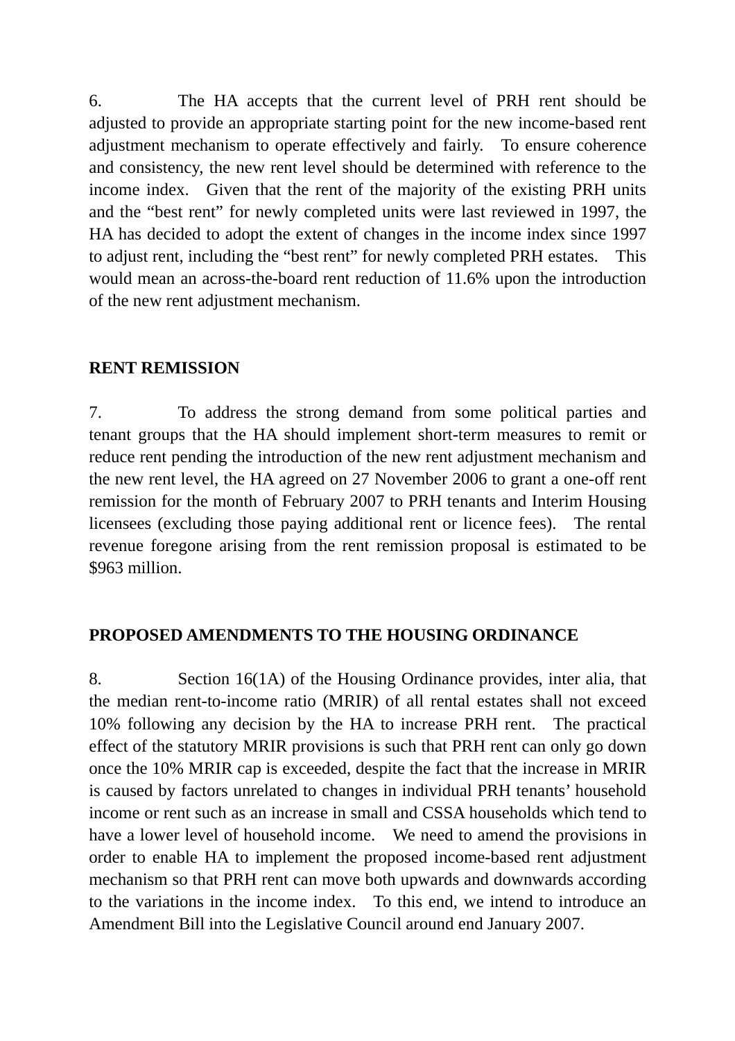6. The HA accepts that the current level of PRH rent should be adjusted to provide an appropriate starting point for the new income-based rent adjustment mechanism to operate effectively and fairly. To ensure coherence and consistency, the new rent level should be determined with reference to the income index. Given that the rent of the majority of the existing PRH units and the "best rent" for newly completed units were last reviewed in 1997, the HA has decided to adopt the extent of changes in the income index since 1997 to adjust rent, including the "best rent" for newly completed PRH estates. This would mean an across-the-board rent reduction of 11.6% upon the introduction of the new rent adjustment mechanism.

**RENT REMISSION**

7. To address the strong demand from some political parties and tenant groups that the HA should implement short-term measures to remit or reduce rent pending the introduction of the new rent adjustment mechanism and the new rent level, the HA agreed on 27 November 2006 to grant a one-off rent remission for the month of February 2007 to PRH tenants and Interim Housing licensees (excluding those paying additional rent or licence fees). The rental revenue foregone arising from the rent remission proposal is estimated to be $963 million.

**PROPOSED AMENDMENTS TO THE HOUSING ORDINANCE**

8. Section 16(1A) of the Housing Ordinance provides, inter alia, that the median rent-to-income ratio (MRIR) of all rental estates shall not exceed 10% following any decision by the HA to increase PRH rent. The practical effect of the statutory MRIR provisions is such that PRH rent can only go down once the 10% MRIR cap is exceeded, despite the fact that the increase in MRIR is caused by factors unrelated to changes in individual PRH tenants' household income or rent such as an increase in small and CSSA households which tend to have a lower level of household income. We need to amend the provisions in order to enable HA to implement the proposed income-based rent adjustment mechanism so that PRH rent can move both upwards and downwards according to the variations in the income index. To this end, we intend to introduce an Amendment Bill into the Legislative Council around end January 2007.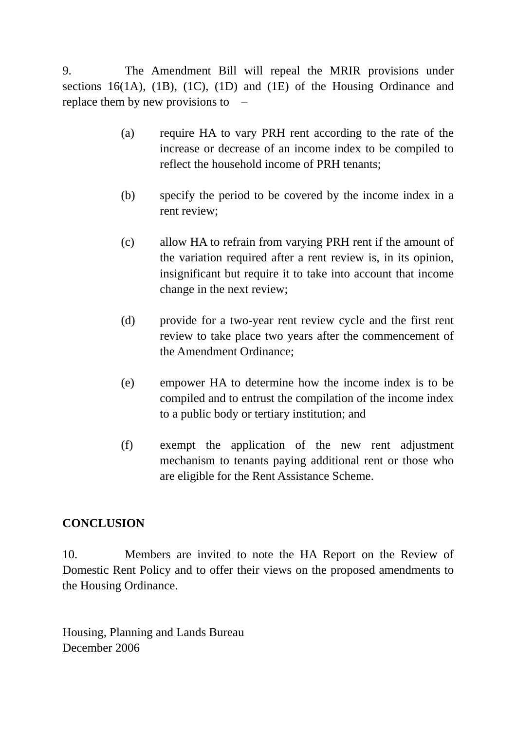9. The Amendment Bill will repeal the MRIR provisions under sections 16(1A), (1B), (1C), (1D) and (1E) of the Housing Ordinance and replace them by new provisions to –

(a) require HA to vary PRH rent according to the rate of the increase or decrease of an income index to be compiled to reflect the household income of PRH tenants;

(b) specify the period to be covered by the income index in a rent review;

(c) allow HA to refrain from varying PRH rent if the amount of the variation required after a rent review is, in its opinion, insignificant but require it to take into account that income change in the next review;

(d) provide for a two-year rent review cycle and the first rent review to take place two years after the commencement of the Amendment Ordinance;

(e) empower HA to determine how the income index is to be compiled and to entrust the compilation of the income index to a public body or tertiary institution; and

(f) exempt the application of the new rent adjustment mechanism to tenants paying additional rent or those who are eligible for the Rent Assistance Scheme.

**CONCLUSION**

10. Members are invited to note the HA Report on the Review of Domestic Rent Policy and to offer their views on the proposed amendments to the Housing Ordinance.

Housing, Planning and Lands Bureau
December 2006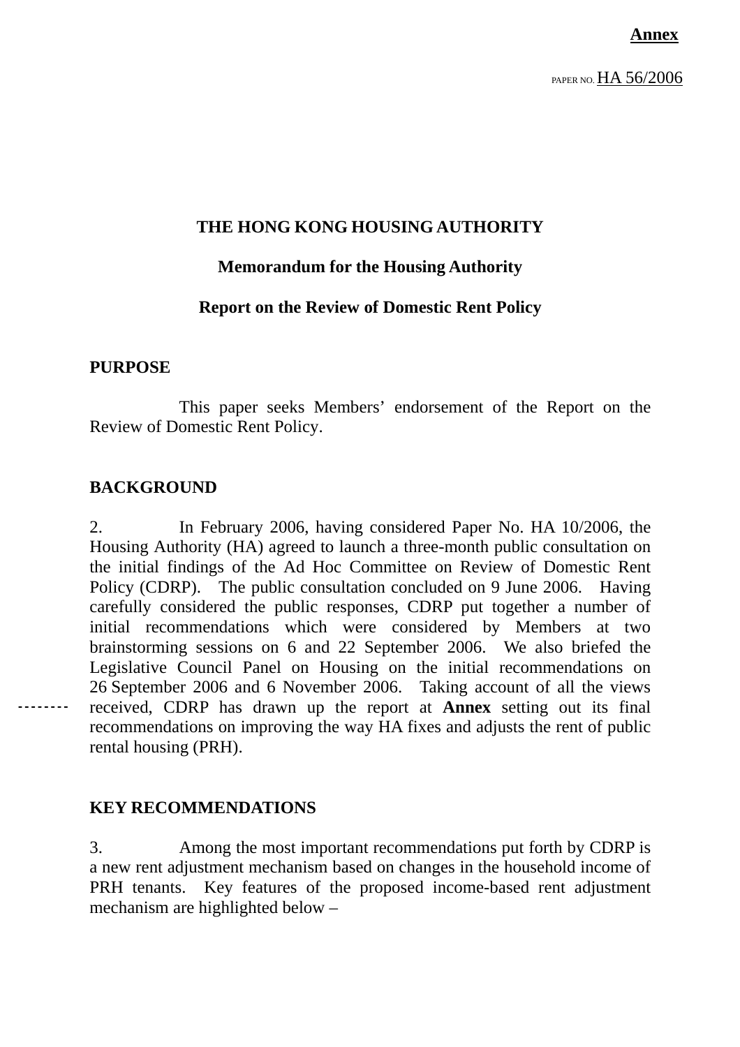**Annex**

PAPER NO. HA 56/2006

# THE HONG KONG HOUSING AUTHORITY

## Memorandum for the Housing Authority

## Report on the Review of Domestic Rent Policy

### PURPOSE

This paper seeks Members' endorsement of the Report on the Review of Domestic Rent Policy.

### BACKGROUND

2. In February 2006, having considered Paper No. HA 10/2006, the Housing Authority (HA) agreed to launch a three-month public consultation on the initial findings of the Ad Hoc Committee on Review of Domestic Rent Policy (CDRP). The public consultation concluded on 9 June 2006. Having carefully considered the public responses, CDRP put together a number of initial recommendations which were considered by Members at two brainstorming sessions on 6 and 22 September 2006. We also briefed the Legislative Council Panel on Housing on the initial recommendations on 26 September 2006 and 6 November 2006. Taking account of all the views received, CDRP has drawn up the report at **Annex** setting out its final recommendations on improving the way HA fixes and adjusts the rent of public rental housing (PRH).

### KEY RECOMMENDATIONS

3. Among the most important recommendations put forth by CDRP is a new rent adjustment mechanism based on changes in the household income of PRH tenants. Key features of the proposed income-based rent adjustment mechanism are highlighted below –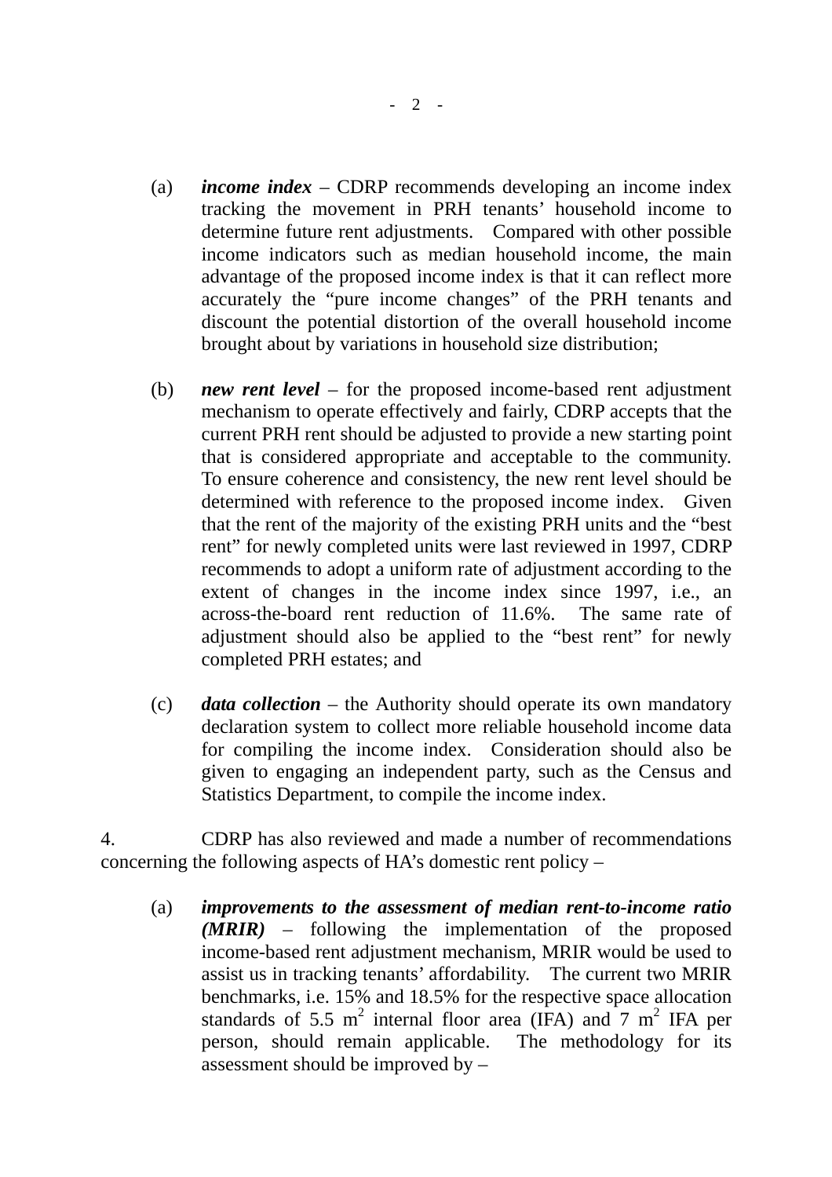(a) ***income index*** – CDRP recommends developing an income index tracking the movement in PRH tenants' household income to determine future rent adjustments. Compared with other possible income indicators such as median household income, the main advantage of the proposed income index is that it can reflect more accurately the "pure income changes" of the PRH tenants and discount the potential distortion of the overall household income brought about by variations in household size distribution;

(b) ***new rent level*** – for the proposed income-based rent adjustment mechanism to operate effectively and fairly, CDRP accepts that the current PRH rent should be adjusted to provide a new starting point that is considered appropriate and acceptable to the community. To ensure coherence and consistency, the new rent level should be determined with reference to the proposed income index. Given that the rent of the majority of the existing PRH units and the "best rent" for newly completed units were last reviewed in 1997, CDRP recommends to adopt a uniform rate of adjustment according to the extent of changes in the income index since 1997, i.e., an across-the-board rent reduction of 11.6%. The same rate of adjustment should also be applied to the "best rent" for newly completed PRH estates; and

(c) ***data collection*** – the Authority should operate its own mandatory declaration system to collect more reliable household income data for compiling the income index. Consideration should also be given to engaging an independent party, such as the Census and Statistics Department, to compile the income index.

4. CDRP has also reviewed and made a number of recommendations concerning the following aspects of HA's domestic rent policy –

(a) ***improvements to the assessment of median rent-to-income ratio (MRIR)*** – following the implementation of the proposed income-based rent adjustment mechanism, MRIR would be used to assist us in tracking tenants' affordability. The current two MRIR benchmarks, i.e. 15% and 18.5% for the respective space allocation standards of 5.5 $m^2$ internal floor area (IFA) and 7 $m^2$ IFA per person, should remain applicable. The methodology for its assessment should be improved by –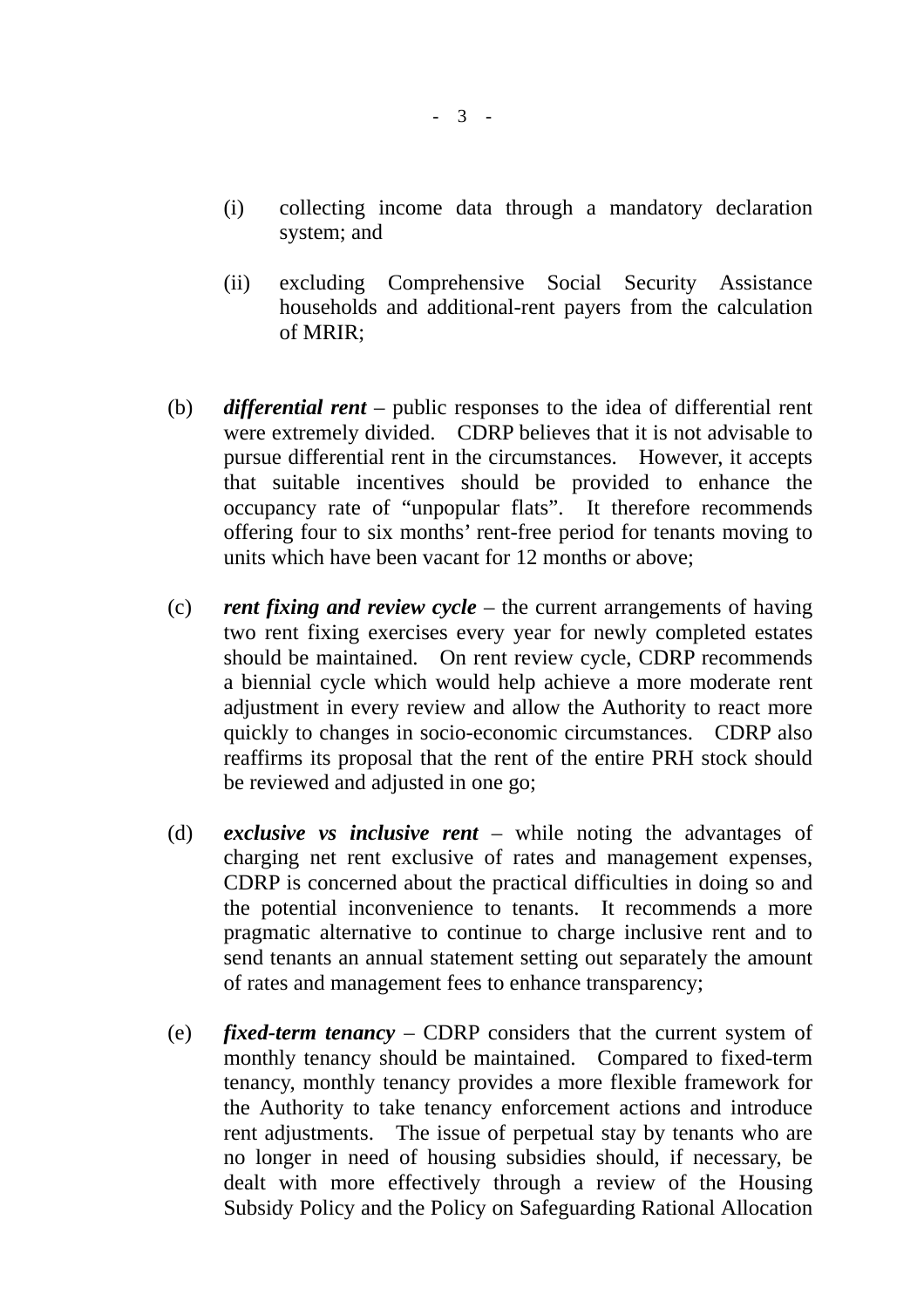(i) collecting income data through a mandatory declaration system; and

(ii) excluding Comprehensive Social Security Assistance households and additional-rent payers from the calculation of MRIR;

(b) ***differential rent*** – public responses to the idea of differential rent were extremely divided. CDRP believes that it is not advisable to pursue differential rent in the circumstances. However, it accepts that suitable incentives should be provided to enhance the occupancy rate of "unpopular flats". It therefore recommends offering four to six months' rent-free period for tenants moving to units which have been vacant for 12 months or above;

(c) ***rent fixing and review cycle*** – the current arrangements of having two rent fixing exercises every year for newly completed estates should be maintained. On rent review cycle, CDRP recommends a biennial cycle which would help achieve a more moderate rent adjustment in every review and allow the Authority to react more quickly to changes in socio-economic circumstances. CDRP also reaffirms its proposal that the rent of the entire PRH stock should be reviewed and adjusted in one go;

(d) ***exclusive vs inclusive rent*** – while noting the advantages of charging net rent exclusive of rates and management expenses, CDRP is concerned about the practical difficulties in doing so and the potential inconvenience to tenants. It recommends a more pragmatic alternative to continue to charge inclusive rent and to send tenants an annual statement setting out separately the amount of rates and management fees to enhance transparency;

(e) ***fixed-term tenancy*** – CDRP considers that the current system of monthly tenancy should be maintained. Compared to fixed-term tenancy, monthly tenancy provides a more flexible framework for the Authority to take tenancy enforcement actions and introduce rent adjustments. The issue of perpetual stay by tenants who are no longer in need of housing subsidies should, if necessary, be dealt with more effectively through a review of the Housing Subsidy Policy and the Policy on Safeguarding Rational Allocation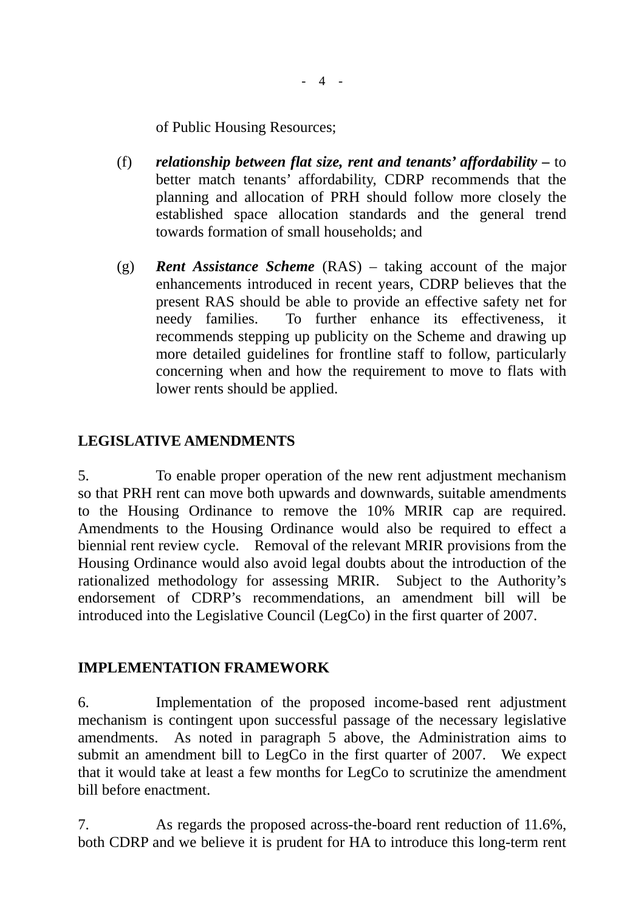of Public Housing Resources;

(f) ***relationship between flat size, rent and tenants' affordability –*** to better match tenants' affordability, CDRP recommends that the planning and allocation of PRH should follow more closely the established space allocation standards and the general trend towards formation of small households; and

(g) ***Rent Assistance Scheme*** (RAS) – taking account of the major enhancements introduced in recent years, CDRP believes that the present RAS should be able to provide an effective safety net for needy families. To further enhance its effectiveness, it recommends stepping up publicity on the Scheme and drawing up more detailed guidelines for frontline staff to follow, particularly concerning when and how the requirement to move to flats with lower rents should be applied.

## LEGISLATIVE AMENDMENTS

5. To enable proper operation of the new rent adjustment mechanism so that PRH rent can move both upwards and downwards, suitable amendments to the Housing Ordinance to remove the 10% MRIR cap are required. Amendments to the Housing Ordinance would also be required to effect a biennial rent review cycle. Removal of the relevant MRIR provisions from the Housing Ordinance would also avoid legal doubts about the introduction of the rationalized methodology for assessing MRIR. Subject to the Authority's endorsement of CDRP's recommendations, an amendment bill will be introduced into the Legislative Council (LegCo) in the first quarter of 2007.

## IMPLEMENTATION FRAMEWORK

6. Implementation of the proposed income-based rent adjustment mechanism is contingent upon successful passage of the necessary legislative amendments. As noted in paragraph 5 above, the Administration aims to submit an amendment bill to LegCo in the first quarter of 2007. We expect that it would take at least a few months for LegCo to scrutinize the amendment bill before enactment.

7. As regards the proposed across-the-board rent reduction of 11.6%, both CDRP and we believe it is prudent for HA to introduce this long-term rent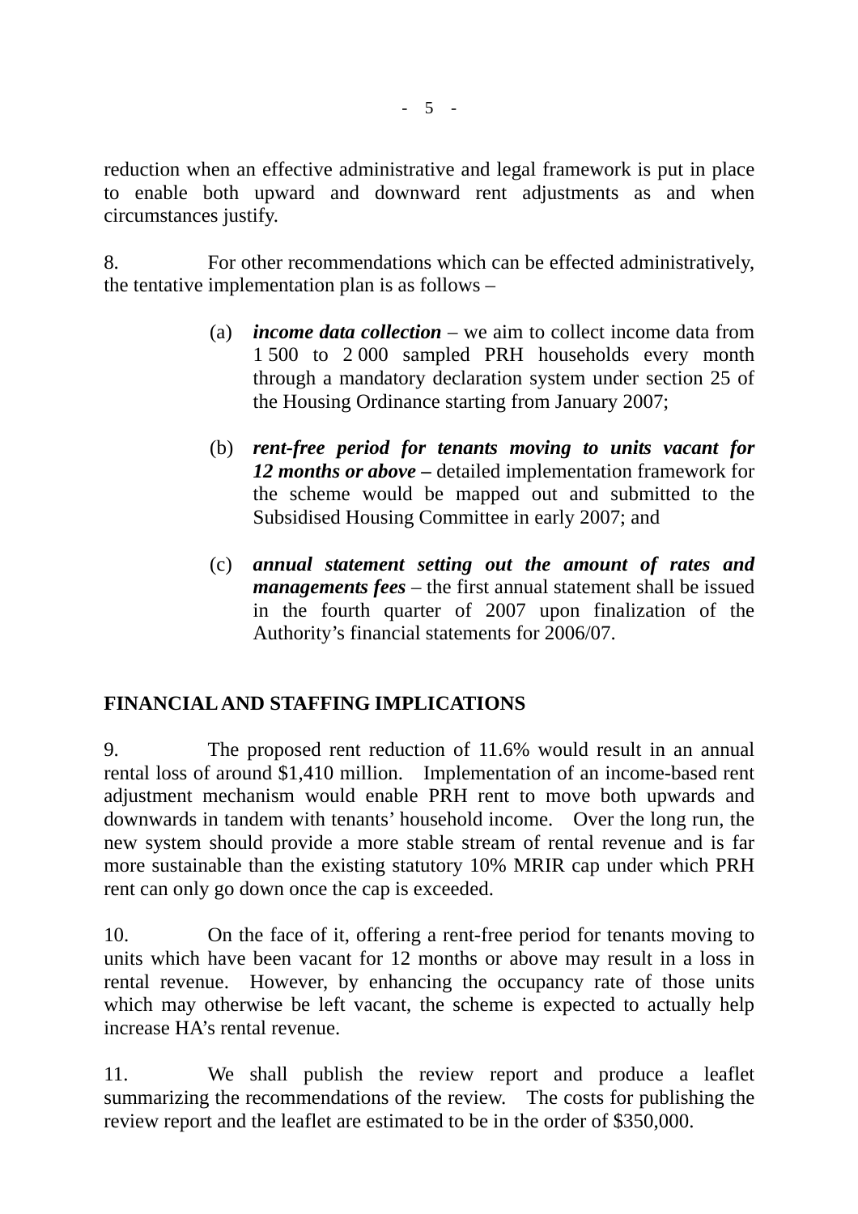reduction when an effective administrative and legal framework is put in place to enable both upward and downward rent adjustments as and when circumstances justify.

8. For other recommendations which can be effected administratively, the tentative implementation plan is as follows –

(a) ***income data collection*** – we aim to collect income data from 1 500 to 2 000 sampled PRH households every month through a mandatory declaration system under section 25 of the Housing Ordinance starting from January 2007;

(b) ***rent-free period for tenants moving to units vacant for 12 months or above –*** detailed implementation framework for the scheme would be mapped out and submitted to the Subsidised Housing Committee in early 2007; and

(c) ***annual statement setting out the amount of rates and managements fees*** – the first annual statement shall be issued in the fourth quarter of 2007 upon finalization of the Authority's financial statements for 2006/07.

## FINANCIAL AND STAFFING IMPLICATIONS

9. The proposed rent reduction of 11.6% would result in an annual rental loss of around $1,410 million. Implementation of an income-based rent adjustment mechanism would enable PRH rent to move both upwards and downwards in tandem with tenants' household income. Over the long run, the new system should provide a more stable stream of rental revenue and is far more sustainable than the existing statutory 10% MRIR cap under which PRH rent can only go down once the cap is exceeded.

10. On the face of it, offering a rent-free period for tenants moving to units which have been vacant for 12 months or above may result in a loss in rental revenue. However, by enhancing the occupancy rate of those units which may otherwise be left vacant, the scheme is expected to actually help increase HA's rental revenue.

11. We shall publish the review report and produce a leaflet summarizing the recommendations of the review. The costs for publishing the review report and the leaflet are estimated to be in the order of $350,000.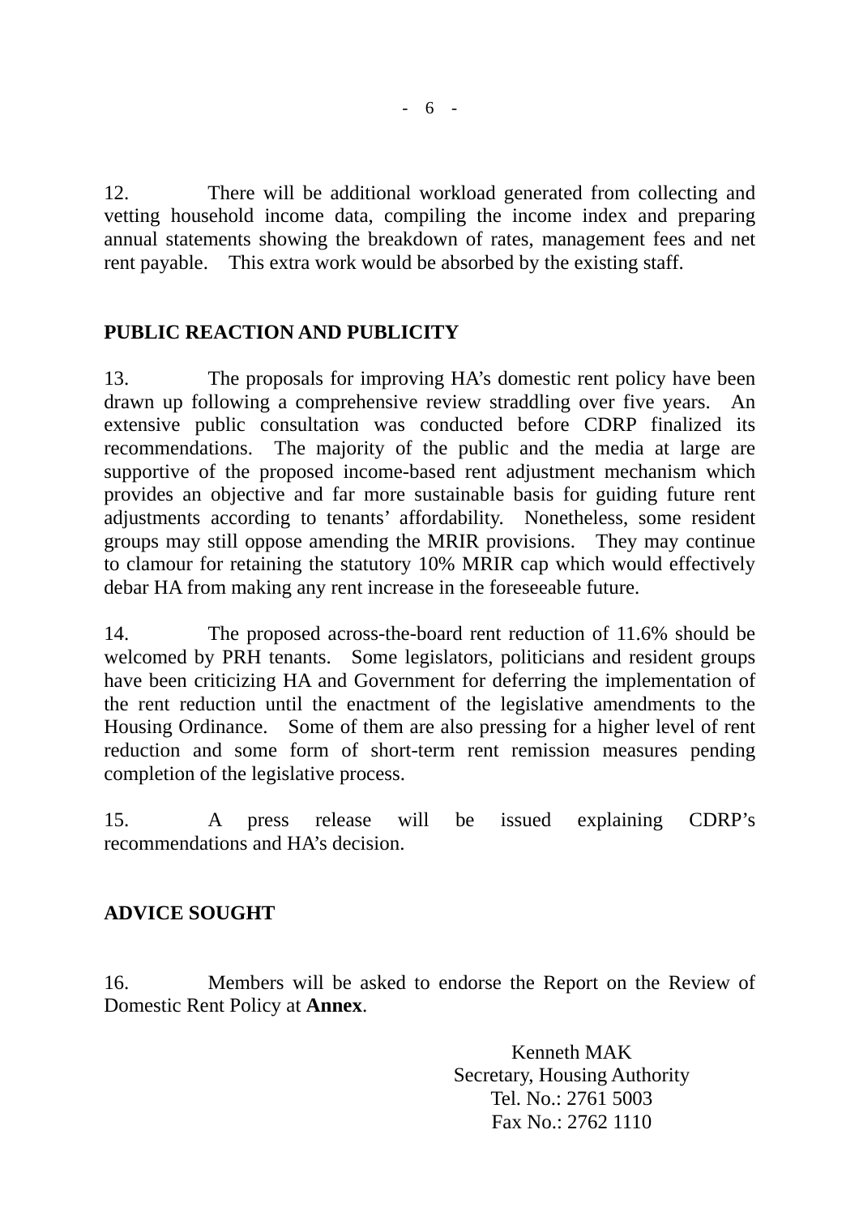12. There will be additional workload generated from collecting and vetting household income data, compiling the income index and preparing annual statements showing the breakdown of rates, management fees and net rent payable. This extra work would be absorbed by the existing staff.

## PUBLIC REACTION AND PUBLICITY

13. The proposals for improving HA's domestic rent policy have been drawn up following a comprehensive review straddling over five years. An extensive public consultation was conducted before CDRP finalized its recommendations. The majority of the public and the media at large are supportive of the proposed income-based rent adjustment mechanism which provides an objective and far more sustainable basis for guiding future rent adjustments according to tenants' affordability. Nonetheless, some resident groups may still oppose amending the MRIR provisions. They may continue to clamour for retaining the statutory 10% MRIR cap which would effectively debar HA from making any rent increase in the foreseeable future.

14. The proposed across-the-board rent reduction of 11.6% should be welcomed by PRH tenants. Some legislators, politicians and resident groups have been criticizing HA and Government for deferring the implementation of the rent reduction until the enactment of the legislative amendments to the Housing Ordinance. Some of them are also pressing for a higher level of rent reduction and some form of short-term rent remission measures pending completion of the legislative process.

15. A press release will be issued explaining CDRP's recommendations and HA's decision.

## ADVICE SOUGHT

16. Members will be asked to endorse the Report on the Review of Domestic Rent Policy at **Annex**.

Kenneth MAK
Secretary, Housing Authority
Tel. No.: 2761 5003
Fax No.: 2762 1110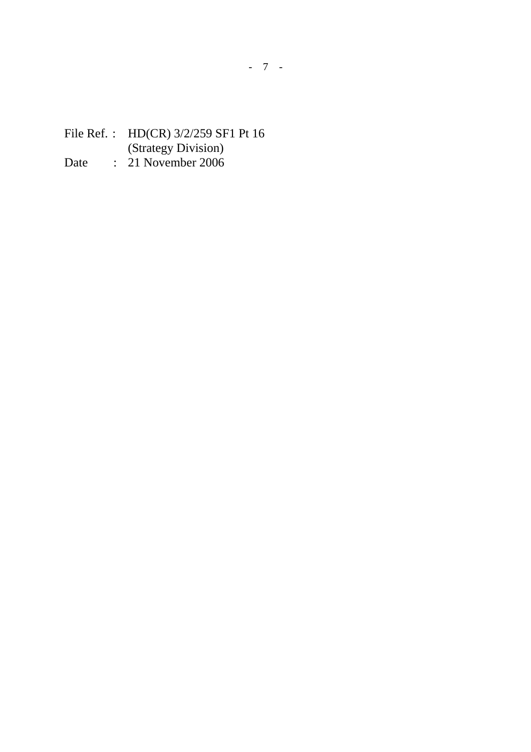File Ref. : HD(CR) 3/2/259 SF1 Pt 16
(Strategy Division)
Date : 21 November 2006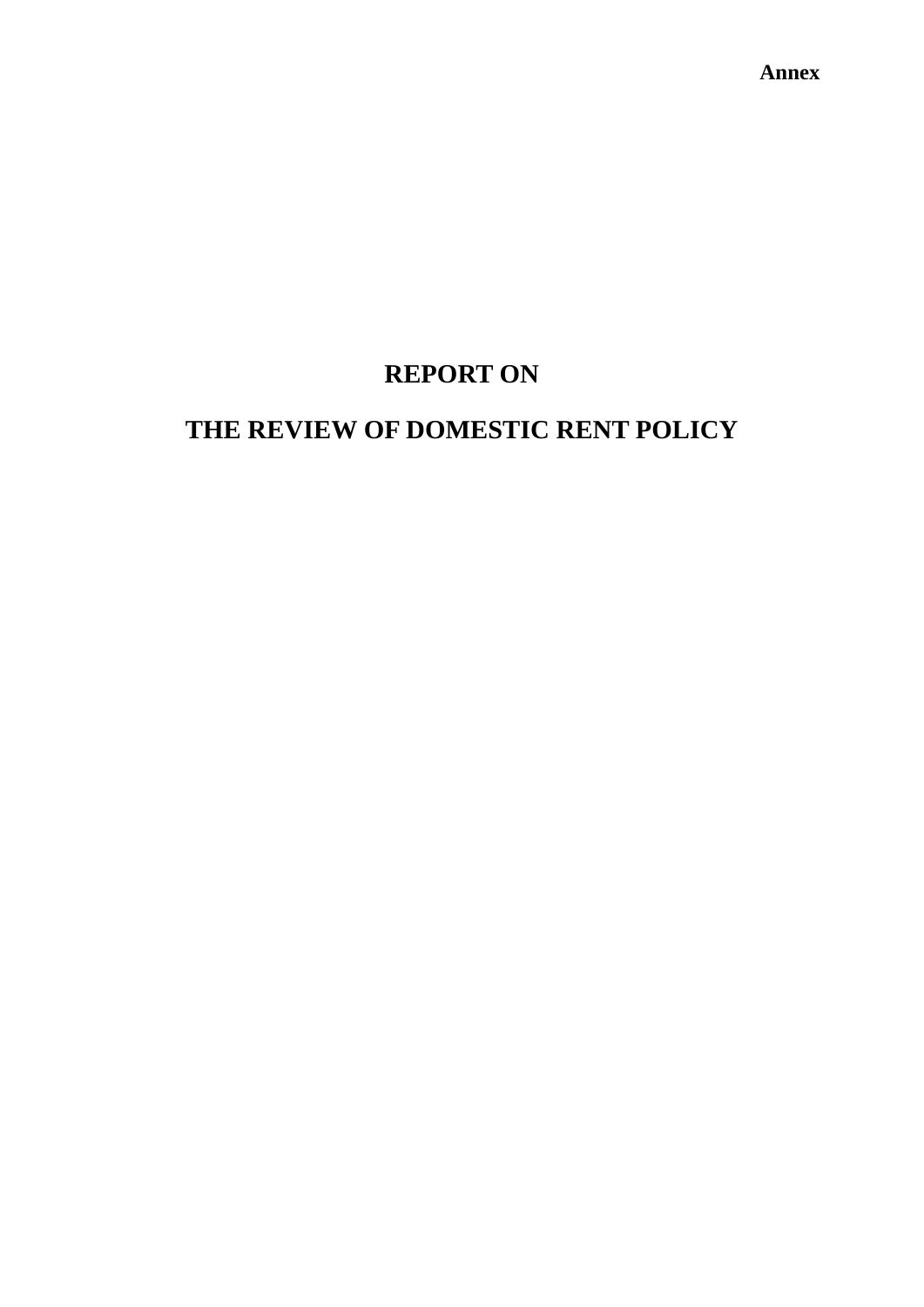**Annex**

# REPORT ON

# THE REVIEW OF DOMESTIC RENT POLICY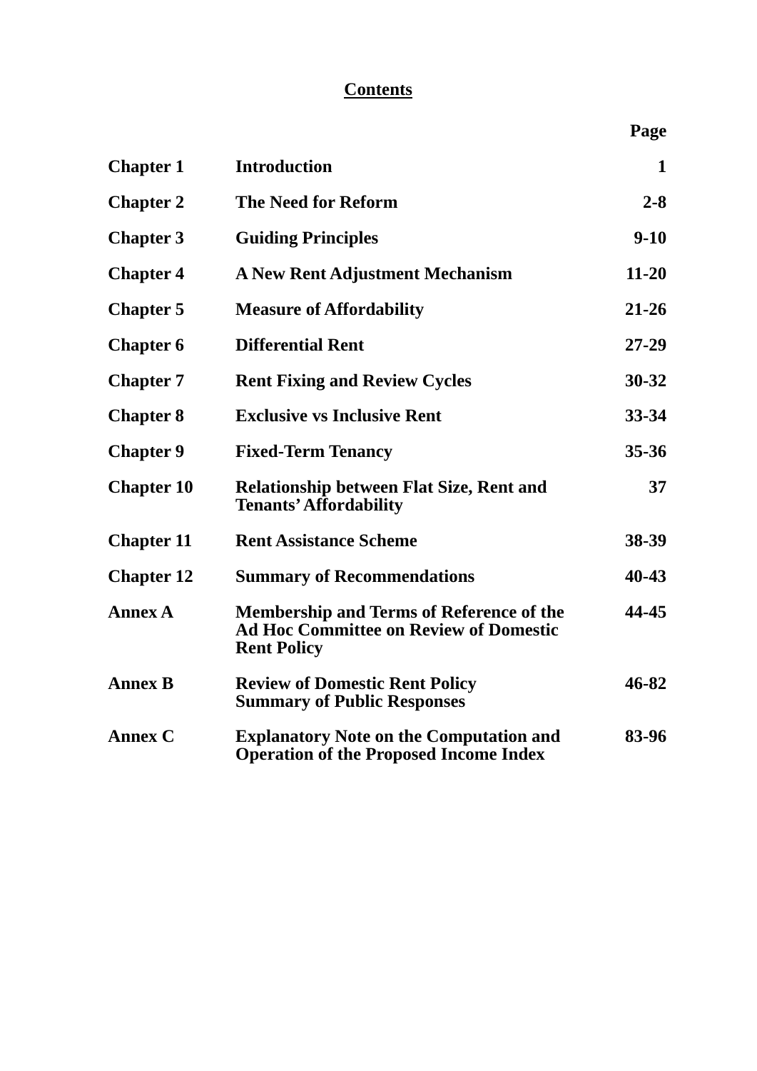# Contents

| | | Page |
|---|---|---|
| **Chapter 1** | **Introduction** | **1** |
| **Chapter 2** | **The Need for Reform** | **2-8** |
| **Chapter 3** | **Guiding Principles** | **9-10** |
| **Chapter 4** | **A New Rent Adjustment Mechanism** | **11-20** |
| **Chapter 5** | **Measure of Affordability** | **21-26** |
| **Chapter 6** | **Differential Rent** | **27-29** |
| **Chapter 7** | **Rent Fixing and Review Cycles** | **30-32** |
| **Chapter 8** | **Exclusive vs Inclusive Rent** | **33-34** |
| **Chapter 9** | **Fixed-Term Tenancy** | **35-36** |
| **Chapter 10** | **Relationship between Flat Size, Rent and Tenants' Affordability** | **37** |
| **Chapter 11** | **Rent Assistance Scheme** | **38-39** |
| **Chapter 12** | **Summary of Recommendations** | **40-43** |
| **Annex A** | **Membership and Terms of Reference of the Ad Hoc Committee on Review of Domestic Rent Policy** | **44-45** |
| **Annex B** | **Review of Domestic Rent Policy Summary of Public Responses** | **46-82** |
| **Annex C** | **Explanatory Note on the Computation and Operation of the Proposed Income Index** | **83-96** |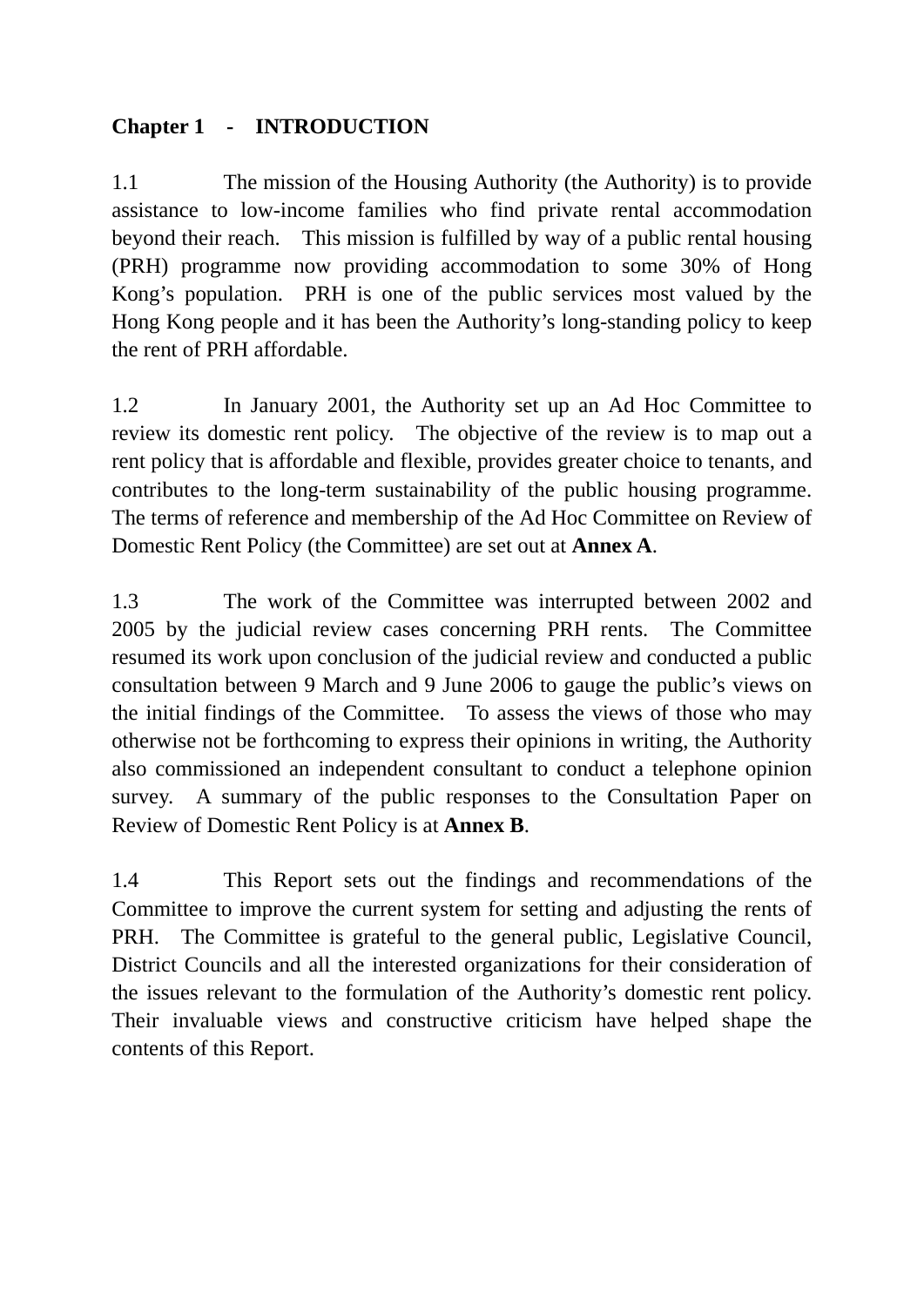## Chapter 1 - INTRODUCTION

1.1 The mission of the Housing Authority (the Authority) is to provide assistance to low-income families who find private rental accommodation beyond their reach. This mission is fulfilled by way of a public rental housing (PRH) programme now providing accommodation to some 30% of Hong Kong's population. PRH is one of the public services most valued by the Hong Kong people and it has been the Authority's long-standing policy to keep the rent of PRH affordable.

1.2 In January 2001, the Authority set up an Ad Hoc Committee to review its domestic rent policy. The objective of the review is to map out a rent policy that is affordable and flexible, provides greater choice to tenants, and contributes to the long-term sustainability of the public housing programme. The terms of reference and membership of the Ad Hoc Committee on Review of Domestic Rent Policy (the Committee) are set out at **Annex A**.

1.3 The work of the Committee was interrupted between 2002 and 2005 by the judicial review cases concerning PRH rents. The Committee resumed its work upon conclusion of the judicial review and conducted a public consultation between 9 March and 9 June 2006 to gauge the public's views on the initial findings of the Committee. To assess the views of those who may otherwise not be forthcoming to express their opinions in writing, the Authority also commissioned an independent consultant to conduct a telephone opinion survey. A summary of the public responses to the Consultation Paper on Review of Domestic Rent Policy is at **Annex B**.

1.4 This Report sets out the findings and recommendations of the Committee to improve the current system for setting and adjusting the rents of PRH. The Committee is grateful to the general public, Legislative Council, District Councils and all the interested organizations for their consideration of the issues relevant to the formulation of the Authority's domestic rent policy. Their invaluable views and constructive criticism have helped shape the contents of this Report.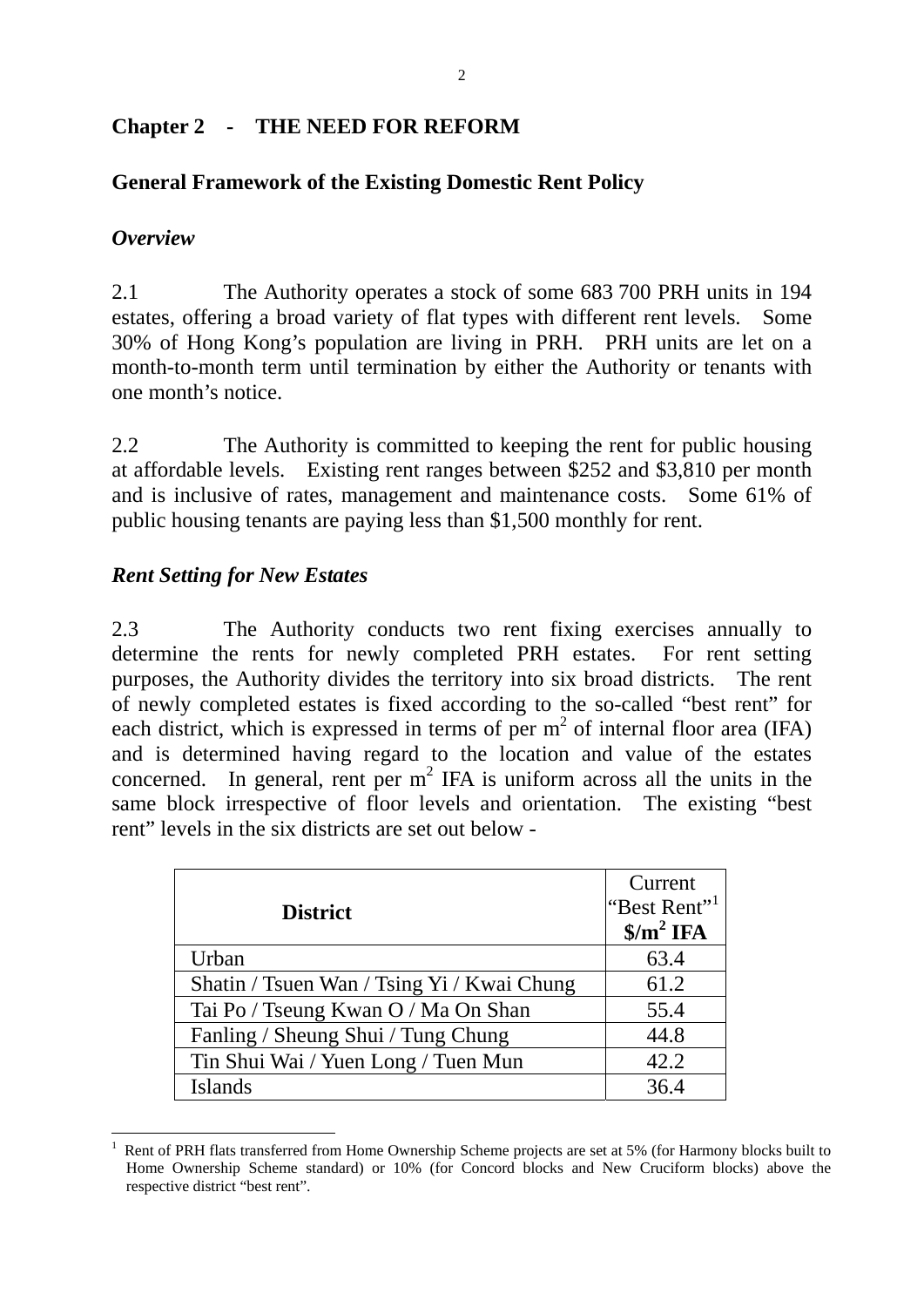## Chapter 2 - THE NEED FOR REFORM

### General Framework of the Existing Domestic Rent Policy

#### *Overview*

2.1 The Authority operates a stock of some 683 700 PRH units in 194 estates, offering a broad variety of flat types with different rent levels. Some 30% of Hong Kong's population are living in PRH. PRH units are let on a month-to-month term until termination by either the Authority or tenants with one month's notice.

2.2 The Authority is committed to keeping the rent for public housing at affordable levels. Existing rent ranges between \$252 and \$3,810 per month and is inclusive of rates, management and maintenance costs. Some 61% of public housing tenants are paying less than \$1,500 monthly for rent.

#### *Rent Setting for New Estates*

2.3 The Authority conducts two rent fixing exercises annually to determine the rents for newly completed PRH estates. For rent setting purposes, the Authority divides the territory into six broad districts. The rent of newly completed estates is fixed according to the so-called "best rent" for each district, which is expressed in terms of per $m^2$ of internal floor area (IFA) and is determined having regard to the location and value of the estates concerned. In general, rent per $m^2$ IFA is uniform across all the units in the same block irrespective of floor levels and orientation. The existing "best rent" levels in the six districts are set out below -

| District | Current "Best Rent"[1] **\$/m² IFA** |
|---|---|
| Urban | 63.4 |
| Shatin / Tsuen Wan / Tsing Yi / Kwai Chung | 61.2 |
| Tai Po / Tseung Kwan O / Ma On Shan | 55.4 |
| Fanling / Sheung Shui / Tung Chung | 44.8 |
| Tin Shui Wai / Yuen Long / Tuen Mun | 42.2 |
| Islands | 36.4 |

[1] Rent of PRH flats transferred from Home Ownership Scheme projects are set at 5% (for Harmony blocks built to Home Ownership Scheme standard) or 10% (for Concord blocks and New Cruciform blocks) above the respective district "best rent".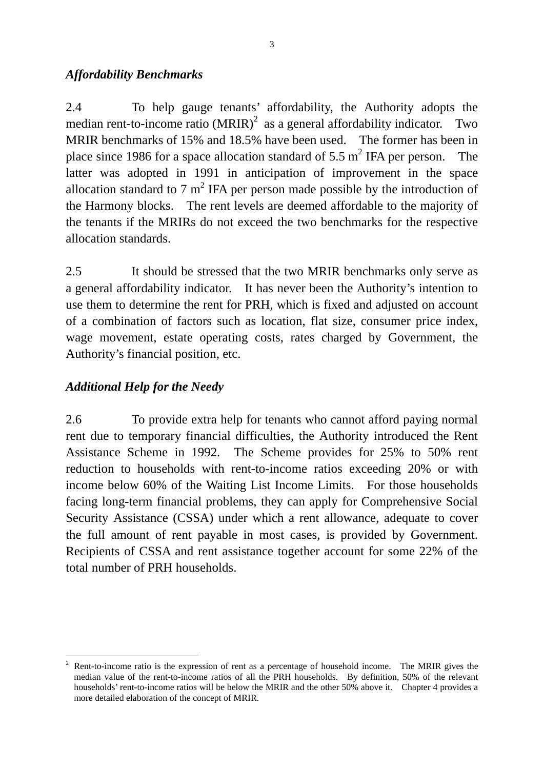### *Affordability Benchmarks*

2.4 To help gauge tenants' affordability, the Authority adopts the median rent-to-income ratio (MRIR)[2] as a general affordability indicator. Two MRIR benchmarks of 15% and 18.5% have been used. The former has been in place since 1986 for a space allocation standard of 5.5 $m^2$ IFA per person. The latter was adopted in 1991 in anticipation of improvement in the space allocation standard to 7 $m^2$ IFA per person made possible by the introduction of the Harmony blocks. The rent levels are deemed affordable to the majority of the tenants if the MRIRs do not exceed the two benchmarks for the respective allocation standards.

2.5 It should be stressed that the two MRIR benchmarks only serve as a general affordability indicator. It has never been the Authority's intention to use them to determine the rent for PRH, which is fixed and adjusted on account of a combination of factors such as location, flat size, consumer price index, wage movement, estate operating costs, rates charged by Government, the Authority's financial position, etc.

### *Additional Help for the Needy*

2.6 To provide extra help for tenants who cannot afford paying normal rent due to temporary financial difficulties, the Authority introduced the Rent Assistance Scheme in 1992. The Scheme provides for 25% to 50% rent reduction to households with rent-to-income ratios exceeding 20% or with income below 60% of the Waiting List Income Limits. For those households facing long-term financial problems, they can apply for Comprehensive Social Security Assistance (CSSA) under which a rent allowance, adequate to cover the full amount of rent payable in most cases, is provided by Government. Recipients of CSSA and rent assistance together account for some 22% of the total number of PRH households.

---

[2] Rent-to-income ratio is the expression of rent as a percentage of household income. The MRIR gives the median value of the rent-to-income ratios of all the PRH households. By definition, 50% of the relevant households' rent-to-income ratios will be below the MRIR and the other 50% above it. Chapter 4 provides a more detailed elaboration of the concept of MRIR.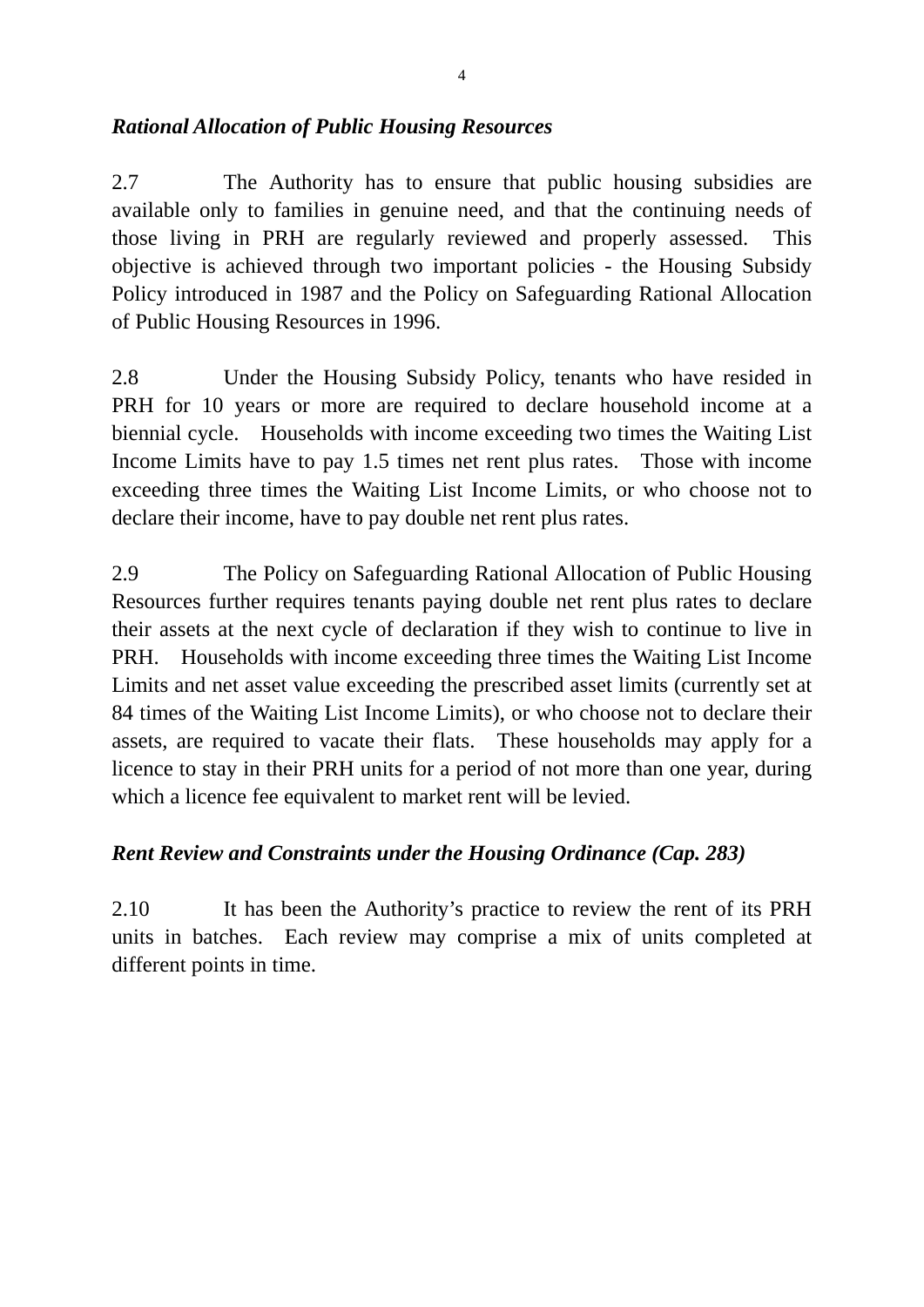*Rational Allocation of Public Housing Resources*

2.7 The Authority has to ensure that public housing subsidies are available only to families in genuine need, and that the continuing needs of those living in PRH are regularly reviewed and properly assessed. This objective is achieved through two important policies - the Housing Subsidy Policy introduced in 1987 and the Policy on Safeguarding Rational Allocation of Public Housing Resources in 1996.

2.8 Under the Housing Subsidy Policy, tenants who have resided in PRH for 10 years or more are required to declare household income at a biennial cycle. Households with income exceeding two times the Waiting List Income Limits have to pay 1.5 times net rent plus rates. Those with income exceeding three times the Waiting List Income Limits, or who choose not to declare their income, have to pay double net rent plus rates.

2.9 The Policy on Safeguarding Rational Allocation of Public Housing Resources further requires tenants paying double net rent plus rates to declare their assets at the next cycle of declaration if they wish to continue to live in PRH. Households with income exceeding three times the Waiting List Income Limits and net asset value exceeding the prescribed asset limits (currently set at 84 times of the Waiting List Income Limits), or who choose not to declare their assets, are required to vacate their flats. These households may apply for a licence to stay in their PRH units for a period of not more than one year, during which a licence fee equivalent to market rent will be levied.

*Rent Review and Constraints under the Housing Ordinance (Cap. 283)*

2.10 It has been the Authority's practice to review the rent of its PRH units in batches. Each review may comprise a mix of units completed at different points in time.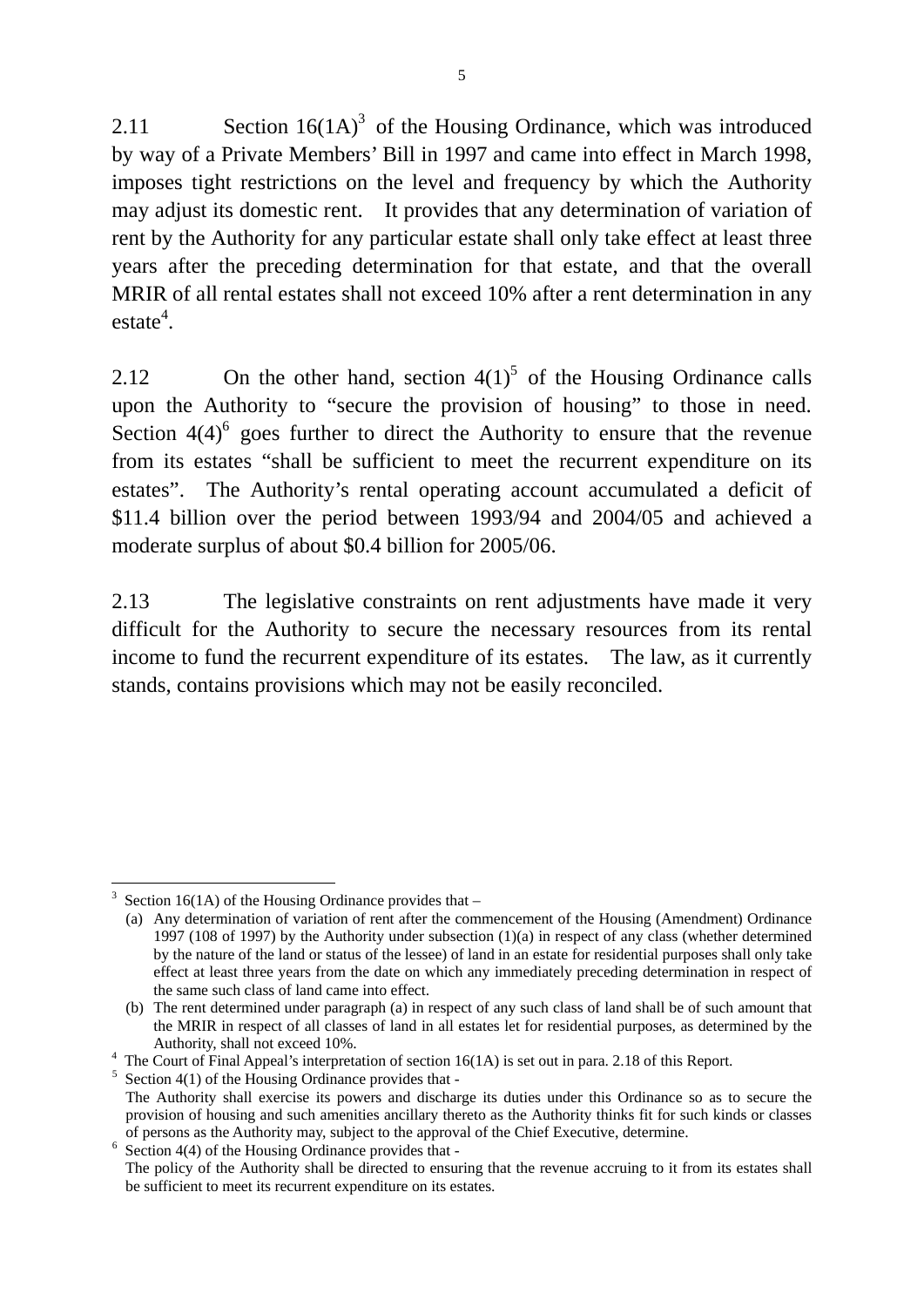2.11 Section 16(1A)[3] of the Housing Ordinance, which was introduced by way of a Private Members' Bill in 1997 and came into effect in March 1998, imposes tight restrictions on the level and frequency by which the Authority may adjust its domestic rent. It provides that any determination of variation of rent by the Authority for any particular estate shall only take effect at least three years after the preceding determination for that estate, and that the overall MRIR of all rental estates shall not exceed 10% after a rent determination in any estate[4].

2.12 On the other hand, section 4(1)[5] of the Housing Ordinance calls upon the Authority to "secure the provision of housing" to those in need. Section 4(4)[6] goes further to direct the Authority to ensure that the revenue from its estates "shall be sufficient to meet the recurrent expenditure on its estates". The Authority's rental operating account accumulated a deficit of $11.4 billion over the period between 1993/94 and 2004/05 and achieved a moderate surplus of about $0.4 billion for 2005/06.

2.13 The legislative constraints on rent adjustments have made it very difficult for the Authority to secure the necessary resources from its rental income to fund the recurrent expenditure of its estates. The law, as it currently stands, contains provisions which may not be easily reconciled.

---

[3] Section 16(1A) of the Housing Ordinance provides that –

(a) Any determination of variation of rent after the commencement of the Housing (Amendment) Ordinance 1997 (108 of 1997) by the Authority under subsection (1)(a) in respect of any class (whether determined by the nature of the land or status of the lessee) of land in an estate for residential purposes shall only take effect at least three years from the date on which any immediately preceding determination in respect of the same such class of land came into effect.

(b) The rent determined under paragraph (a) in respect of any such class of land shall be of such amount that the MRIR in respect of all classes of land in all estates let for residential purposes, as determined by the Authority, shall not exceed 10%.

[4] The Court of Final Appeal's interpretation of section 16(1A) is set out in para. 2.18 of this Report.

[5] Section 4(1) of the Housing Ordinance provides that -
The Authority shall exercise its powers and discharge its duties under this Ordinance so as to secure the provision of housing and such amenities ancillary thereto as the Authority thinks fit for such kinds or classes of persons as the Authority may, subject to the approval of the Chief Executive, determine.

[6] Section 4(4) of the Housing Ordinance provides that -
The policy of the Authority shall be directed to ensuring that the revenue accruing to it from its estates shall be sufficient to meet its recurrent expenditure on its estates.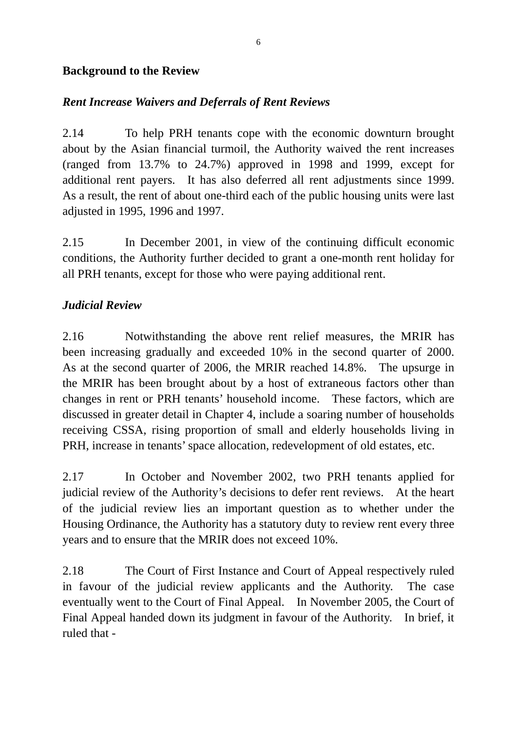## Background to the Review

### *Rent Increase Waivers and Deferrals of Rent Reviews*

2.14 To help PRH tenants cope with the economic downturn brought about by the Asian financial turmoil, the Authority waived the rent increases (ranged from 13.7% to 24.7%) approved in 1998 and 1999, except for additional rent payers. It has also deferred all rent adjustments since 1999. As a result, the rent of about one-third each of the public housing units were last adjusted in 1995, 1996 and 1997.

2.15 In December 2001, in view of the continuing difficult economic conditions, the Authority further decided to grant a one-month rent holiday for all PRH tenants, except for those who were paying additional rent.

### *Judicial Review*

2.16 Notwithstanding the above rent relief measures, the MRIR has been increasing gradually and exceeded 10% in the second quarter of 2000. As at the second quarter of 2006, the MRIR reached 14.8%. The upsurge in the MRIR has been brought about by a host of extraneous factors other than changes in rent or PRH tenants' household income. These factors, which are discussed in greater detail in Chapter 4, include a soaring number of households receiving CSSA, rising proportion of small and elderly households living in PRH, increase in tenants' space allocation, redevelopment of old estates, etc.

2.17 In October and November 2002, two PRH tenants applied for judicial review of the Authority's decisions to defer rent reviews. At the heart of the judicial review lies an important question as to whether under the Housing Ordinance, the Authority has a statutory duty to review rent every three years and to ensure that the MRIR does not exceed 10%.

2.18 The Court of First Instance and Court of Appeal respectively ruled in favour of the judicial review applicants and the Authority. The case eventually went to the Court of Final Appeal. In November 2005, the Court of Final Appeal handed down its judgment in favour of the Authority. In brief, it ruled that -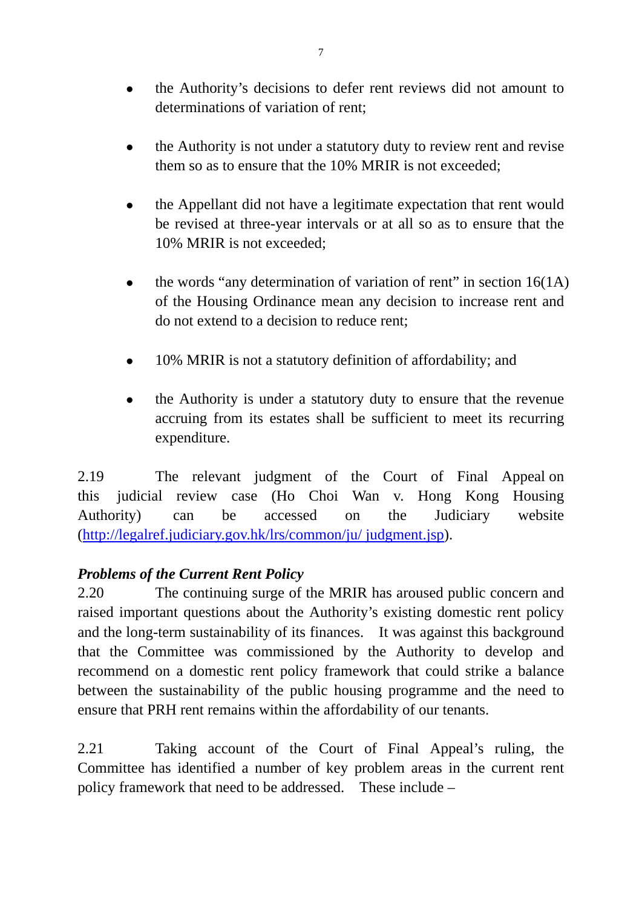- the Authority's decisions to defer rent reviews did not amount to determinations of variation of rent;

- the Authority is not under a statutory duty to review rent and revise them so as to ensure that the 10% MRIR is not exceeded;

- the Appellant did not have a legitimate expectation that rent would be revised at three-year intervals or at all so as to ensure that the 10% MRIR is not exceeded;

- the words "any determination of variation of rent" in section 16(1A) of the Housing Ordinance mean any decision to increase rent and do not extend to a decision to reduce rent;

- 10% MRIR is not a statutory definition of affordability; and

- the Authority is under a statutory duty to ensure that the revenue accruing from its estates shall be sufficient to meet its recurring expenditure.

2.19 The relevant judgment of the Court of Final Appeal on this judicial review case (Ho Choi Wan v. Hong Kong Housing Authority) can be accessed on the Judiciary website (http://legalref.judiciary.gov.hk/lrs/common/ju/ judgment.jsp).

***Problems of the Current Rent Policy***

2.20 The continuing surge of the MRIR has aroused public concern and raised important questions about the Authority's existing domestic rent policy and the long-term sustainability of its finances. It was against this background that the Committee was commissioned by the Authority to develop and recommend on a domestic rent policy framework that could strike a balance between the sustainability of the public housing programme and the need to ensure that PRH rent remains within the affordability of our tenants.

2.21 Taking account of the Court of Final Appeal's ruling, the Committee has identified a number of key problem areas in the current rent policy framework that need to be addressed. These include –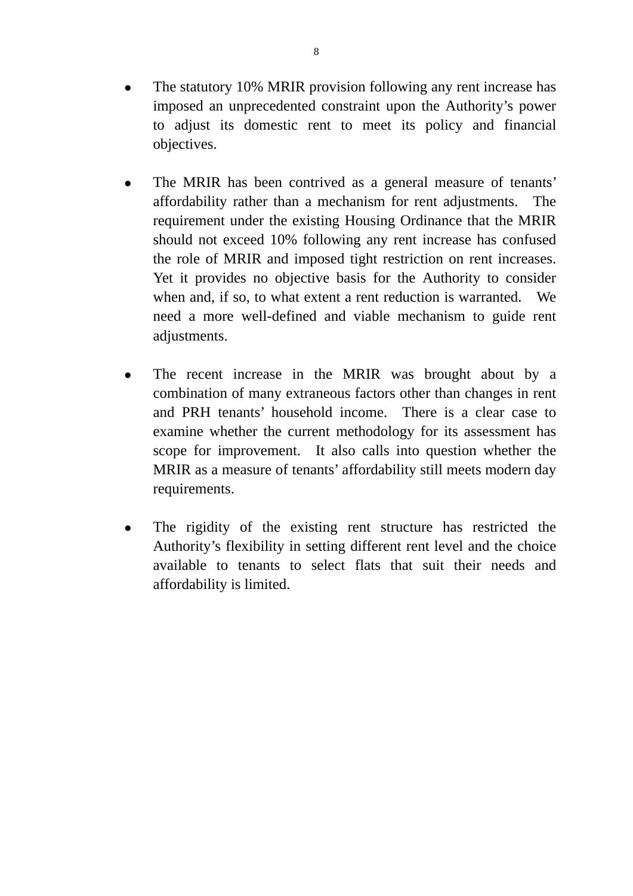- The statutory 10% MRIR provision following any rent increase has imposed an unprecedented constraint upon the Authority's power to adjust its domestic rent to meet its policy and financial objectives.

- The MRIR has been contrived as a general measure of tenants' affordability rather than a mechanism for rent adjustments. The requirement under the existing Housing Ordinance that the MRIR should not exceed 10% following any rent increase has confused the role of MRIR and imposed tight restriction on rent increases. Yet it provides no objective basis for the Authority to consider when and, if so, to what extent a rent reduction is warranted. We need a more well-defined and viable mechanism to guide rent adjustments.

- The recent increase in the MRIR was brought about by a combination of many extraneous factors other than changes in rent and PRH tenants' household income. There is a clear case to examine whether the current methodology for its assessment has scope for improvement. It also calls into question whether the MRIR as a measure of tenants' affordability still meets modern day requirements.

- The rigidity of the existing rent structure has restricted the Authority's flexibility in setting different rent level and the choice available to tenants to select flats that suit their needs and affordability is limited.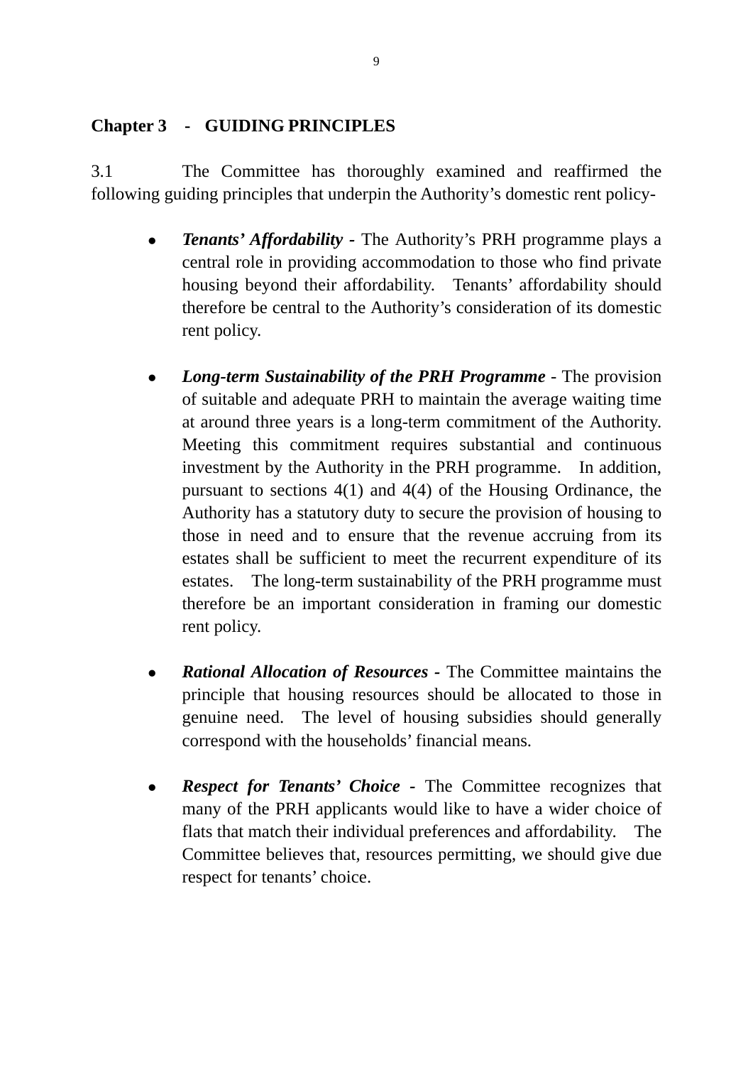## Chapter 3 - GUIDING PRINCIPLES

3.1 The Committee has thoroughly examined and reaffirmed the following guiding principles that underpin the Authority's domestic rent policy-

- ***Tenants' Affordability*** - The Authority's PRH programme plays a central role in providing accommodation to those who find private housing beyond their affordability. Tenants' affordability should therefore be central to the Authority's consideration of its domestic rent policy.

- ***Long-term Sustainability of the PRH Programme*** - The provision of suitable and adequate PRH to maintain the average waiting time at around three years is a long-term commitment of the Authority. Meeting this commitment requires substantial and continuous investment by the Authority in the PRH programme. In addition, pursuant to sections 4(1) and 4(4) of the Housing Ordinance, the Authority has a statutory duty to secure the provision of housing to those in need and to ensure that the revenue accruing from its estates shall be sufficient to meet the recurrent expenditure of its estates. The long-term sustainability of the PRH programme must therefore be an important consideration in framing our domestic rent policy.

- ***Rational Allocation of Resources*** - The Committee maintains the principle that housing resources should be allocated to those in genuine need. The level of housing subsidies should generally correspond with the households' financial means.

- ***Respect for Tenants' Choice*** - The Committee recognizes that many of the PRH applicants would like to have a wider choice of flats that match their individual preferences and affordability. The Committee believes that, resources permitting, we should give due respect for tenants' choice.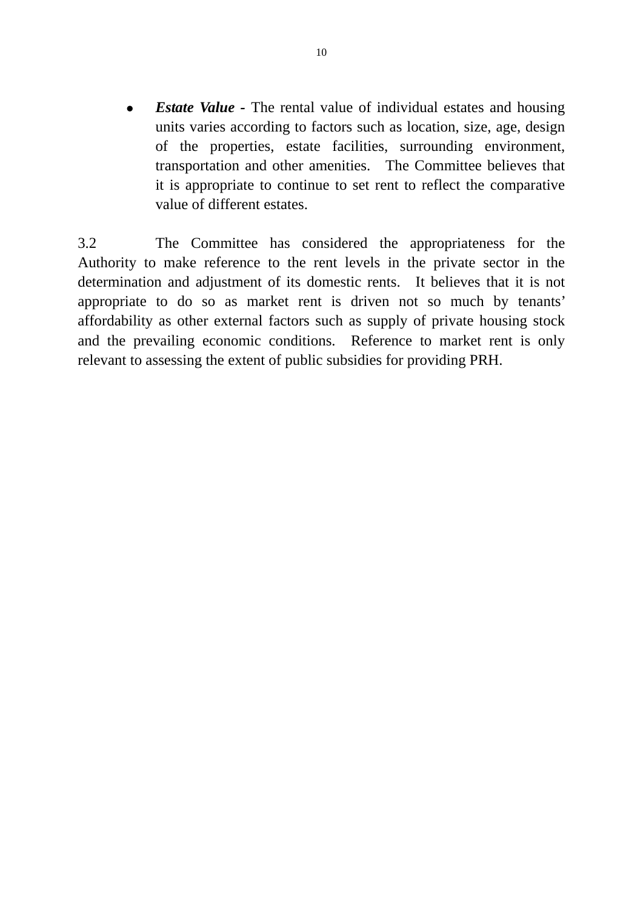- ***Estate Value*** **-** The rental value of individual estates and housing units varies according to factors such as location, size, age, design of the properties, estate facilities, surrounding environment, transportation and other amenities. The Committee believes that it is appropriate to continue to set rent to reflect the comparative value of different estates.

3.2 The Committee has considered the appropriateness for the Authority to make reference to the rent levels in the private sector in the determination and adjustment of its domestic rents. It believes that it is not appropriate to do so as market rent is driven not so much by tenants' affordability as other external factors such as supply of private housing stock and the prevailing economic conditions. Reference to market rent is only relevant to assessing the extent of public subsidies for providing PRH.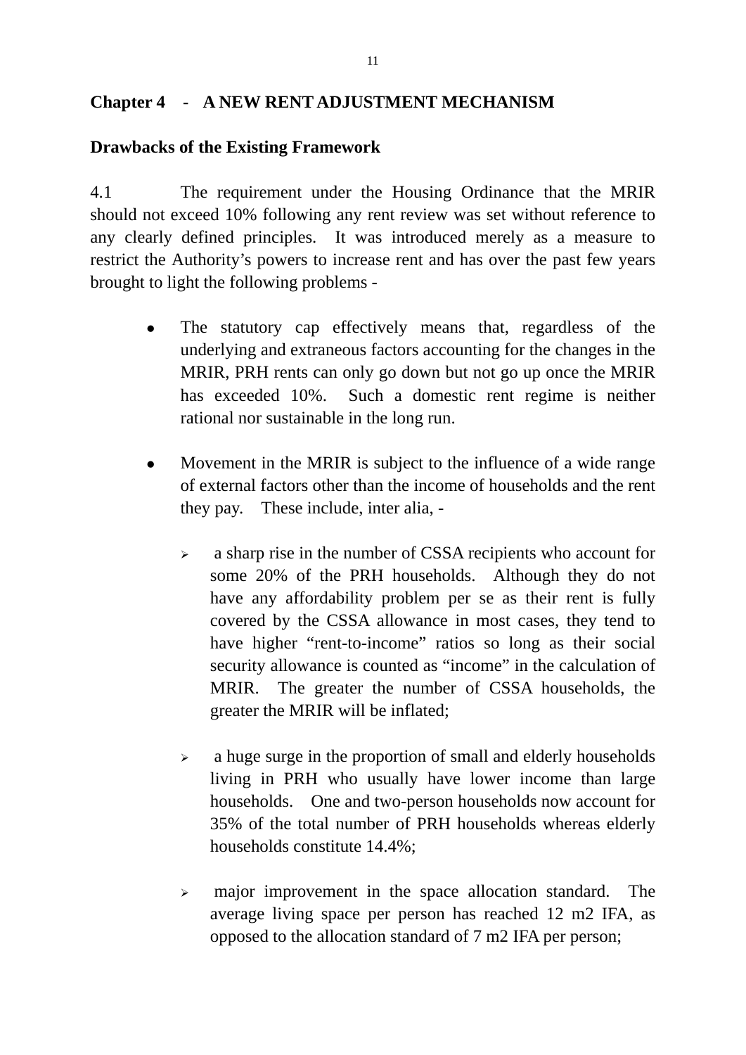## Chapter 4 - A NEW RENT ADJUSTMENT MECHANISM

### Drawbacks of the Existing Framework

4.1 The requirement under the Housing Ordinance that the MRIR should not exceed 10% following any rent review was set without reference to any clearly defined principles. It was introduced merely as a measure to restrict the Authority's powers to increase rent and has over the past few years brought to light the following problems -

- The statutory cap effectively means that, regardless of the underlying and extraneous factors accounting for the changes in the MRIR, PRH rents can only go down but not go up once the MRIR has exceeded 10%. Such a domestic rent regime is neither rational nor sustainable in the long run.

- Movement in the MRIR is subject to the influence of a wide range of external factors other than the income of households and the rent they pay. These include, inter alia, -

  - a sharp rise in the number of CSSA recipients who account for some 20% of the PRH households. Although they do not have any affordability problem per se as their rent is fully covered by the CSSA allowance in most cases, they tend to have higher "rent-to-income" ratios so long as their social security allowance is counted as "income" in the calculation of MRIR. The greater the number of CSSA households, the greater the MRIR will be inflated;

  - a huge surge in the proportion of small and elderly households living in PRH who usually have lower income than large households. One and two-person households now account for 35% of the total number of PRH households whereas elderly households constitute 14.4%;

  - major improvement in the space allocation standard. The average living space per person has reached 12 m2 IFA, as opposed to the allocation standard of 7 m2 IFA per person;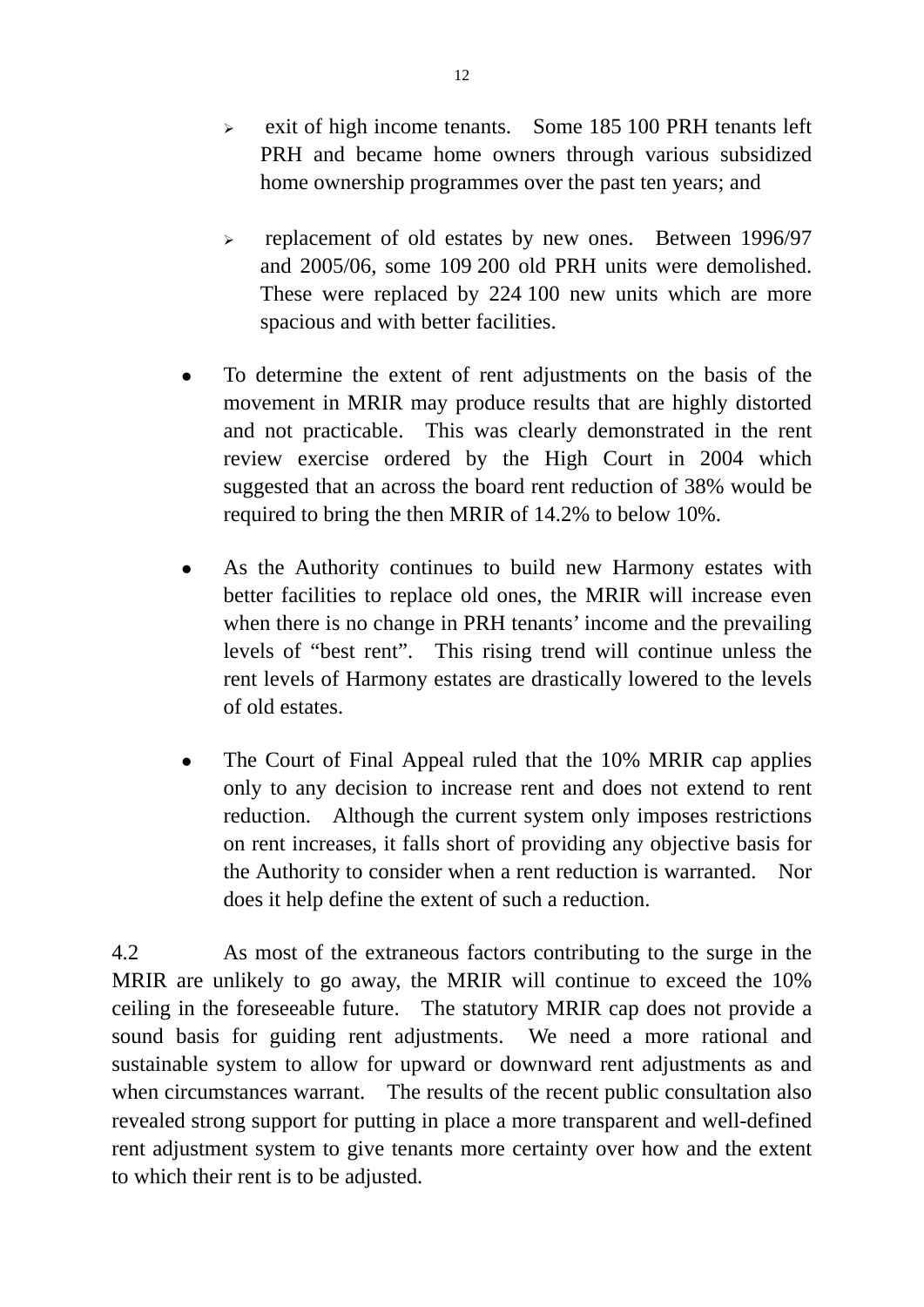- exit of high income tenants. Some 185 100 PRH tenants left PRH and became home owners through various subsidized home ownership programmes over the past ten years; and

  - replacement of old estates by new ones. Between 1996/97 and 2005/06, some 109 200 old PRH units were demolished. These were replaced by 224 100 new units which are more spacious and with better facilities.

- To determine the extent of rent adjustments on the basis of the movement in MRIR may produce results that are highly distorted and not practicable. This was clearly demonstrated in the rent review exercise ordered by the High Court in 2004 which suggested that an across the board rent reduction of 38% would be required to bring the then MRIR of 14.2% to below 10%.

- As the Authority continues to build new Harmony estates with better facilities to replace old ones, the MRIR will increase even when there is no change in PRH tenants' income and the prevailing levels of "best rent". This rising trend will continue unless the rent levels of Harmony estates are drastically lowered to the levels of old estates.

- The Court of Final Appeal ruled that the 10% MRIR cap applies only to any decision to increase rent and does not extend to rent reduction. Although the current system only imposes restrictions on rent increases, it falls short of providing any objective basis for the Authority to consider when a rent reduction is warranted. Nor does it help define the extent of such a reduction.

4.2 As most of the extraneous factors contributing to the surge in the MRIR are unlikely to go away, the MRIR will continue to exceed the 10% ceiling in the foreseeable future. The statutory MRIR cap does not provide a sound basis for guiding rent adjustments. We need a more rational and sustainable system to allow for upward or downward rent adjustments as and when circumstances warrant. The results of the recent public consultation also revealed strong support for putting in place a more transparent and well-defined rent adjustment system to give tenants more certainty over how and the extent to which their rent is to be adjusted.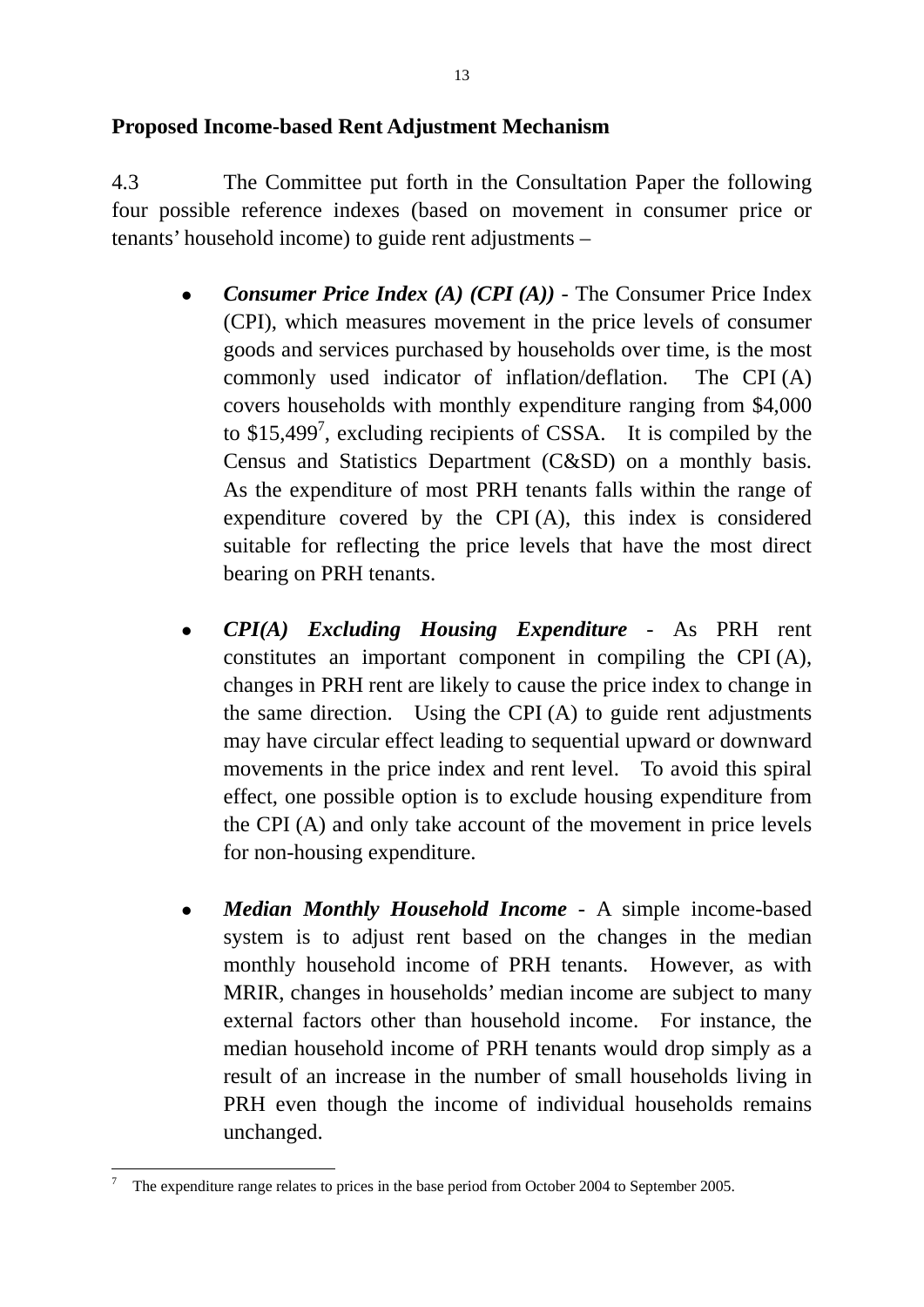## Proposed Income-based Rent Adjustment Mechanism

4.3 The Committee put forth in the Consultation Paper the following four possible reference indexes (based on movement in consumer price or tenants' household income) to guide rent adjustments –

- ***Consumer Price Index (A) (CPI (A))*** - The Consumer Price Index (CPI), which measures movement in the price levels of consumer goods and services purchased by households over time, is the most commonly used indicator of inflation/deflation. The CPI (A) covers households with monthly expenditure ranging from $4,000 to $15,499[7], excluding recipients of CSSA. It is compiled by the Census and Statistics Department (C&SD) on a monthly basis. As the expenditure of most PRH tenants falls within the range of expenditure covered by the CPI (A), this index is considered suitable for reflecting the price levels that have the most direct bearing on PRH tenants.

- ***CPI(A) Excluding Housing Expenditure*** - As PRH rent constitutes an important component in compiling the CPI (A), changes in PRH rent are likely to cause the price index to change in the same direction. Using the CPI (A) to guide rent adjustments may have circular effect leading to sequential upward or downward movements in the price index and rent level. To avoid this spiral effect, one possible option is to exclude housing expenditure from the CPI (A) and only take account of the movement in price levels for non-housing expenditure.

- ***Median Monthly Household Income*** - A simple income-based system is to adjust rent based on the changes in the median monthly household income of PRH tenants. However, as with MRIR, changes in households' median income are subject to many external factors other than household income. For instance, the median household income of PRH tenants would drop simply as a result of an increase in the number of small households living in PRH even though the income of individual households remains unchanged.

---

[7] The expenditure range relates to prices in the base period from October 2004 to September 2005.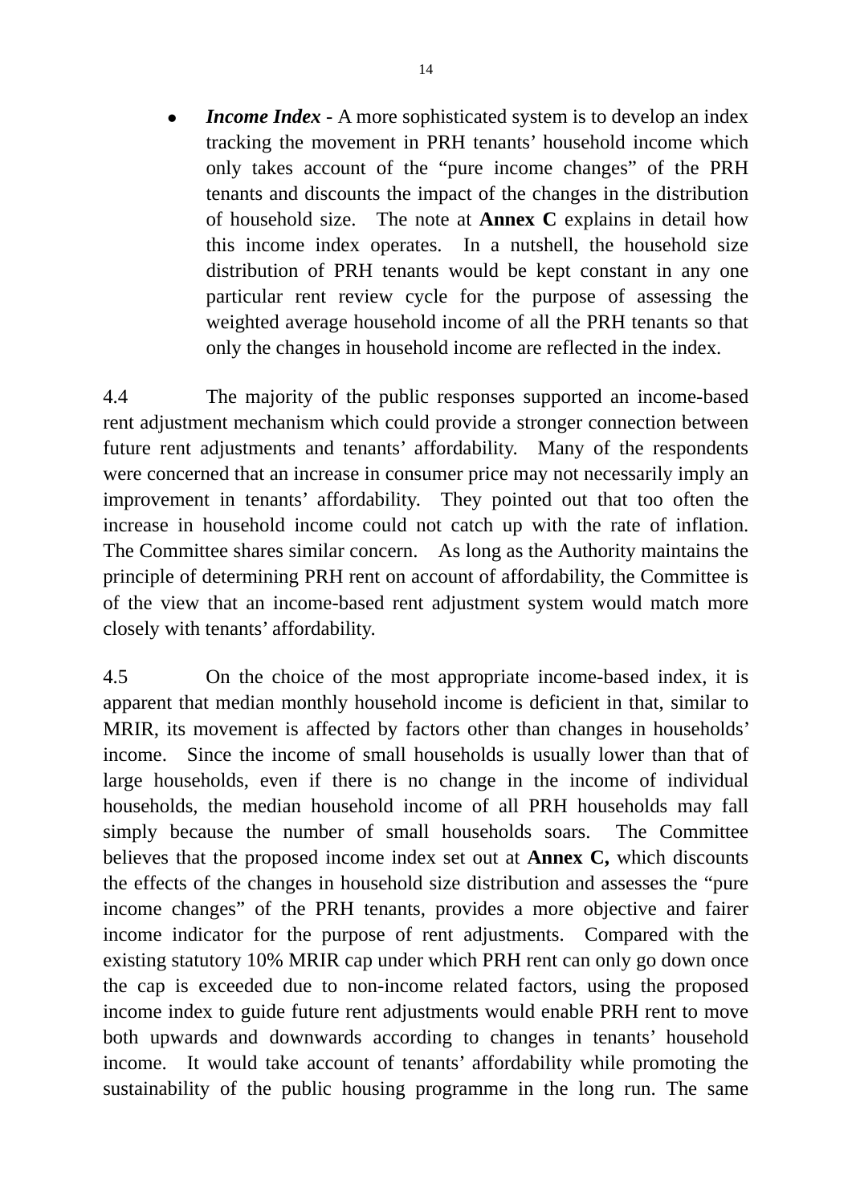- ***Income Index*** - A more sophisticated system is to develop an index tracking the movement in PRH tenants' household income which only takes account of the "pure income changes" of the PRH tenants and discounts the impact of the changes in the distribution of household size. The note at **Annex C** explains in detail how this income index operates. In a nutshell, the household size distribution of PRH tenants would be kept constant in any one particular rent review cycle for the purpose of assessing the weighted average household income of all the PRH tenants so that only the changes in household income are reflected in the index.

4.4 The majority of the public responses supported an income-based rent adjustment mechanism which could provide a stronger connection between future rent adjustments and tenants' affordability. Many of the respondents were concerned that an increase in consumer price may not necessarily imply an improvement in tenants' affordability. They pointed out that too often the increase in household income could not catch up with the rate of inflation. The Committee shares similar concern. As long as the Authority maintains the principle of determining PRH rent on account of affordability, the Committee is of the view that an income-based rent adjustment system would match more closely with tenants' affordability.

4.5 On the choice of the most appropriate income-based index, it is apparent that median monthly household income is deficient in that, similar to MRIR, its movement is affected by factors other than changes in households' income. Since the income of small households is usually lower than that of large households, even if there is no change in the income of individual households, the median household income of all PRH households may fall simply because the number of small households soars. The Committee believes that the proposed income index set out at **Annex C,** which discounts the effects of the changes in household size distribution and assesses the "pure income changes" of the PRH tenants, provides a more objective and fairer income indicator for the purpose of rent adjustments. Compared with the existing statutory 10% MRIR cap under which PRH rent can only go down once the cap is exceeded due to non-income related factors, using the proposed income index to guide future rent adjustments would enable PRH rent to move both upwards and downwards according to changes in tenants' household income. It would take account of tenants' affordability while promoting the sustainability of the public housing programme in the long run. The same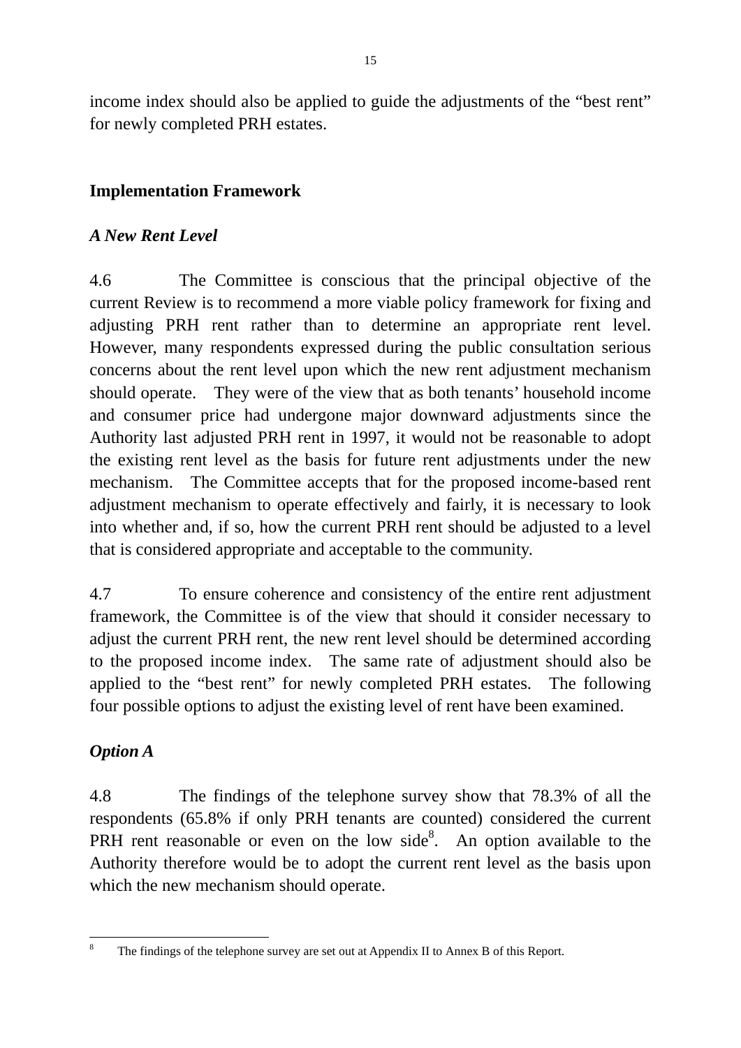income index should also be applied to guide the adjustments of the "best rent" for newly completed PRH estates.

## Implementation Framework

### *A New Rent Level*

4.6 The Committee is conscious that the principal objective of the current Review is to recommend a more viable policy framework for fixing and adjusting PRH rent rather than to determine an appropriate rent level. However, many respondents expressed during the public consultation serious concerns about the rent level upon which the new rent adjustment mechanism should operate. They were of the view that as both tenants' household income and consumer price had undergone major downward adjustments since the Authority last adjusted PRH rent in 1997, it would not be reasonable to adopt the existing rent level as the basis for future rent adjustments under the new mechanism. The Committee accepts that for the proposed income-based rent adjustment mechanism to operate effectively and fairly, it is necessary to look into whether and, if so, how the current PRH rent should be adjusted to a level that is considered appropriate and acceptable to the community.

4.7 To ensure coherence and consistency of the entire rent adjustment framework, the Committee is of the view that should it consider necessary to adjust the current PRH rent, the new rent level should be determined according to the proposed income index. The same rate of adjustment should also be applied to the "best rent" for newly completed PRH estates. The following four possible options to adjust the existing level of rent have been examined.

### *Option A*

4.8 The findings of the telephone survey show that 78.3% of all the respondents (65.8% if only PRH tenants are counted) considered the current PRH rent reasonable or even on the low side[8]. An option available to the Authority therefore would be to adopt the current rent level as the basis upon which the new mechanism should operate.

---

[8] The findings of the telephone survey are set out at Appendix II to Annex B of this Report.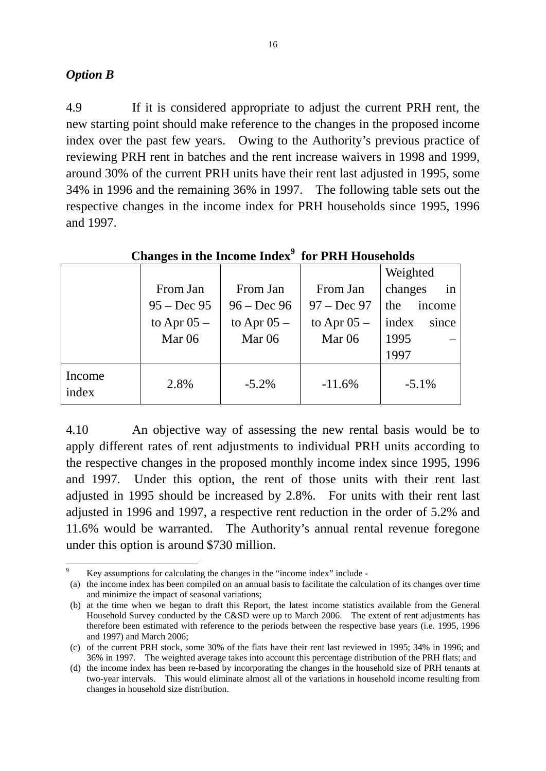*Option B*

4.9 If it is considered appropriate to adjust the current PRH rent, the new starting point should make reference to the changes in the proposed income index over the past few years. Owing to the Authority's previous practice of reviewing PRH rent in batches and the rent increase waivers in 1998 and 1999, around 30% of the current PRH units have their rent last adjusted in 1995, some 34% in 1996 and the remaining 36% in 1997. The following table sets out the respective changes in the income index for PRH households since 1995, 1996 and 1997.

**Changes in the Income Index[9] for PRH Households**

| | From Jan 95 – Dec 95 to Apr 05 – Mar 06 | From Jan 96 – Dec 96 to Apr 05 – Mar 06 | From Jan 97 – Dec 97 to Apr 05 – Mar 06 | Weighted changes in the income index since 1995 – 1997 |
|---|---|---|---|---|
| Income index | 2.8% | -5.2% | -11.6% | -5.1% |

4.10 An objective way of assessing the new rental basis would be to apply different rates of rent adjustments to individual PRH units according to the respective changes in the proposed monthly income index since 1995, 1996 and 1997. Under this option, the rent of those units with their rent last adjusted in 1995 should be increased by 2.8%. For units with their rent last adjusted in 1996 and 1997, a respective rent reduction in the order of 5.2% and 11.6% would be warranted. The Authority's annual rental revenue foregone under this option is around $730 million.

---

9 Key assumptions for calculating the changes in the "income index" include -

(a) the income index has been compiled on an annual basis to facilitate the calculation of its changes over time and minimize the impact of seasonal variations;

(b) at the time when we began to draft this Report, the latest income statistics available from the General Household Survey conducted by the C&SD were up to March 2006. The extent of rent adjustments has therefore been estimated with reference to the periods between the respective base years (i.e. 1995, 1996 and 1997) and March 2006;

(c) of the current PRH stock, some 30% of the flats have their rent last reviewed in 1995; 34% in 1996; and 36% in 1997. The weighted average takes into account this percentage distribution of the PRH flats; and

(d) the income index has been re-based by incorporating the changes in the household size of PRH tenants at two-year intervals. This would eliminate almost all of the variations in household income resulting from changes in household size distribution.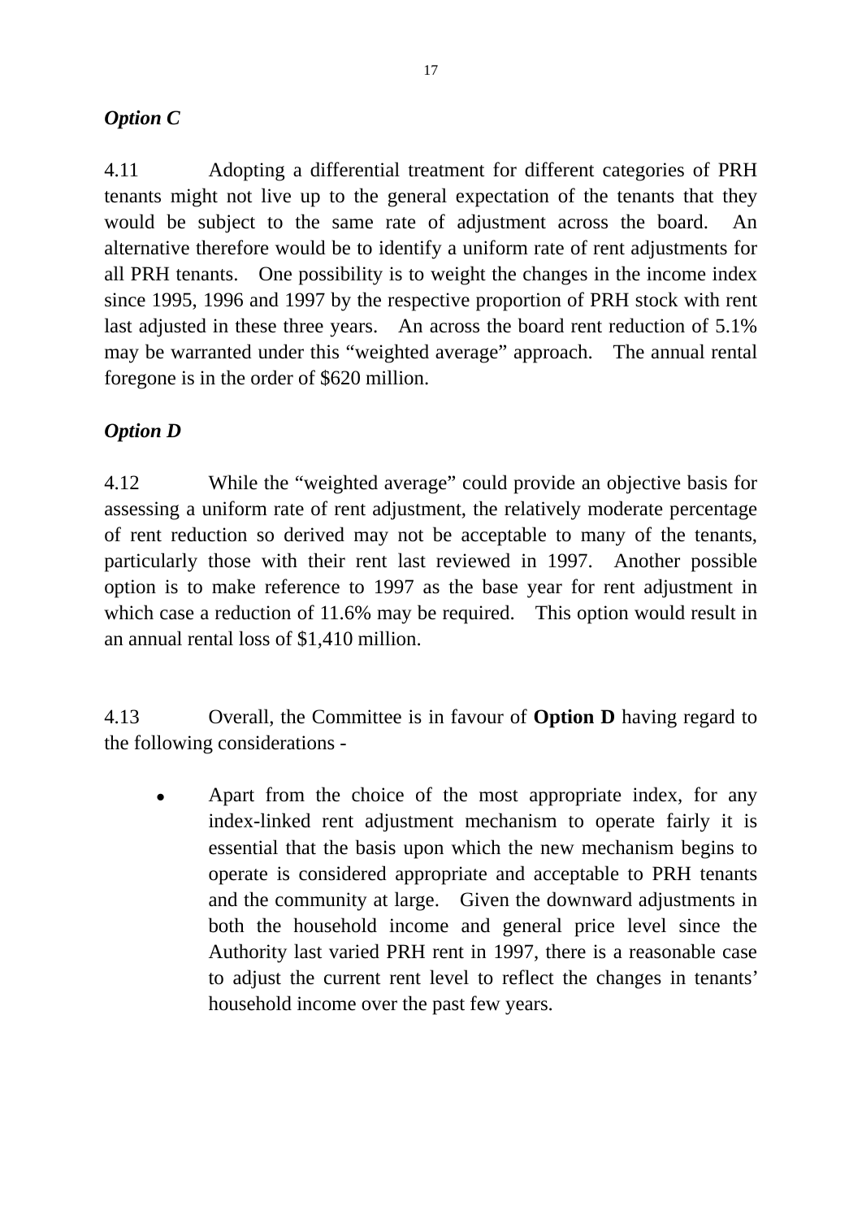*Option C*

4.11 Adopting a differential treatment for different categories of PRH tenants might not live up to the general expectation of the tenants that they would be subject to the same rate of adjustment across the board. An alternative therefore would be to identify a uniform rate of rent adjustments for all PRH tenants. One possibility is to weight the changes in the income index since 1995, 1996 and 1997 by the respective proportion of PRH stock with rent last adjusted in these three years. An across the board rent reduction of 5.1% may be warranted under this "weighted average" approach. The annual rental foregone is in the order of $620 million.

*Option D*

4.12 While the "weighted average" could provide an objective basis for assessing a uniform rate of rent adjustment, the relatively moderate percentage of rent reduction so derived may not be acceptable to many of the tenants, particularly those with their rent last reviewed in 1997. Another possible option is to make reference to 1997 as the base year for rent adjustment in which case a reduction of 11.6% may be required. This option would result in an annual rental loss of $1,410 million.

4.13 Overall, the Committee is in favour of **Option D** having regard to the following considerations -

- Apart from the choice of the most appropriate index, for any index-linked rent adjustment mechanism to operate fairly it is essential that the basis upon which the new mechanism begins to operate is considered appropriate and acceptable to PRH tenants and the community at large. Given the downward adjustments in both the household income and general price level since the Authority last varied PRH rent in 1997, there is a reasonable case to adjust the current rent level to reflect the changes in tenants' household income over the past few years.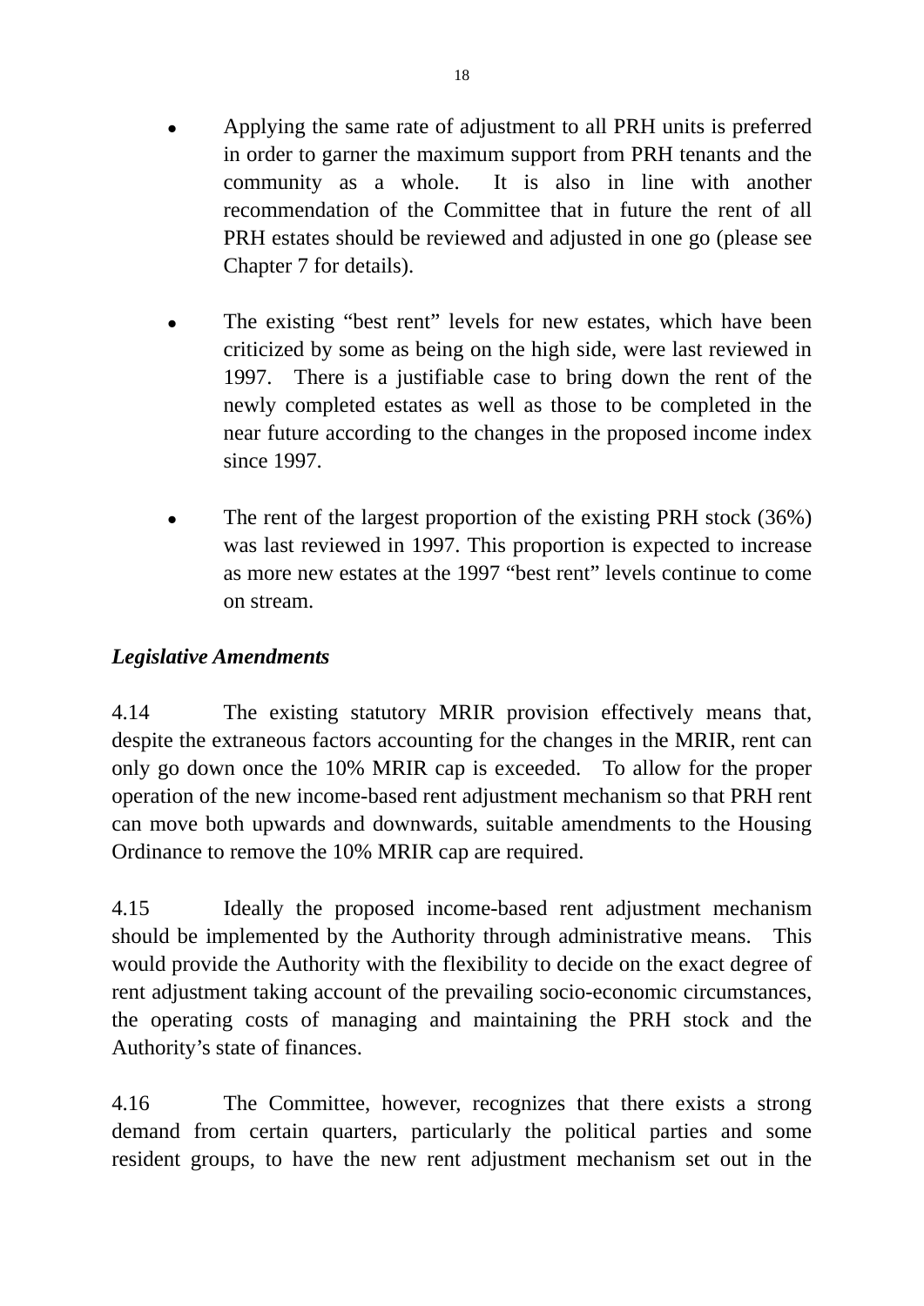- Applying the same rate of adjustment to all PRH units is preferred in order to garner the maximum support from PRH tenants and the community as a whole. It is also in line with another recommendation of the Committee that in future the rent of all PRH estates should be reviewed and adjusted in one go (please see Chapter 7 for details).

- The existing "best rent" levels for new estates, which have been criticized by some as being on the high side, were last reviewed in 1997. There is a justifiable case to bring down the rent of the newly completed estates as well as those to be completed in the near future according to the changes in the proposed income index since 1997.

- The rent of the largest proportion of the existing PRH stock (36%) was last reviewed in 1997. This proportion is expected to increase as more new estates at the 1997 "best rent" levels continue to come on stream.

***Legislative Amendments***

4.14 The existing statutory MRIR provision effectively means that, despite the extraneous factors accounting for the changes in the MRIR, rent can only go down once the 10% MRIR cap is exceeded. To allow for the proper operation of the new income-based rent adjustment mechanism so that PRH rent can move both upwards and downwards, suitable amendments to the Housing Ordinance to remove the 10% MRIR cap are required.

4.15 Ideally the proposed income-based rent adjustment mechanism should be implemented by the Authority through administrative means. This would provide the Authority with the flexibility to decide on the exact degree of rent adjustment taking account of the prevailing socio-economic circumstances, the operating costs of managing and maintaining the PRH stock and the Authority's state of finances.

4.16 The Committee, however, recognizes that there exists a strong demand from certain quarters, particularly the political parties and some resident groups, to have the new rent adjustment mechanism set out in the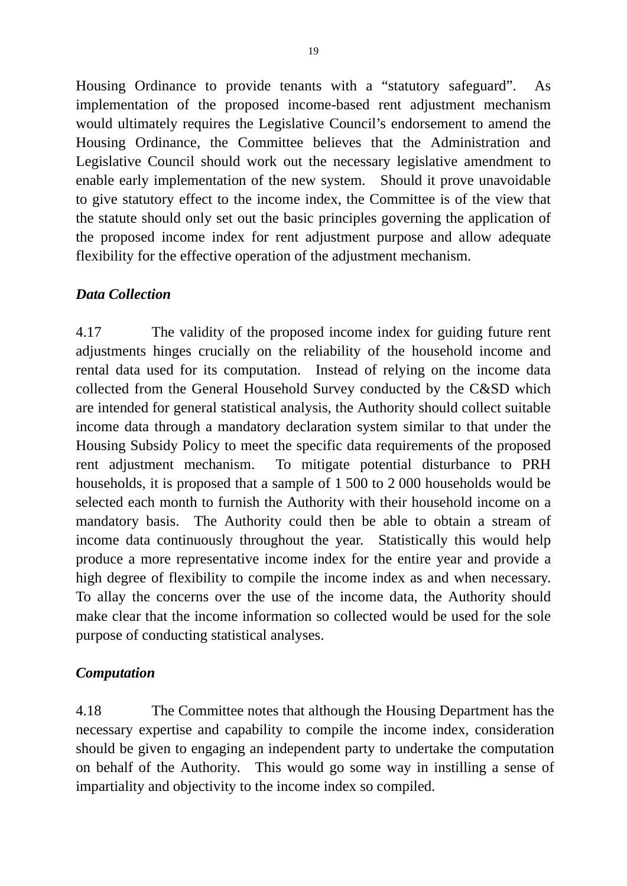Housing Ordinance to provide tenants with a "statutory safeguard". As implementation of the proposed income-based rent adjustment mechanism would ultimately requires the Legislative Council's endorsement to amend the Housing Ordinance, the Committee believes that the Administration and Legislative Council should work out the necessary legislative amendment to enable early implementation of the new system. Should it prove unavoidable to give statutory effect to the income index, the Committee is of the view that the statute should only set out the basic principles governing the application of the proposed income index for rent adjustment purpose and allow adequate flexibility for the effective operation of the adjustment mechanism.

***Data Collection***

4.17 The validity of the proposed income index for guiding future rent adjustments hinges crucially on the reliability of the household income and rental data used for its computation. Instead of relying on the income data collected from the General Household Survey conducted by the C&SD which are intended for general statistical analysis, the Authority should collect suitable income data through a mandatory declaration system similar to that under the Housing Subsidy Policy to meet the specific data requirements of the proposed rent adjustment mechanism. To mitigate potential disturbance to PRH households, it is proposed that a sample of 1 500 to 2 000 households would be selected each month to furnish the Authority with their household income on a mandatory basis. The Authority could then be able to obtain a stream of income data continuously throughout the year. Statistically this would help produce a more representative income index for the entire year and provide a high degree of flexibility to compile the income index as and when necessary. To allay the concerns over the use of the income data, the Authority should make clear that the income information so collected would be used for the sole purpose of conducting statistical analyses.

***Computation***

4.18 The Committee notes that although the Housing Department has the necessary expertise and capability to compile the income index, consideration should be given to engaging an independent party to undertake the computation on behalf of the Authority. This would go some way in instilling a sense of impartiality and objectivity to the income index so compiled.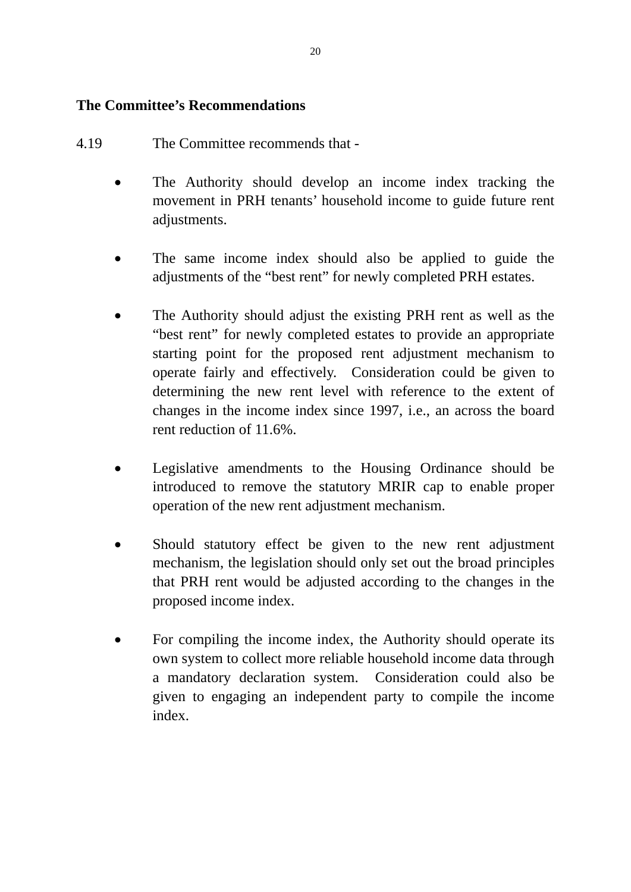**The Committee's Recommendations**

4.19 The Committee recommends that -

- The Authority should develop an income index tracking the movement in PRH tenants' household income to guide future rent adjustments.

- The same income index should also be applied to guide the adjustments of the "best rent" for newly completed PRH estates.

- The Authority should adjust the existing PRH rent as well as the "best rent" for newly completed estates to provide an appropriate starting point for the proposed rent adjustment mechanism to operate fairly and effectively. Consideration could be given to determining the new rent level with reference to the extent of changes in the income index since 1997, i.e., an across the board rent reduction of 11.6%.

- Legislative amendments to the Housing Ordinance should be introduced to remove the statutory MRIR cap to enable proper operation of the new rent adjustment mechanism.

- Should statutory effect be given to the new rent adjustment mechanism, the legislation should only set out the broad principles that PRH rent would be adjusted according to the changes in the proposed income index.

- For compiling the income index, the Authority should operate its own system to collect more reliable household income data through a mandatory declaration system. Consideration could also be given to engaging an independent party to compile the income index.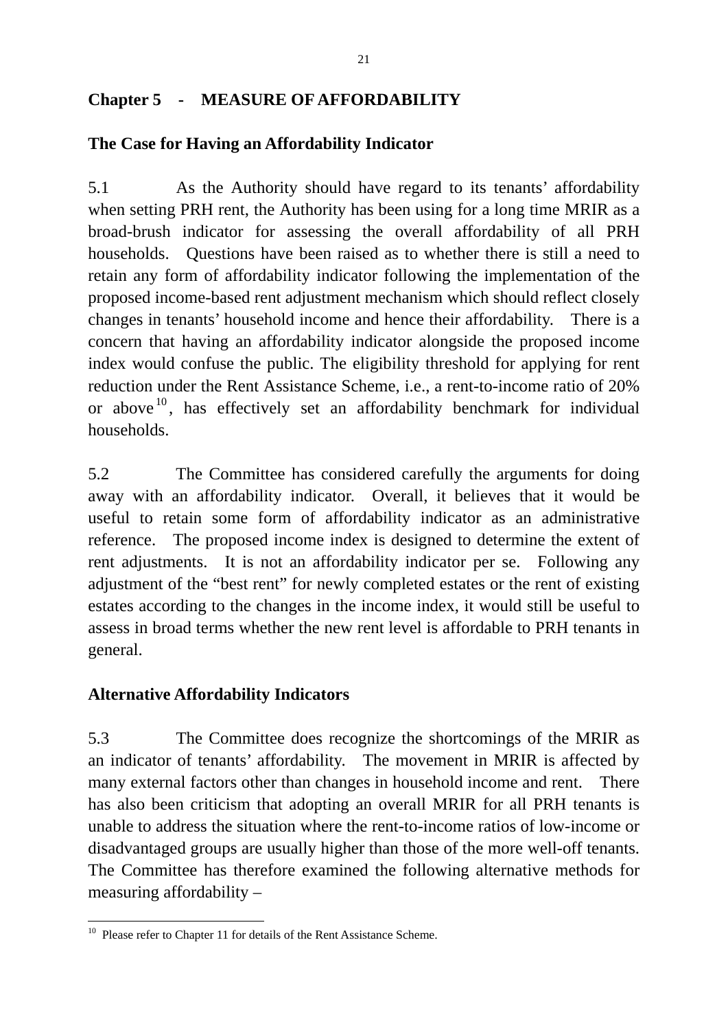## Chapter 5 - MEASURE OF AFFORDABILITY

### The Case for Having an Affordability Indicator

5.1 As the Authority should have regard to its tenants' affordability when setting PRH rent, the Authority has been using for a long time MRIR as a broad-brush indicator for assessing the overall affordability of all PRH households. Questions have been raised as to whether there is still a need to retain any form of affordability indicator following the implementation of the proposed income-based rent adjustment mechanism which should reflect closely changes in tenants' household income and hence their affordability. There is a concern that having an affordability indicator alongside the proposed income index would confuse the public. The eligibility threshold for applying for rent reduction under the Rent Assistance Scheme, i.e., a rent-to-income ratio of 20% or above[10], has effectively set an affordability benchmark for individual households.

5.2 The Committee has considered carefully the arguments for doing away with an affordability indicator. Overall, it believes that it would be useful to retain some form of affordability indicator as an administrative reference. The proposed income index is designed to determine the extent of rent adjustments. It is not an affordability indicator per se. Following any adjustment of the "best rent" for newly completed estates or the rent of existing estates according to the changes in the income index, it would still be useful to assess in broad terms whether the new rent level is affordable to PRH tenants in general.

### Alternative Affordability Indicators

5.3 The Committee does recognize the shortcomings of the MRIR as an indicator of tenants' affordability. The movement in MRIR is affected by many external factors other than changes in household income and rent. There has also been criticism that adopting an overall MRIR for all PRH tenants is unable to address the situation where the rent-to-income ratios of low-income or disadvantaged groups are usually higher than those of the more well-off tenants. The Committee has therefore examined the following alternative methods for measuring affordability –

[10] Please refer to Chapter 11 for details of the Rent Assistance Scheme.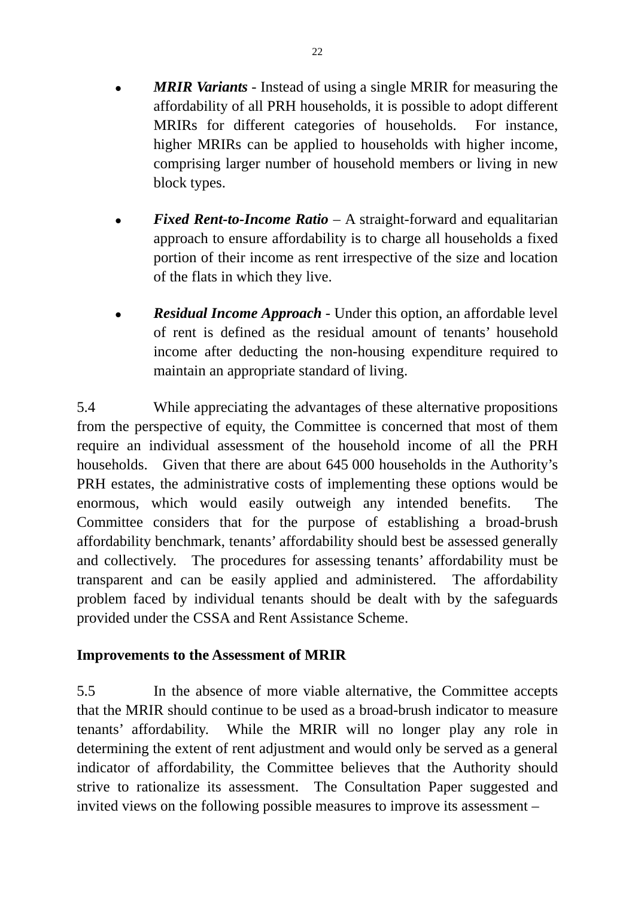- ***MRIR Variants*** - Instead of using a single MRIR for measuring the affordability of all PRH households, it is possible to adopt different MRIRs for different categories of households. For instance, higher MRIRs can be applied to households with higher income, comprising larger number of household members or living in new block types.

- ***Fixed Rent-to-Income Ratio*** – A straight-forward and equalitarian approach to ensure affordability is to charge all households a fixed portion of their income as rent irrespective of the size and location of the flats in which they live.

- ***Residual Income Approach*** - Under this option, an affordable level of rent is defined as the residual amount of tenants' household income after deducting the non-housing expenditure required to maintain an appropriate standard of living.

5.4 While appreciating the advantages of these alternative propositions from the perspective of equity, the Committee is concerned that most of them require an individual assessment of the household income of all the PRH households. Given that there are about 645 000 households in the Authority's PRH estates, the administrative costs of implementing these options would be enormous, which would easily outweigh any intended benefits. The Committee considers that for the purpose of establishing a broad-brush affordability benchmark, tenants' affordability should best be assessed generally and collectively. The procedures for assessing tenants' affordability must be transparent and can be easily applied and administered. The affordability problem faced by individual tenants should be dealt with by the safeguards provided under the CSSA and Rent Assistance Scheme.

**Improvements to the Assessment of MRIR**

5.5 In the absence of more viable alternative, the Committee accepts that the MRIR should continue to be used as a broad-brush indicator to measure tenants' affordability. While the MRIR will no longer play any role in determining the extent of rent adjustment and would only be served as a general indicator of affordability, the Committee believes that the Authority should strive to rationalize its assessment. The Consultation Paper suggested and invited views on the following possible measures to improve its assessment –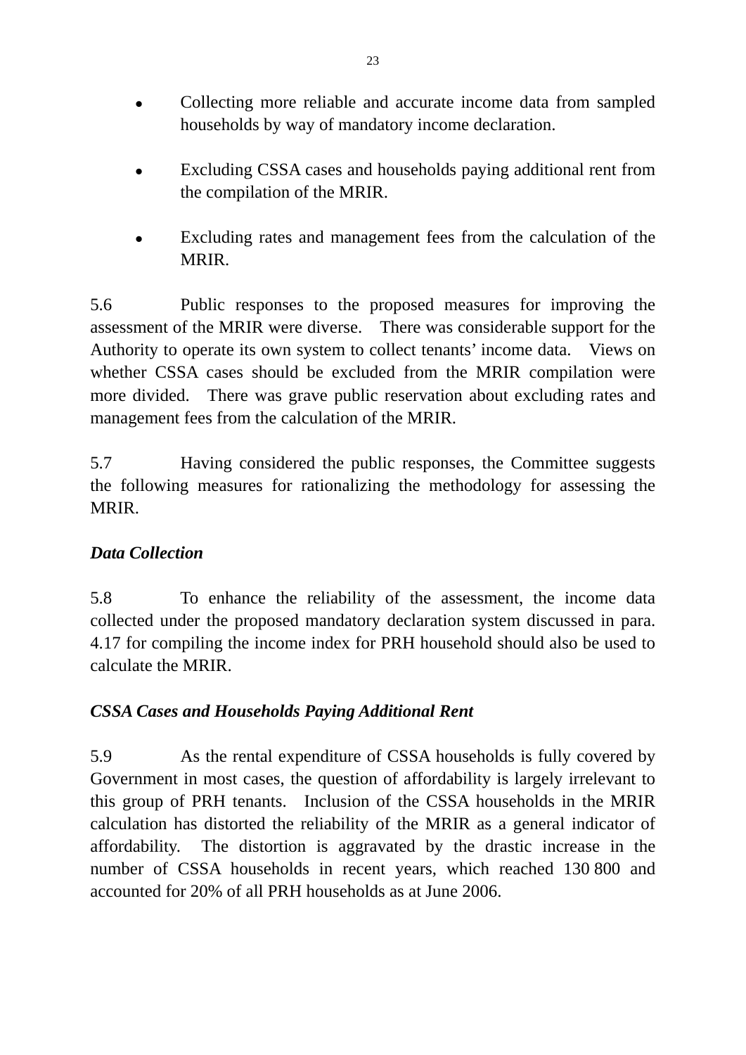- Collecting more reliable and accurate income data from sampled households by way of mandatory income declaration.

- Excluding CSSA cases and households paying additional rent from the compilation of the MRIR.

- Excluding rates and management fees from the calculation of the MRIR.

5.6 Public responses to the proposed measures for improving the assessment of the MRIR were diverse. There was considerable support for the Authority to operate its own system to collect tenants' income data. Views on whether CSSA cases should be excluded from the MRIR compilation were more divided. There was grave public reservation about excluding rates and management fees from the calculation of the MRIR.

5.7 Having considered the public responses, the Committee suggests the following measures for rationalizing the methodology for assessing the MRIR.

***Data Collection***

5.8 To enhance the reliability of the assessment, the income data collected under the proposed mandatory declaration system discussed in para. 4.17 for compiling the income index for PRH household should also be used to calculate the MRIR.

***CSSA Cases and Households Paying Additional Rent***

5.9 As the rental expenditure of CSSA households is fully covered by Government in most cases, the question of affordability is largely irrelevant to this group of PRH tenants. Inclusion of the CSSA households in the MRIR calculation has distorted the reliability of the MRIR as a general indicator of affordability. The distortion is aggravated by the drastic increase in the number of CSSA households in recent years, which reached 130 800 and accounted for 20% of all PRH households as at June 2006.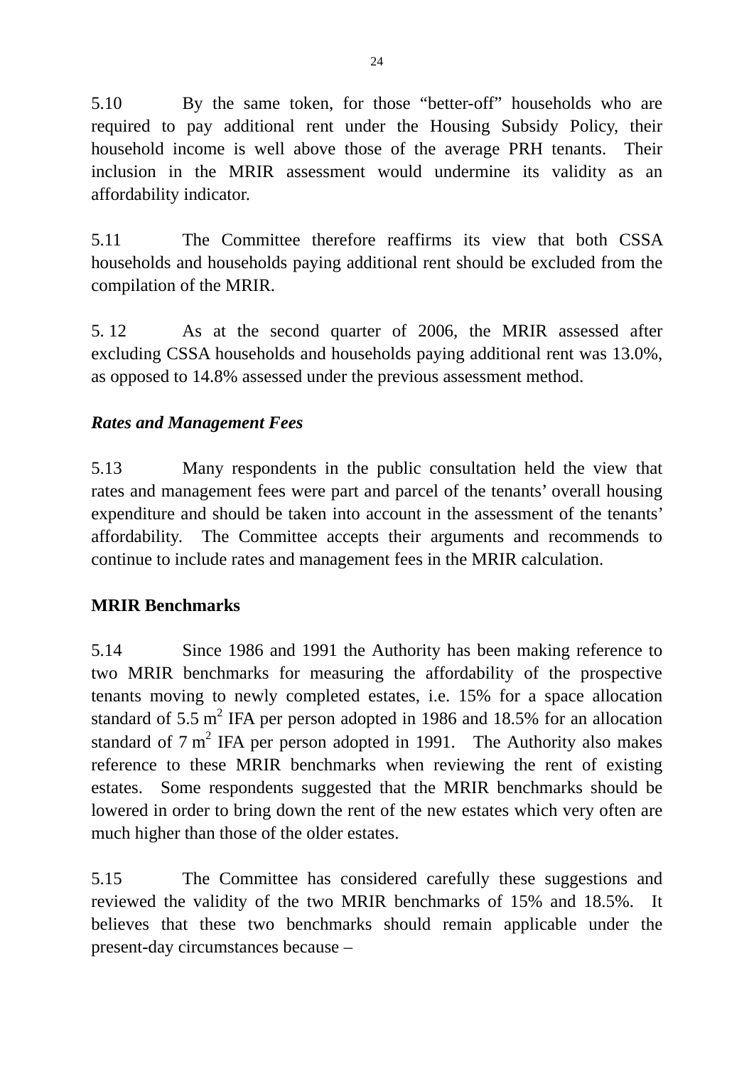5.10 By the same token, for those "better-off" households who are required to pay additional rent under the Housing Subsidy Policy, their household income is well above those of the average PRH tenants. Their inclusion in the MRIR assessment would undermine its validity as an affordability indicator.

5.11 The Committee therefore reaffirms its view that both CSSA households and households paying additional rent should be excluded from the compilation of the MRIR.

5.12 As at the second quarter of 2006, the MRIR assessed after excluding CSSA households and households paying additional rent was 13.0%, as opposed to 14.8% assessed under the previous assessment method.

***Rates and Management Fees***

5.13 Many respondents in the public consultation held the view that rates and management fees were part and parcel of the tenants' overall housing expenditure and should be taken into account in the assessment of the tenants' affordability. The Committee accepts their arguments and recommends to continue to include rates and management fees in the MRIR calculation.

**MRIR Benchmarks**

5.14 Since 1986 and 1991 the Authority has been making reference to two MRIR benchmarks for measuring the affordability of the prospective tenants moving to newly completed estates, i.e. 15% for a space allocation standard of 5.5 $m^2$ IFA per person adopted in 1986 and 18.5% for an allocation standard of 7 $m^2$ IFA per person adopted in 1991. The Authority also makes reference to these MRIR benchmarks when reviewing the rent of existing estates. Some respondents suggested that the MRIR benchmarks should be lowered in order to bring down the rent of the new estates which very often are much higher than those of the older estates.

5.15 The Committee has considered carefully these suggestions and reviewed the validity of the two MRIR benchmarks of 15% and 18.5%. It believes that these two benchmarks should remain applicable under the present-day circumstances because –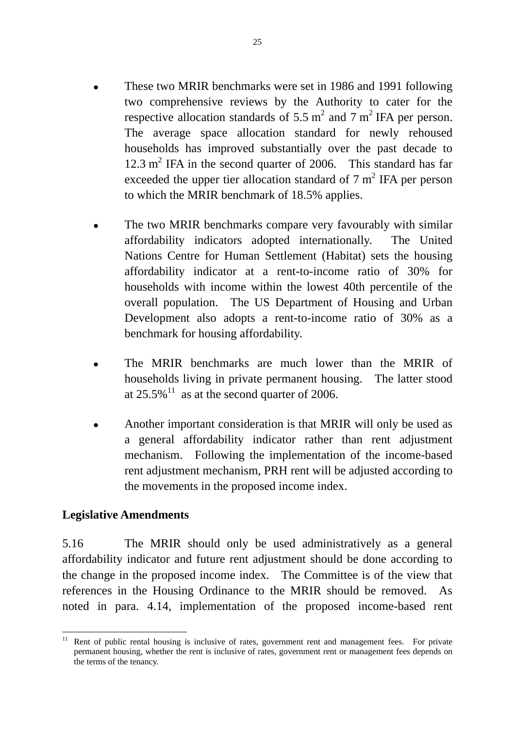- These two MRIR benchmarks were set in 1986 and 1991 following two comprehensive reviews by the Authority to cater for the respective allocation standards of 5.5 $m^2$ and 7 $m^2$ IFA per person. The average space allocation standard for newly rehoused households has improved substantially over the past decade to 12.3 $m^2$ IFA in the second quarter of 2006. This standard has far exceeded the upper tier allocation standard of 7 $m^2$ IFA per person to which the MRIR benchmark of 18.5% applies.

- The two MRIR benchmarks compare very favourably with similar affordability indicators adopted internationally. The United Nations Centre for Human Settlement (Habitat) sets the housing affordability indicator at a rent-to-income ratio of 30% for households with income within the lowest 40th percentile of the overall population. The US Department of Housing and Urban Development also adopts a rent-to-income ratio of 30% as a benchmark for housing affordability.

- The MRIR benchmarks are much lower than the MRIR of households living in private permanent housing. The latter stood at 25.5%[11] as at the second quarter of 2006.

- Another important consideration is that MRIR will only be used as a general affordability indicator rather than rent adjustment mechanism. Following the implementation of the income-based rent adjustment mechanism, PRH rent will be adjusted according to the movements in the proposed income index.

**Legislative Amendments**

5.16 The MRIR should only be used administratively as a general affordability indicator and future rent adjustment should be done according to the change in the proposed income index. The Committee is of the view that references in the Housing Ordinance to the MRIR should be removed. As noted in para. 4.14, implementation of the proposed income-based rent

---

[11] Rent of public rental housing is inclusive of rates, government rent and management fees. For private permanent housing, whether the rent is inclusive of rates, government rent or management fees depends on the terms of the tenancy.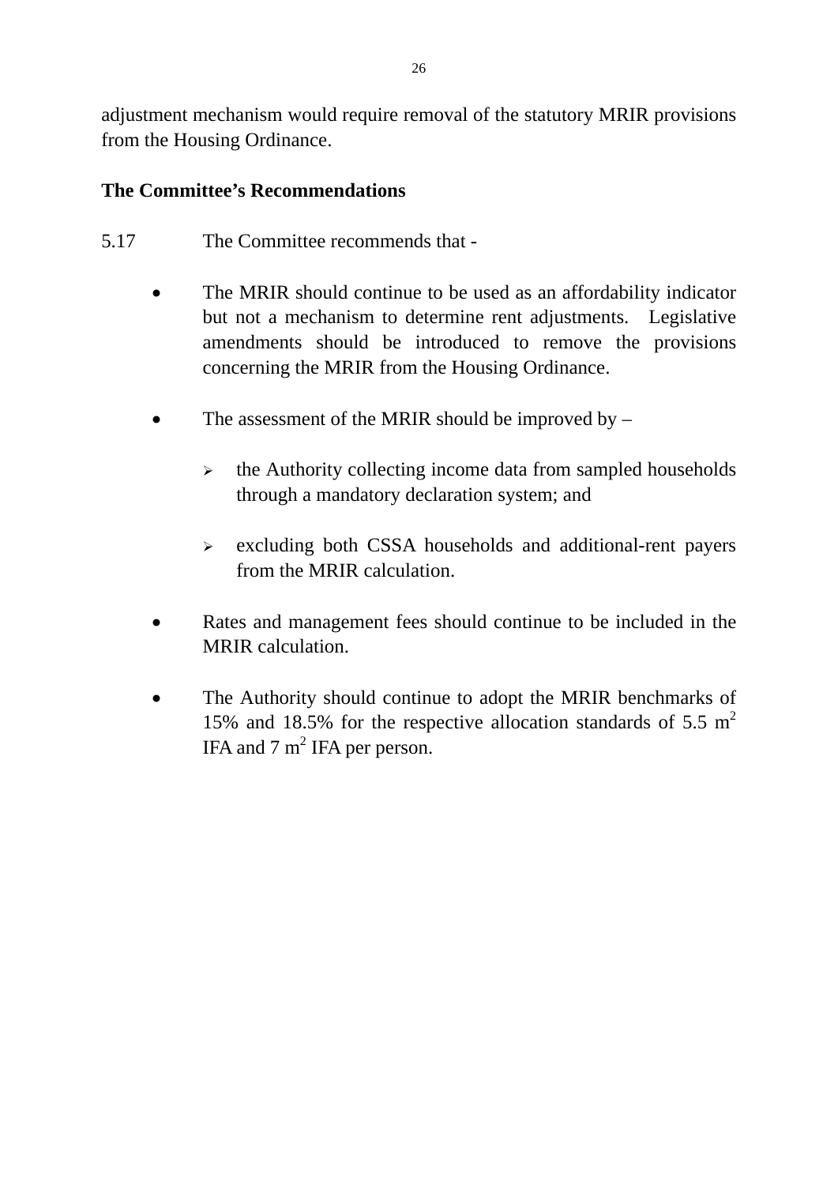adjustment mechanism would require removal of the statutory MRIR provisions from the Housing Ordinance.

**The Committee's Recommendations**

5.17 The Committee recommends that -

- The MRIR should continue to be used as an affordability indicator but not a mechanism to determine rent adjustments. Legislative amendments should be introduced to remove the provisions concerning the MRIR from the Housing Ordinance.

- The assessment of the MRIR should be improved by –

  - the Authority collecting income data from sampled households through a mandatory declaration system; and

  - excluding both CSSA households and additional-rent payers from the MRIR calculation.

- Rates and management fees should continue to be included in the MRIR calculation.

- The Authority should continue to adopt the MRIR benchmarks of 15% and 18.5% for the respective allocation standards of 5.5 $m^2$ IFA and 7 $m^2$ IFA per person.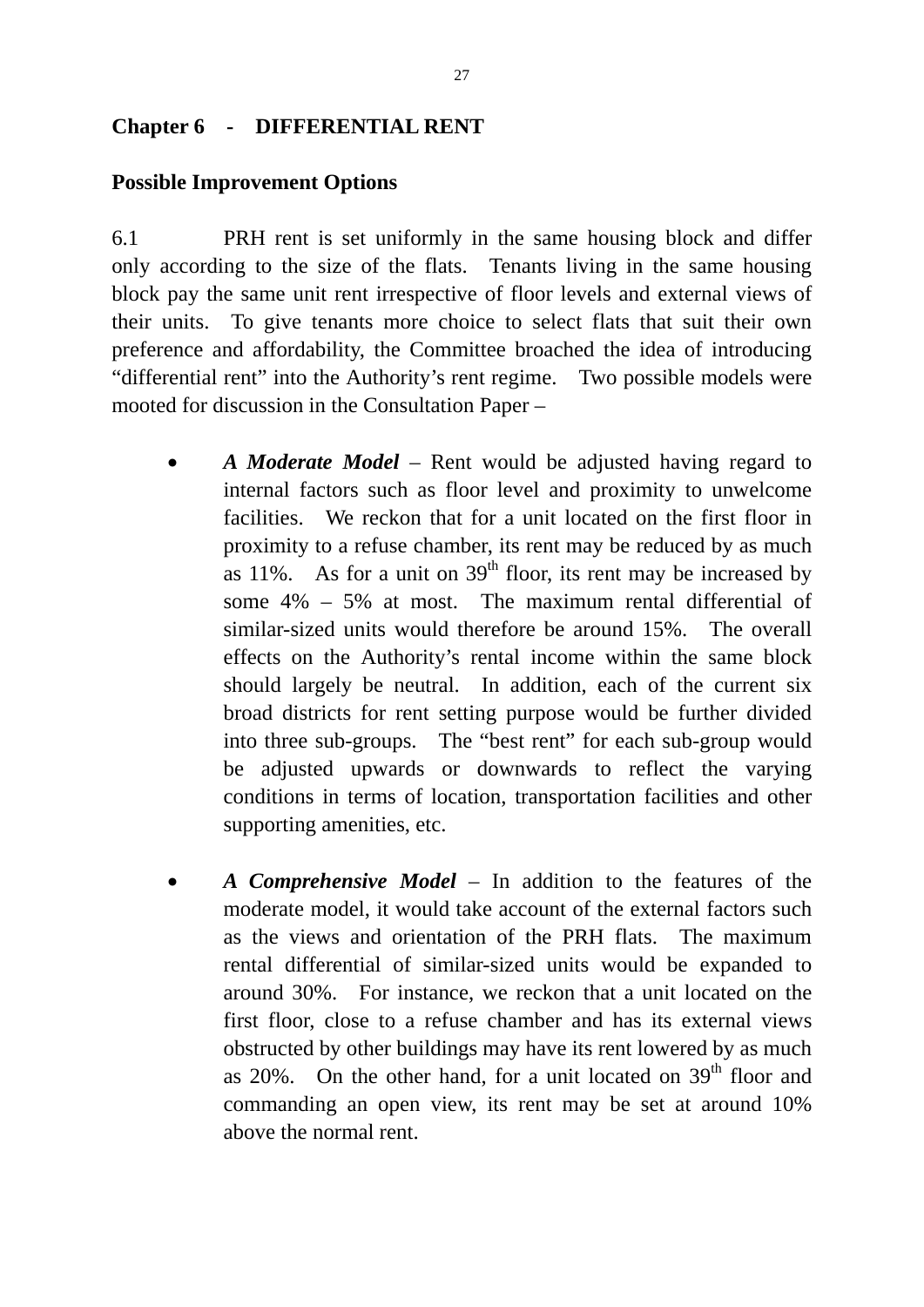## Chapter 6 - DIFFERENTIAL RENT

### Possible Improvement Options

6.1 PRH rent is set uniformly in the same housing block and differ only according to the size of the flats. Tenants living in the same housing block pay the same unit rent irrespective of floor levels and external views of their units. To give tenants more choice to select flats that suit their own preference and affordability, the Committee broached the idea of introducing "differential rent" into the Authority's rent regime. Two possible models were mooted for discussion in the Consultation Paper –

- ***A Moderate Model*** – Rent would be adjusted having regard to internal factors such as floor level and proximity to unwelcome facilities. We reckon that for a unit located on the first floor in proximity to a refuse chamber, its rent may be reduced by as much as 11%. As for a unit on 39th floor, its rent may be increased by some 4% – 5% at most. The maximum rental differential of similar-sized units would therefore be around 15%. The overall effects on the Authority's rental income within the same block should largely be neutral. In addition, each of the current six broad districts for rent setting purpose would be further divided into three sub-groups. The "best rent" for each sub-group would be adjusted upwards or downwards to reflect the varying conditions in terms of location, transportation facilities and other supporting amenities, etc.

- ***A Comprehensive Model*** – In addition to the features of the moderate model, it would take account of the external factors such as the views and orientation of the PRH flats. The maximum rental differential of similar-sized units would be expanded to around 30%. For instance, we reckon that a unit located on the first floor, close to a refuse chamber and has its external views obstructed by other buildings may have its rent lowered by as much as 20%. On the other hand, for a unit located on 39th floor and commanding an open view, its rent may be set at around 10% above the normal rent.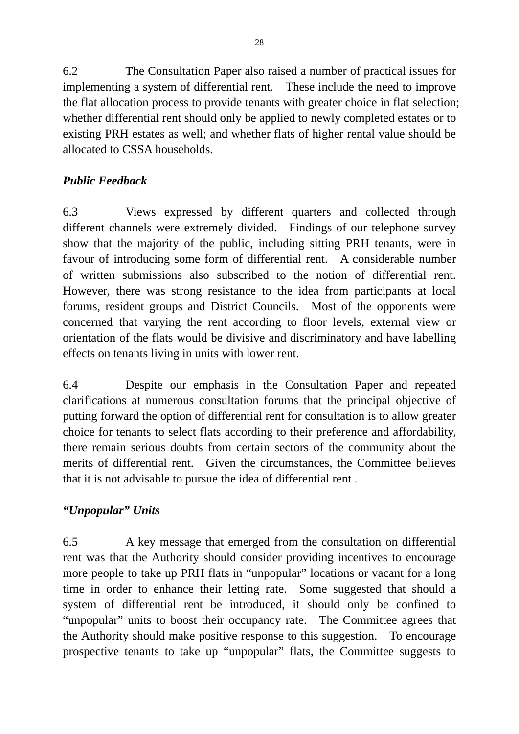6.2 The Consultation Paper also raised a number of practical issues for implementing a system of differential rent. These include the need to improve the flat allocation process to provide tenants with greater choice in flat selection; whether differential rent should only be applied to newly completed estates or to existing PRH estates as well; and whether flats of higher rental value should be allocated to CSSA households.

***Public Feedback***

6.3 Views expressed by different quarters and collected through different channels were extremely divided. Findings of our telephone survey show that the majority of the public, including sitting PRH tenants, were in favour of introducing some form of differential rent. A considerable number of written submissions also subscribed to the notion of differential rent. However, there was strong resistance to the idea from participants at local forums, resident groups and District Councils. Most of the opponents were concerned that varying the rent according to floor levels, external view or orientation of the flats would be divisive and discriminatory and have labelling effects on tenants living in units with lower rent.

6.4 Despite our emphasis in the Consultation Paper and repeated clarifications at numerous consultation forums that the principal objective of putting forward the option of differential rent for consultation is to allow greater choice for tenants to select flats according to their preference and affordability, there remain serious doubts from certain sectors of the community about the merits of differential rent. Given the circumstances, the Committee believes that it is not advisable to pursue the idea of differential rent .

***"Unpopular" Units***

6.5 A key message that emerged from the consultation on differential rent was that the Authority should consider providing incentives to encourage more people to take up PRH flats in "unpopular" locations or vacant for a long time in order to enhance their letting rate. Some suggested that should a system of differential rent be introduced, it should only be confined to "unpopular" units to boost their occupancy rate. The Committee agrees that the Authority should make positive response to this suggestion. To encourage prospective tenants to take up "unpopular" flats, the Committee suggests to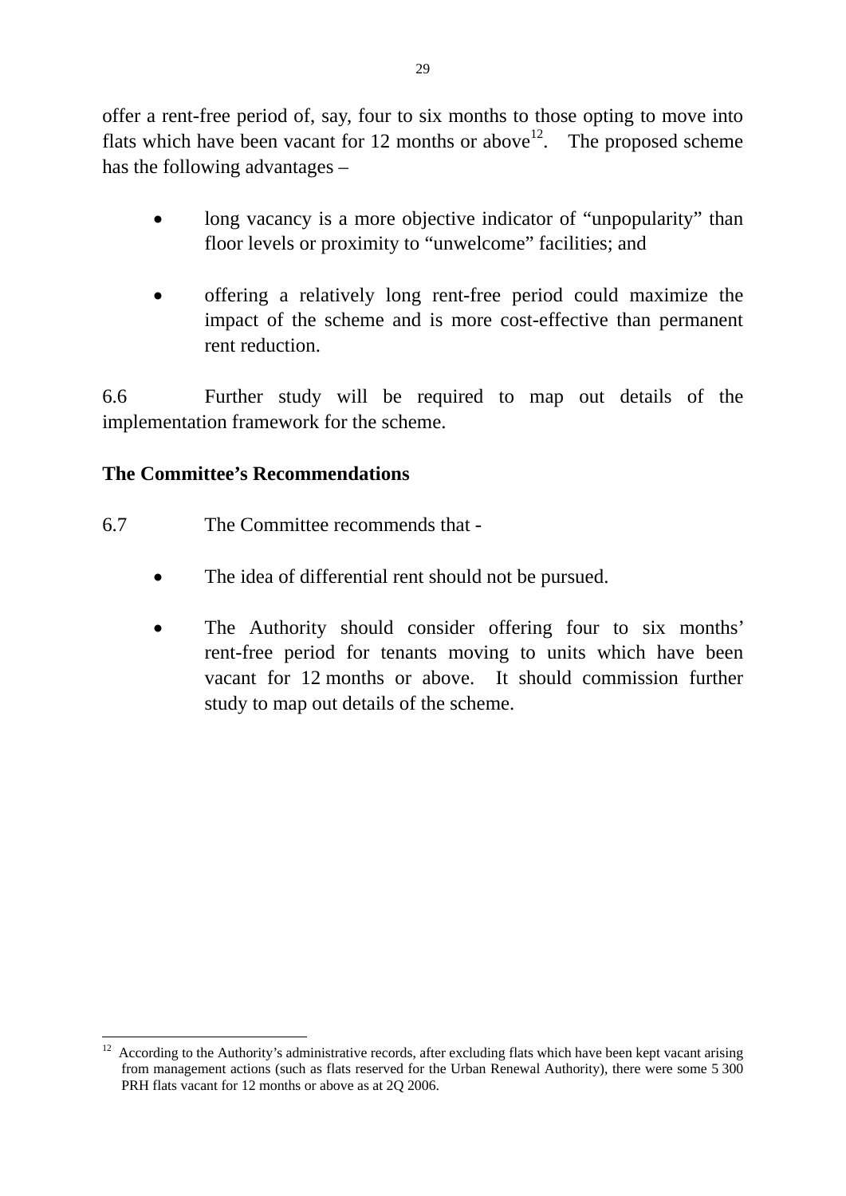offer a rent-free period of, say, four to six months to those opting to move into flats which have been vacant for 12 months or above[12]. The proposed scheme has the following advantages –

- long vacancy is a more objective indicator of "unpopularity" than floor levels or proximity to "unwelcome" facilities; and

- offering a relatively long rent-free period could maximize the impact of the scheme and is more cost-effective than permanent rent reduction.

6.6 Further study will be required to map out details of the implementation framework for the scheme.

**The Committee's Recommendations**

6.7 The Committee recommends that -

- The idea of differential rent should not be pursued.

- The Authority should consider offering four to six months' rent-free period for tenants moving to units which have been vacant for 12 months or above. It should commission further study to map out details of the scheme.

---

[12] According to the Authority's administrative records, after excluding flats which have been kept vacant arising from management actions (such as flats reserved for the Urban Renewal Authority), there were some 5 300 PRH flats vacant for 12 months or above as at 2Q 2006.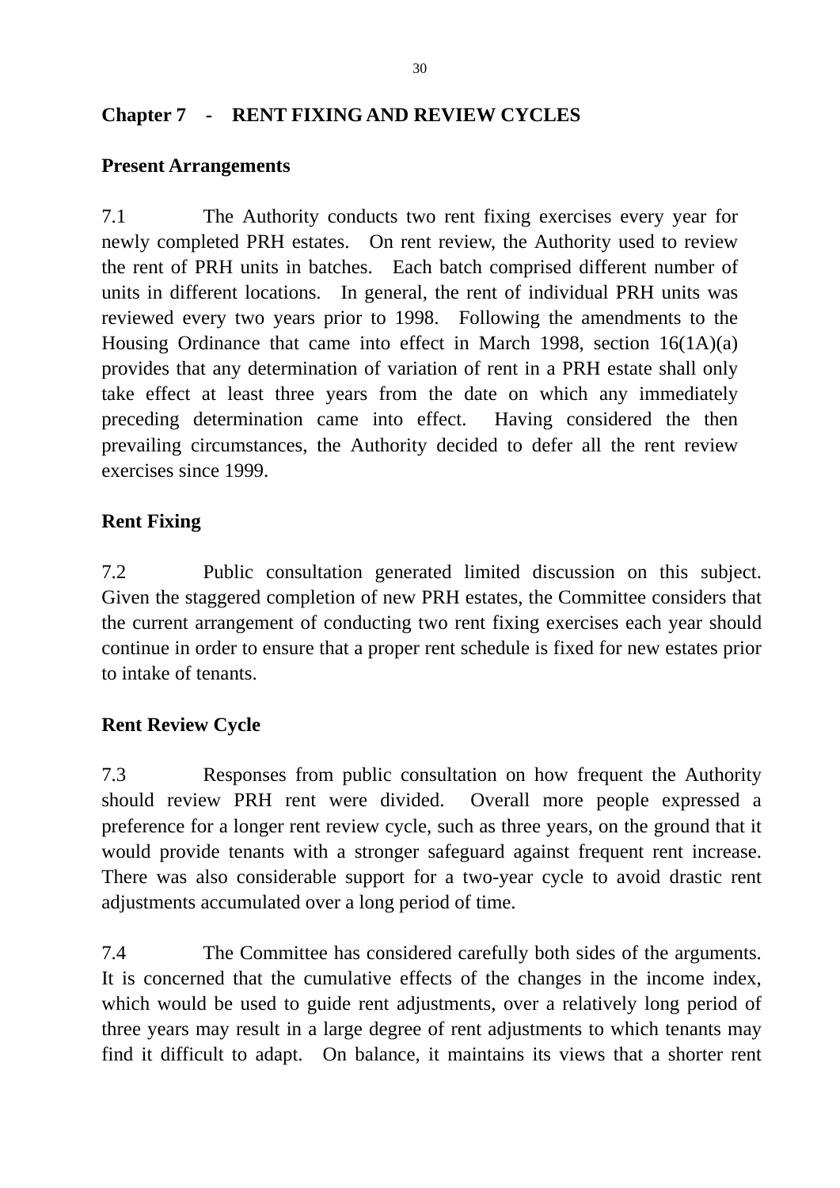## Chapter 7 - RENT FIXING AND REVIEW CYCLES

### Present Arrangements

7.1 The Authority conducts two rent fixing exercises every year for newly completed PRH estates. On rent review, the Authority used to review the rent of PRH units in batches. Each batch comprised different number of units in different locations. In general, the rent of individual PRH units was reviewed every two years prior to 1998. Following the amendments to the Housing Ordinance that came into effect in March 1998, section 16(1A)(a) provides that any determination of variation of rent in a PRH estate shall only take effect at least three years from the date on which any immediately preceding determination came into effect. Having considered the then prevailing circumstances, the Authority decided to defer all the rent review exercises since 1999.

### Rent Fixing

7.2 Public consultation generated limited discussion on this subject. Given the staggered completion of new PRH estates, the Committee considers that the current arrangement of conducting two rent fixing exercises each year should continue in order to ensure that a proper rent schedule is fixed for new estates prior to intake of tenants.

### Rent Review Cycle

7.3 Responses from public consultation on how frequent the Authority should review PRH rent were divided. Overall more people expressed a preference for a longer rent review cycle, such as three years, on the ground that it would provide tenants with a stronger safeguard against frequent rent increase. There was also considerable support for a two-year cycle to avoid drastic rent adjustments accumulated over a long period of time.

7.4 The Committee has considered carefully both sides of the arguments. It is concerned that the cumulative effects of the changes in the income index, which would be used to guide rent adjustments, over a relatively long period of three years may result in a large degree of rent adjustments to which tenants may find it difficult to adapt. On balance, it maintains its views that a shorter rent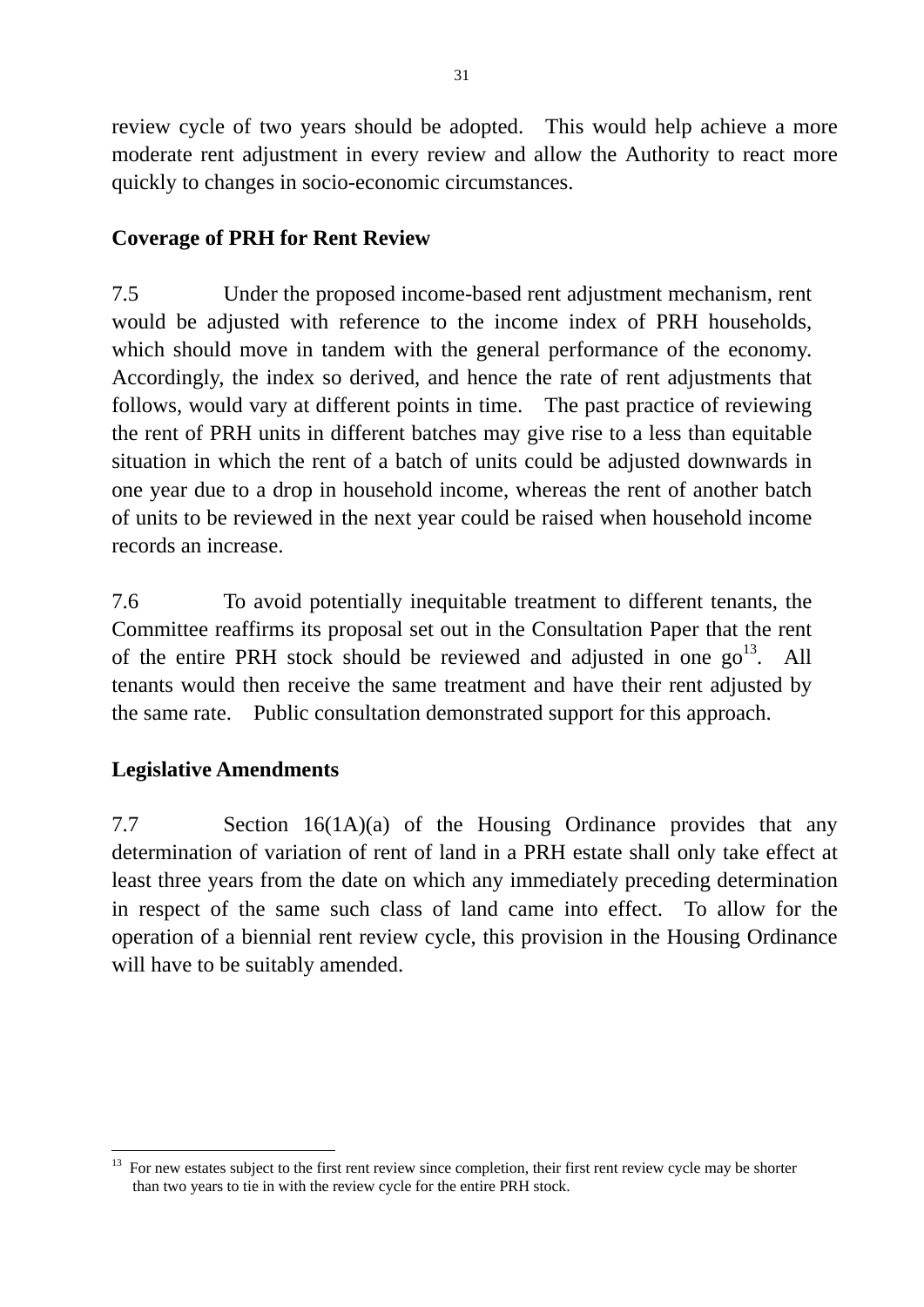review cycle of two years should be adopted. This would help achieve a more moderate rent adjustment in every review and allow the Authority to react more quickly to changes in socio-economic circumstances.

**Coverage of PRH for Rent Review**

7.5 Under the proposed income-based rent adjustment mechanism, rent would be adjusted with reference to the income index of PRH households, which should move in tandem with the general performance of the economy. Accordingly, the index so derived, and hence the rate of rent adjustments that follows, would vary at different points in time. The past practice of reviewing the rent of PRH units in different batches may give rise to a less than equitable situation in which the rent of a batch of units could be adjusted downwards in one year due to a drop in household income, whereas the rent of another batch of units to be reviewed in the next year could be raised when household income records an increase.

7.6 To avoid potentially inequitable treatment to different tenants, the Committee reaffirms its proposal set out in the Consultation Paper that the rent of the entire PRH stock should be reviewed and adjusted in one go[13]. All tenants would then receive the same treatment and have their rent adjusted by the same rate. Public consultation demonstrated support for this approach.

**Legislative Amendments**

7.7 Section 16(1A)(a) of the Housing Ordinance provides that any determination of variation of rent of land in a PRH estate shall only take effect at least three years from the date on which any immediately preceding determination in respect of the same such class of land came into effect. To allow for the operation of a biennial rent review cycle, this provision in the Housing Ordinance will have to be suitably amended.

---

[13] For new estates subject to the first rent review since completion, their first rent review cycle may be shorter than two years to tie in with the review cycle for the entire PRH stock.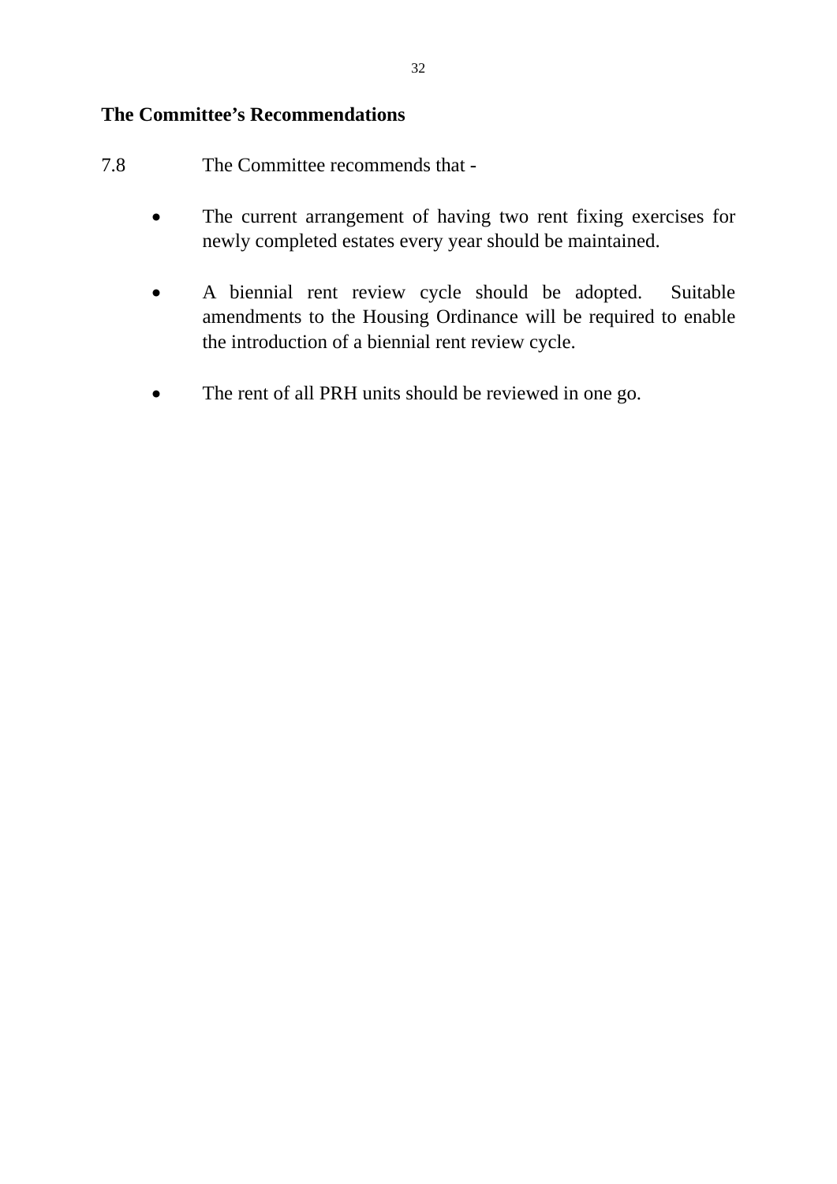**The Committee's Recommendations**

7.8 The Committee recommends that -

- The current arrangement of having two rent fixing exercises for newly completed estates every year should be maintained.

- A biennial rent review cycle should be adopted. Suitable amendments to the Housing Ordinance will be required to enable the introduction of a biennial rent review cycle.

- The rent of all PRH units should be reviewed in one go.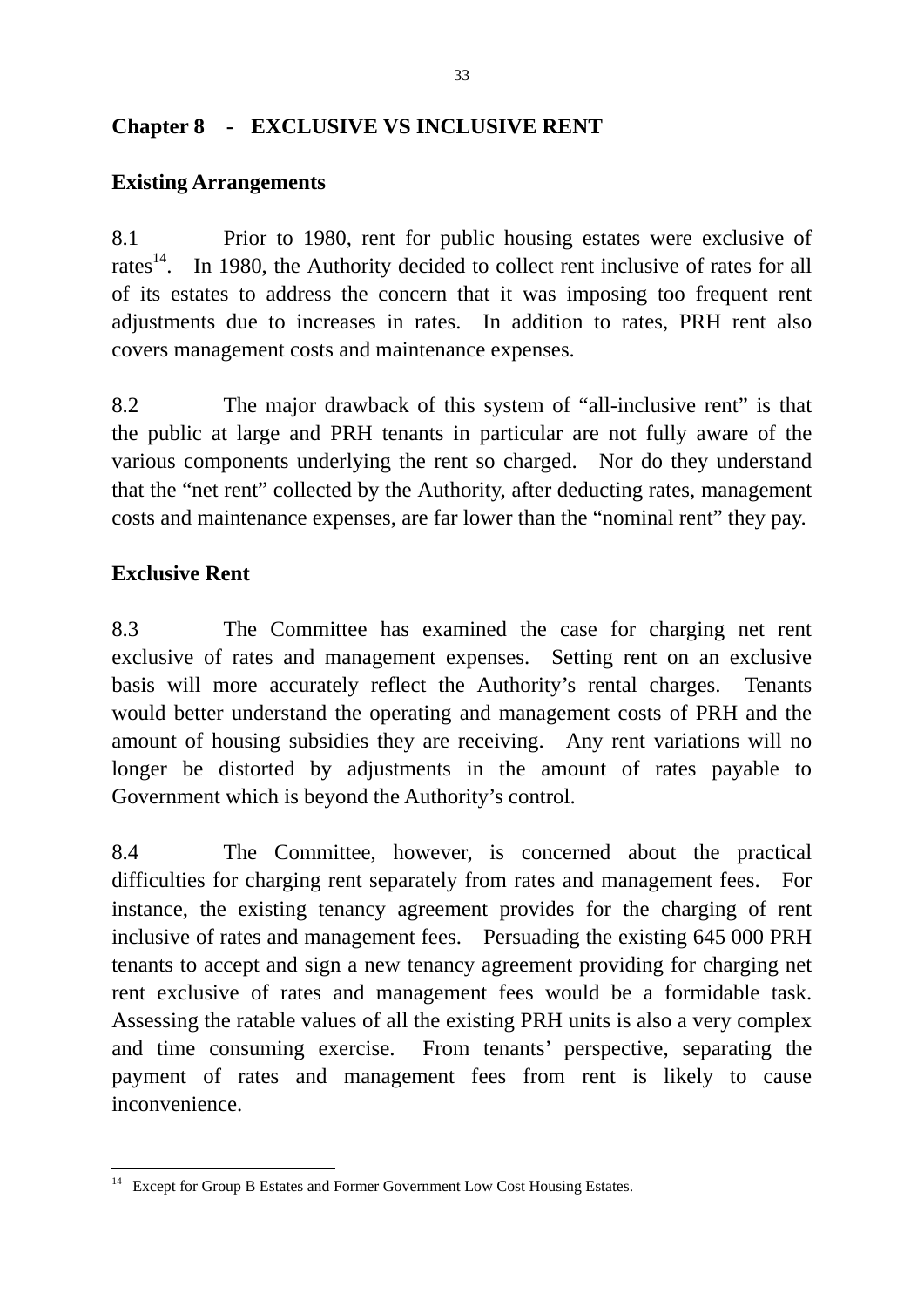## Chapter 8 - EXCLUSIVE VS INCLUSIVE RENT

### Existing Arrangements

8.1 Prior to 1980, rent for public housing estates were exclusive of rates[14]. In 1980, the Authority decided to collect rent inclusive of rates for all of its estates to address the concern that it was imposing too frequent rent adjustments due to increases in rates. In addition to rates, PRH rent also covers management costs and maintenance expenses.

8.2 The major drawback of this system of "all-inclusive rent" is that the public at large and PRH tenants in particular are not fully aware of the various components underlying the rent so charged. Nor do they understand that the "net rent" collected by the Authority, after deducting rates, management costs and maintenance expenses, are far lower than the "nominal rent" they pay.

### Exclusive Rent

8.3 The Committee has examined the case for charging net rent exclusive of rates and management expenses. Setting rent on an exclusive basis will more accurately reflect the Authority's rental charges. Tenants would better understand the operating and management costs of PRH and the amount of housing subsidies they are receiving. Any rent variations will no longer be distorted by adjustments in the amount of rates payable to Government which is beyond the Authority's control.

8.4 The Committee, however, is concerned about the practical difficulties for charging rent separately from rates and management fees. For instance, the existing tenancy agreement provides for the charging of rent inclusive of rates and management fees. Persuading the existing 645 000 PRH tenants to accept and sign a new tenancy agreement providing for charging net rent exclusive of rates and management fees would be a formidable task. Assessing the ratable values of all the existing PRH units is also a very complex and time consuming exercise. From tenants' perspective, separating the payment of rates and management fees from rent is likely to cause inconvenience.

---

[14] Except for Group B Estates and Former Government Low Cost Housing Estates.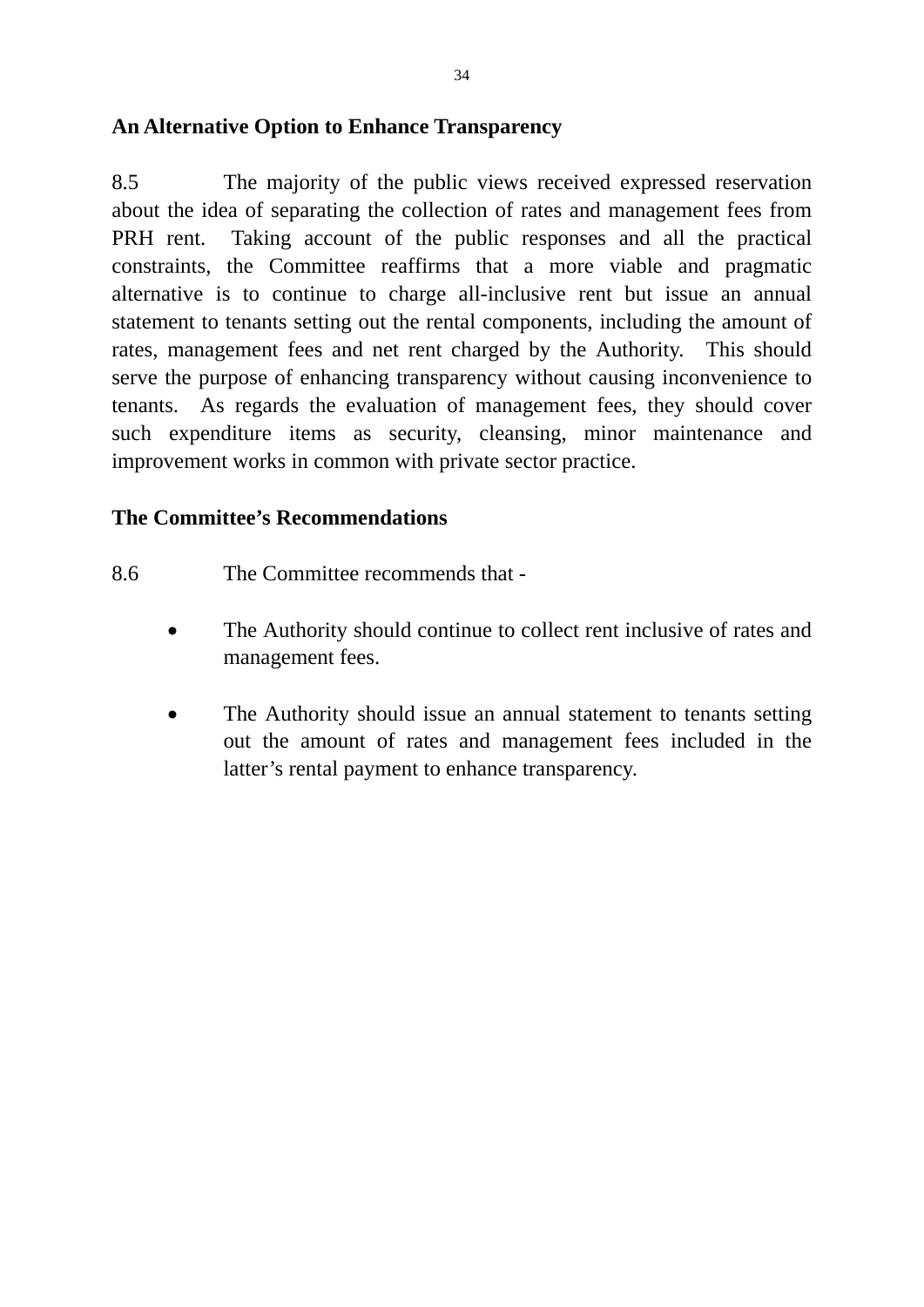**An Alternative Option to Enhance Transparency**

8.5 The majority of the public views received expressed reservation about the idea of separating the collection of rates and management fees from PRH rent. Taking account of the public responses and all the practical constraints, the Committee reaffirms that a more viable and pragmatic alternative is to continue to charge all-inclusive rent but issue an annual statement to tenants setting out the rental components, including the amount of rates, management fees and net rent charged by the Authority. This should serve the purpose of enhancing transparency without causing inconvenience to tenants. As regards the evaluation of management fees, they should cover such expenditure items as security, cleansing, minor maintenance and improvement works in common with private sector practice.

**The Committee's Recommendations**

8.6 The Committee recommends that -

- The Authority should continue to collect rent inclusive of rates and management fees.
- The Authority should issue an annual statement to tenants setting out the amount of rates and management fees included in the latter's rental payment to enhance transparency.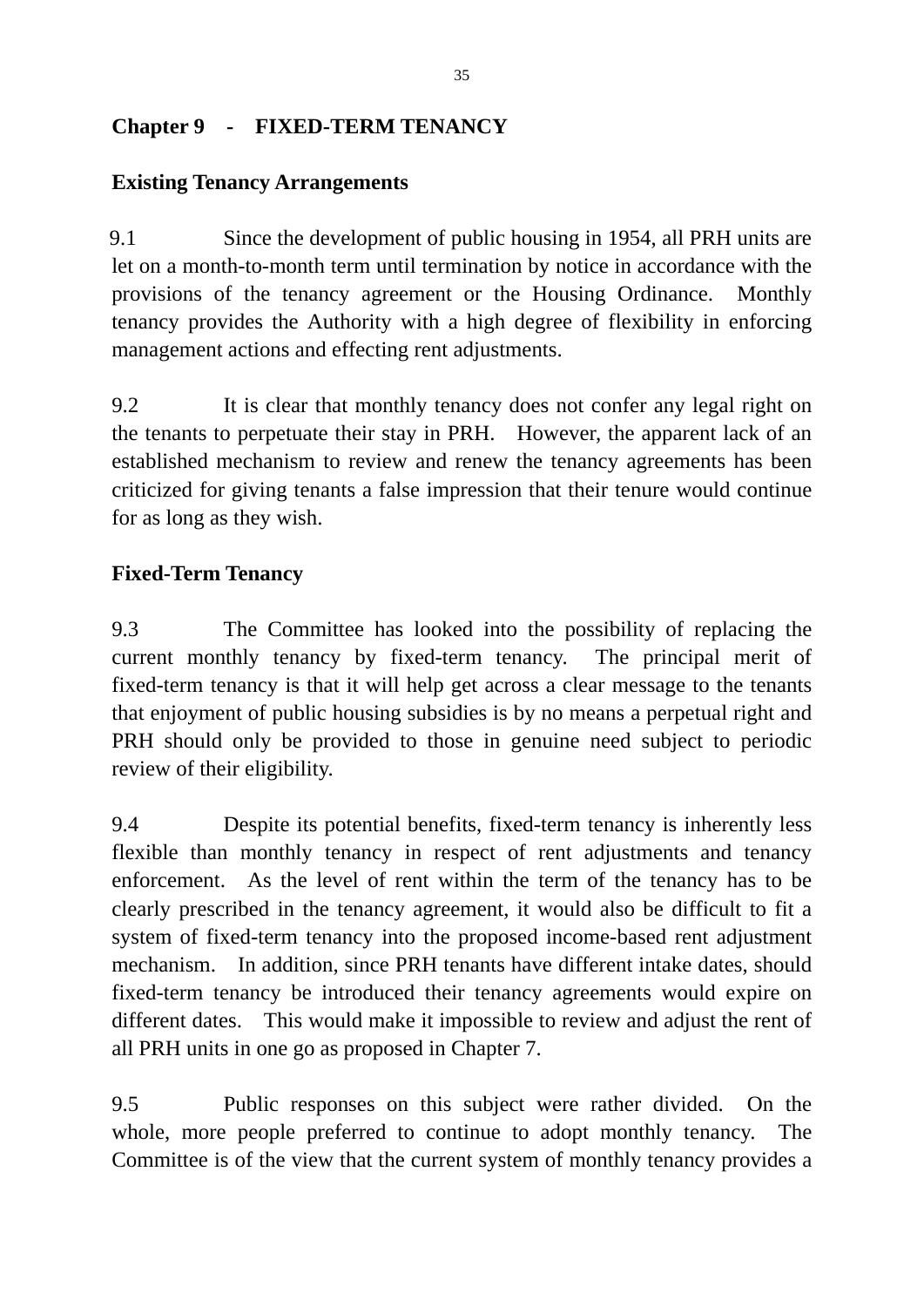## Chapter 9 - FIXED-TERM TENANCY

### Existing Tenancy Arrangements

9.1 Since the development of public housing in 1954, all PRH units are let on a month-to-month term until termination by notice in accordance with the provisions of the tenancy agreement or the Housing Ordinance. Monthly tenancy provides the Authority with a high degree of flexibility in enforcing management actions and effecting rent adjustments.

9.2 It is clear that monthly tenancy does not confer any legal right on the tenants to perpetuate their stay in PRH. However, the apparent lack of an established mechanism to review and renew the tenancy agreements has been criticized for giving tenants a false impression that their tenure would continue for as long as they wish.

### Fixed-Term Tenancy

9.3 The Committee has looked into the possibility of replacing the current monthly tenancy by fixed-term tenancy. The principal merit of fixed-term tenancy is that it will help get across a clear message to the tenants that enjoyment of public housing subsidies is by no means a perpetual right and PRH should only be provided to those in genuine need subject to periodic review of their eligibility.

9.4 Despite its potential benefits, fixed-term tenancy is inherently less flexible than monthly tenancy in respect of rent adjustments and tenancy enforcement. As the level of rent within the term of the tenancy has to be clearly prescribed in the tenancy agreement, it would also be difficult to fit a system of fixed-term tenancy into the proposed income-based rent adjustment mechanism. In addition, since PRH tenants have different intake dates, should fixed-term tenancy be introduced their tenancy agreements would expire on different dates. This would make it impossible to review and adjust the rent of all PRH units in one go as proposed in Chapter 7.

9.5 Public responses on this subject were rather divided. On the whole, more people preferred to continue to adopt monthly tenancy. The Committee is of the view that the current system of monthly tenancy provides a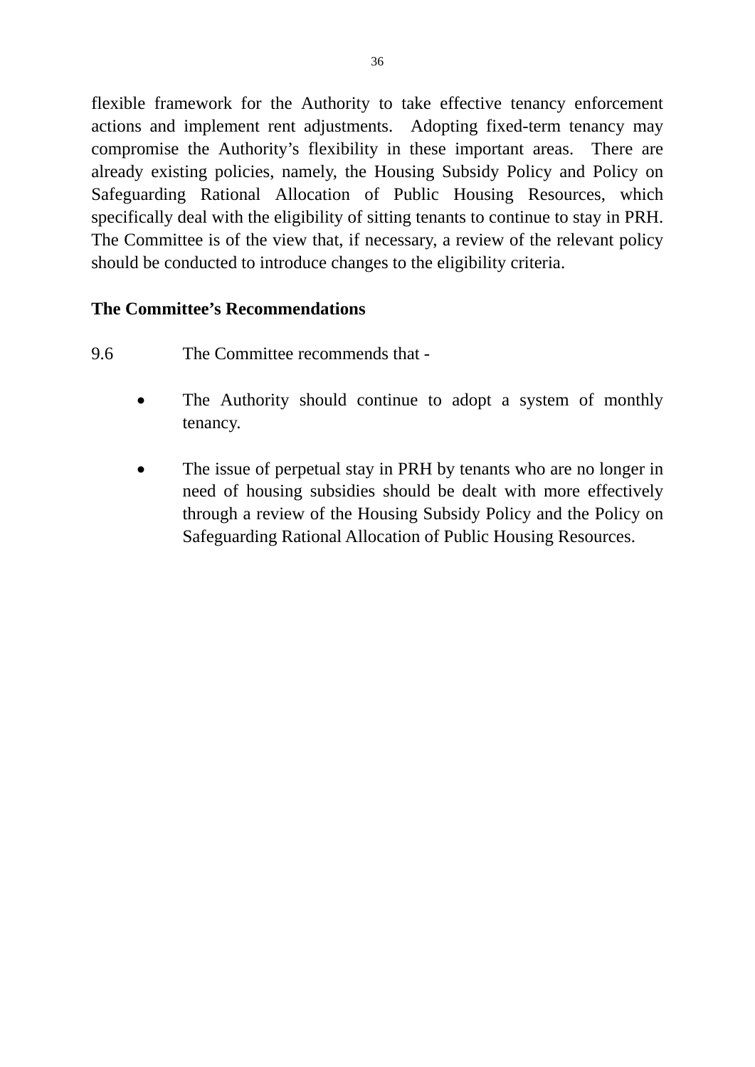flexible framework for the Authority to take effective tenancy enforcement actions and implement rent adjustments. Adopting fixed-term tenancy may compromise the Authority's flexibility in these important areas. There are already existing policies, namely, the Housing Subsidy Policy and Policy on Safeguarding Rational Allocation of Public Housing Resources, which specifically deal with the eligibility of sitting tenants to continue to stay in PRH. The Committee is of the view that, if necessary, a review of the relevant policy should be conducted to introduce changes to the eligibility criteria.

**The Committee's Recommendations**

9.6 The Committee recommends that -

- The Authority should continue to adopt a system of monthly tenancy.

- The issue of perpetual stay in PRH by tenants who are no longer in need of housing subsidies should be dealt with more effectively through a review of the Housing Subsidy Policy and the Policy on Safeguarding Rational Allocation of Public Housing Resources.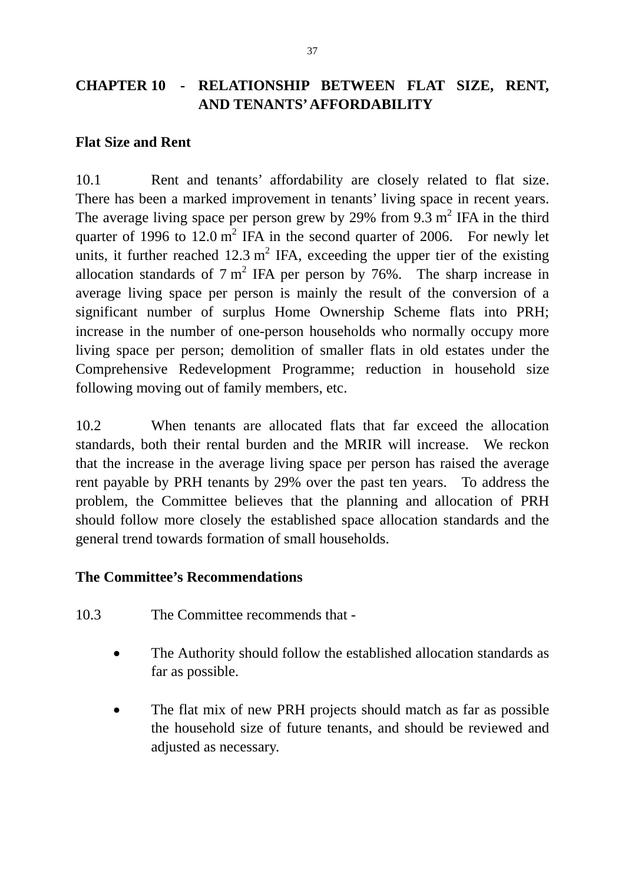## CHAPTER 10 - RELATIONSHIP BETWEEN FLAT SIZE, RENT, AND TENANTS' AFFORDABILITY

### Flat Size and Rent

10.1 Rent and tenants' affordability are closely related to flat size. There has been a marked improvement in tenants' living space in recent years. The average living space per person grew by 29% from 9.3 $m^2$ IFA in the third quarter of 1996 to 12.0 $m^2$ IFA in the second quarter of 2006. For newly let units, it further reached 12.3 $m^2$ IFA, exceeding the upper tier of the existing allocation standards of 7 $m^2$ IFA per person by 76%. The sharp increase in average living space per person is mainly the result of the conversion of a significant number of surplus Home Ownership Scheme flats into PRH; increase in the number of one-person households who normally occupy more living space per person; demolition of smaller flats in old estates under the Comprehensive Redevelopment Programme; reduction in household size following moving out of family members, etc.

10.2 When tenants are allocated flats that far exceed the allocation standards, both their rental burden and the MRIR will increase. We reckon that the increase in the average living space per person has raised the average rent payable by PRH tenants by 29% over the past ten years. To address the problem, the Committee believes that the planning and allocation of PRH should follow more closely the established space allocation standards and the general trend towards formation of small households.

### The Committee's Recommendations

10.3 The Committee recommends that -

- The Authority should follow the established allocation standards as far as possible.
- The flat mix of new PRH projects should match as far as possible the household size of future tenants, and should be reviewed and adjusted as necessary.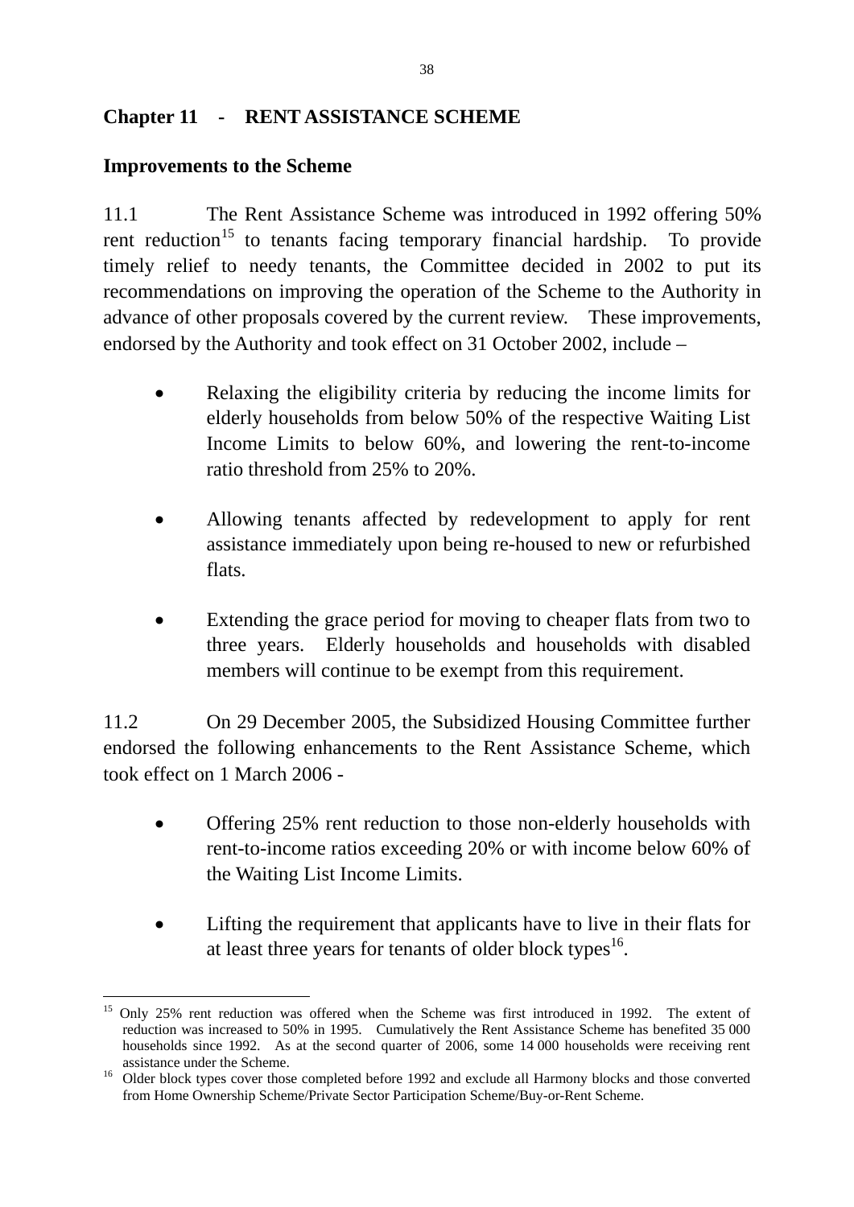## Chapter 11 - RENT ASSISTANCE SCHEME

### Improvements to the Scheme

11.1 The Rent Assistance Scheme was introduced in 1992 offering 50% rent reduction[15] to tenants facing temporary financial hardship. To provide timely relief to needy tenants, the Committee decided in 2002 to put its recommendations on improving the operation of the Scheme to the Authority in advance of other proposals covered by the current review. These improvements, endorsed by the Authority and took effect on 31 October 2002, include –

- Relaxing the eligibility criteria by reducing the income limits for elderly households from below 50% of the respective Waiting List Income Limits to below 60%, and lowering the rent-to-income ratio threshold from 25% to 20%.

- Allowing tenants affected by redevelopment to apply for rent assistance immediately upon being re-housed to new or refurbished flats.

- Extending the grace period for moving to cheaper flats from two to three years. Elderly households and households with disabled members will continue to be exempt from this requirement.

11.2 On 29 December 2005, the Subsidized Housing Committee further endorsed the following enhancements to the Rent Assistance Scheme, which took effect on 1 March 2006 -

- Offering 25% rent reduction to those non-elderly households with rent-to-income ratios exceeding 20% or with income below 60% of the Waiting List Income Limits.

- Lifting the requirement that applicants have to live in their flats for at least three years for tenants of older block types[16].

---

[15] Only 25% rent reduction was offered when the Scheme was first introduced in 1992. The extent of reduction was increased to 50% in 1995. Cumulatively the Rent Assistance Scheme has benefited 35 000 households since 1992. As at the second quarter of 2006, some 14 000 households were receiving rent assistance under the Scheme.

[16] Older block types cover those completed before 1992 and exclude all Harmony blocks and those converted from Home Ownership Scheme/Private Sector Participation Scheme/Buy-or-Rent Scheme.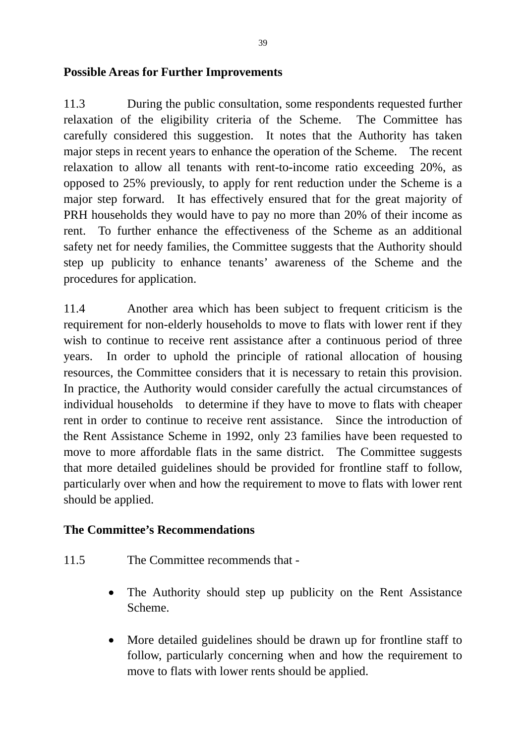**Possible Areas for Further Improvements**

11.3 During the public consultation, some respondents requested further relaxation of the eligibility criteria of the Scheme. The Committee has carefully considered this suggestion. It notes that the Authority has taken major steps in recent years to enhance the operation of the Scheme. The recent relaxation to allow all tenants with rent-to-income ratio exceeding 20%, as opposed to 25% previously, to apply for rent reduction under the Scheme is a major step forward. It has effectively ensured that for the great majority of PRH households they would have to pay no more than 20% of their income as rent. To further enhance the effectiveness of the Scheme as an additional safety net for needy families, the Committee suggests that the Authority should step up publicity to enhance tenants' awareness of the Scheme and the procedures for application.

11.4 Another area which has been subject to frequent criticism is the requirement for non-elderly households to move to flats with lower rent if they wish to continue to receive rent assistance after a continuous period of three years. In order to uphold the principle of rational allocation of housing resources, the Committee considers that it is necessary to retain this provision. In practice, the Authority would consider carefully the actual circumstances of individual households to determine if they have to move to flats with cheaper rent in order to continue to receive rent assistance. Since the introduction of the Rent Assistance Scheme in 1992, only 23 families have been requested to move to more affordable flats in the same district. The Committee suggests that more detailed guidelines should be provided for frontline staff to follow, particularly over when and how the requirement to move to flats with lower rent should be applied.

**The Committee's Recommendations**

11.5 The Committee recommends that -

- The Authority should step up publicity on the Rent Assistance Scheme.

- More detailed guidelines should be drawn up for frontline staff to follow, particularly concerning when and how the requirement to move to flats with lower rents should be applied.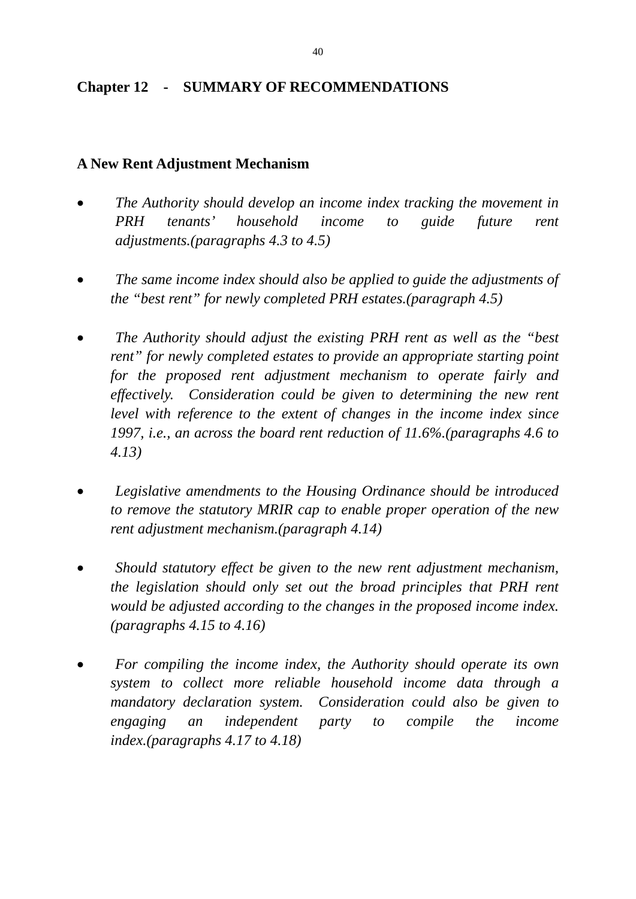## Chapter 12 - SUMMARY OF RECOMMENDATIONS

### A New Rent Adjustment Mechanism

- *The Authority should develop an income index tracking the movement in PRH tenants' household income to guide future rent adjustments.(paragraphs 4.3 to 4.5)*

- *The same income index should also be applied to guide the adjustments of the "best rent" for newly completed PRH estates.(paragraph 4.5)*

- *The Authority should adjust the existing PRH rent as well as the "best rent" for newly completed estates to provide an appropriate starting point for the proposed rent adjustment mechanism to operate fairly and effectively. Consideration could be given to determining the new rent level with reference to the extent of changes in the income index since 1997, i.e., an across the board rent reduction of 11.6%.(paragraphs 4.6 to 4.13)*

- *Legislative amendments to the Housing Ordinance should be introduced to remove the statutory MRIR cap to enable proper operation of the new rent adjustment mechanism.(paragraph 4.14)*

- *Should statutory effect be given to the new rent adjustment mechanism, the legislation should only set out the broad principles that PRH rent would be adjusted according to the changes in the proposed income index. (paragraphs 4.15 to 4.16)*

- *For compiling the income index, the Authority should operate its own system to collect more reliable household income data through a mandatory declaration system. Consideration could also be given to engaging an independent party to compile the income index.(paragraphs 4.17 to 4.18)*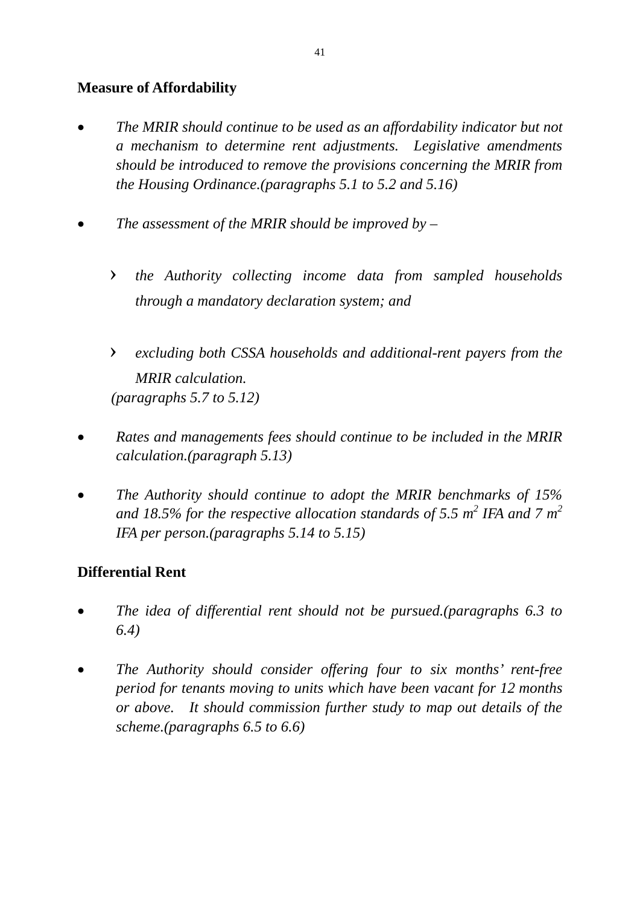**Measure of Affordability**

- *The MRIR should continue to be used as an affordability indicator but not a mechanism to determine rent adjustments. Legislative amendments should be introduced to remove the provisions concerning the MRIR from the Housing Ordinance.(paragraphs 5.1 to 5.2 and 5.16)*

- *The assessment of the MRIR should be improved by –*

  › *the Authority collecting income data from sampled households through a mandatory declaration system; and*

  › *excluding both CSSA households and additional-rent payers from the MRIR calculation.*

  *(paragraphs 5.7 to 5.12)*

- *Rates and managements fees should continue to be included in the MRIR calculation.(paragraph 5.13)*

- *The Authority should continue to adopt the MRIR benchmarks of 15% and 18.5% for the respective allocation standards of 5.5 $m^2$ IFA and 7 $m^2$ IFA per person.(paragraphs 5.14 to 5.15)*

**Differential Rent**

- *The idea of differential rent should not be pursued.(paragraphs 6.3 to 6.4)*

- *The Authority should consider offering four to six months' rent-free period for tenants moving to units which have been vacant for 12 months or above. It should commission further study to map out details of the scheme.(paragraphs 6.5 to 6.6)*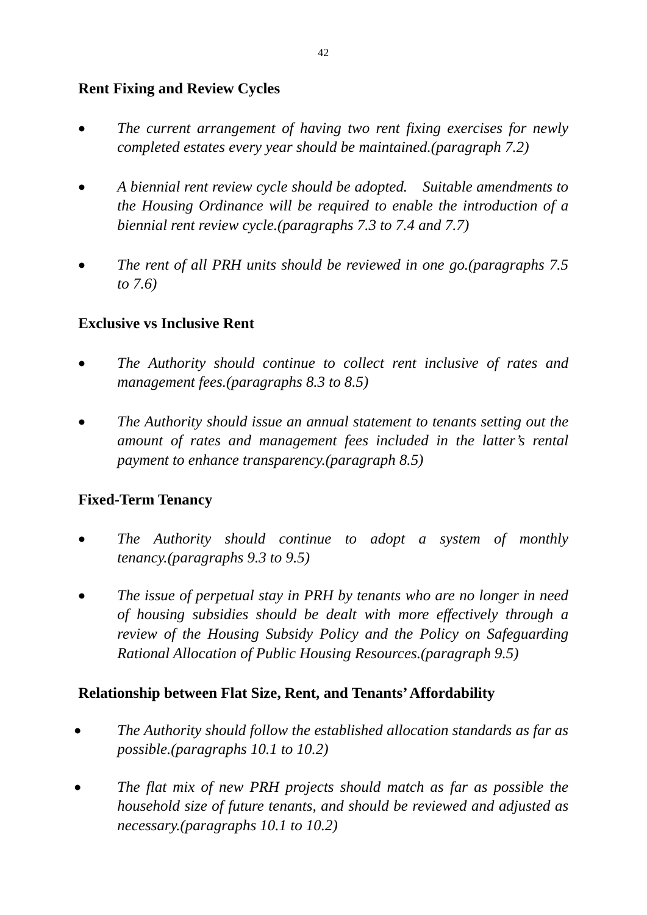**Rent Fixing and Review Cycles**

- *The current arrangement of having two rent fixing exercises for newly completed estates every year should be maintained.(paragraph 7.2)*

- *A biennial rent review cycle should be adopted. Suitable amendments to the Housing Ordinance will be required to enable the introduction of a biennial rent review cycle.(paragraphs 7.3 to 7.4 and 7.7)*

- *The rent of all PRH units should be reviewed in one go.(paragraphs 7.5 to 7.6)*

**Exclusive vs Inclusive Rent**

- *The Authority should continue to collect rent inclusive of rates and management fees.(paragraphs 8.3 to 8.5)*

- *The Authority should issue an annual statement to tenants setting out the amount of rates and management fees included in the latter's rental payment to enhance transparency.(paragraph 8.5)*

**Fixed-Term Tenancy**

- *The Authority should continue to adopt a system of monthly tenancy.(paragraphs 9.3 to 9.5)*

- *The issue of perpetual stay in PRH by tenants who are no longer in need of housing subsidies should be dealt with more effectively through a review of the Housing Subsidy Policy and the Policy on Safeguarding Rational Allocation of Public Housing Resources.(paragraph 9.5)*

**Relationship between Flat Size, Rent, and Tenants' Affordability**

- *The Authority should follow the established allocation standards as far as possible.(paragraphs 10.1 to 10.2)*

- *The flat mix of new PRH projects should match as far as possible the household size of future tenants, and should be reviewed and adjusted as necessary.(paragraphs 10.1 to 10.2)*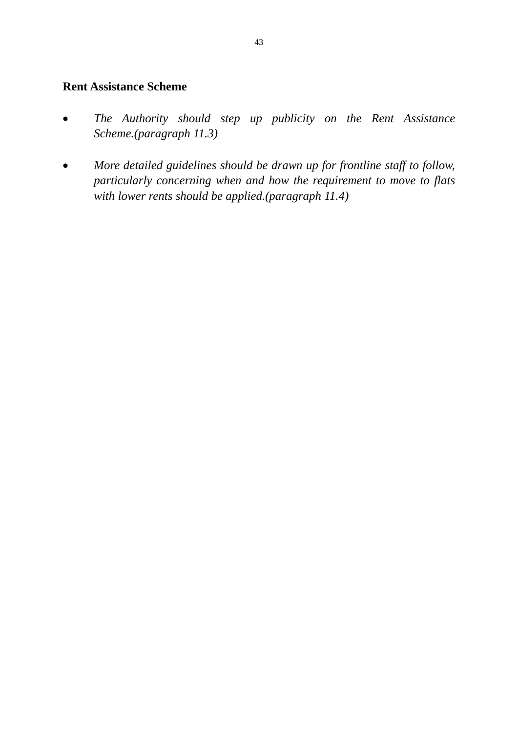**Rent Assistance Scheme**

- *The Authority should step up publicity on the Rent Assistance Scheme.(paragraph 11.3)*

- *More detailed guidelines should be drawn up for frontline staff to follow, particularly concerning when and how the requirement to move to flats with lower rents should be applied.(paragraph 11.4)*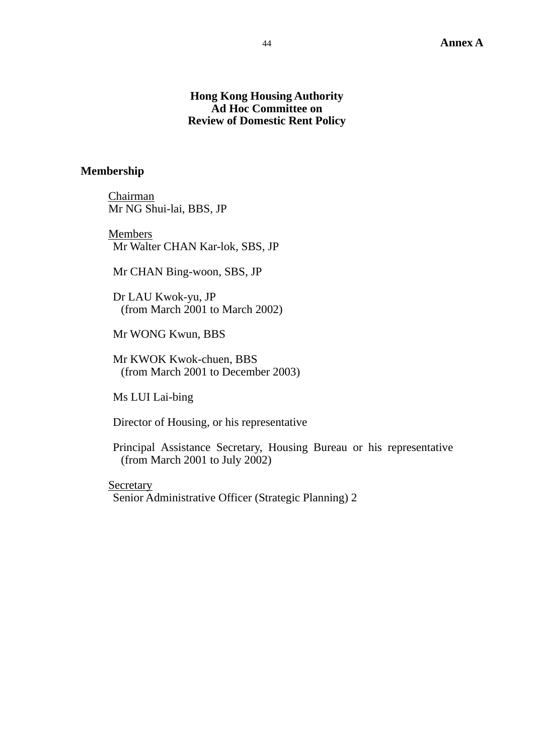**Annex A**

# Hong Kong Housing Authority
# Ad Hoc Committee on
# Review of Domestic Rent Policy

## Membership

Chairman
Mr NG Shui-lai, BBS, JP

Members
Mr Walter CHAN Kar-lok, SBS, JP

Mr CHAN Bing-woon, SBS, JP

Dr LAU Kwok-yu, JP
(from March 2001 to March 2002)

Mr WONG Kwun, BBS

Mr KWOK Kwok-chuen, BBS
(from March 2001 to December 2003)

Ms LUI Lai-bing

Director of Housing, or his representative

Principal Assistance Secretary, Housing Bureau or his representative
(from March 2001 to July 2002)

Secretary
Senior Administrative Officer (Strategic Planning) 2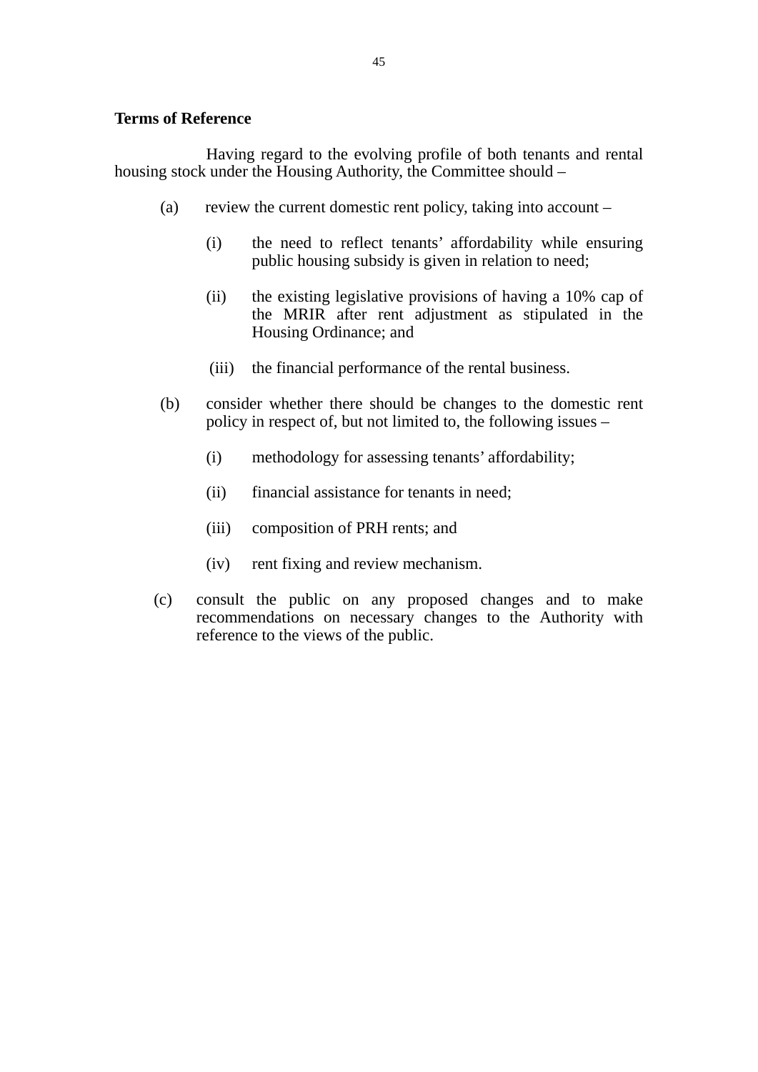**Terms of Reference**

Having regard to the evolving profile of both tenants and rental housing stock under the Housing Authority, the Committee should –

(a) review the current domestic rent policy, taking into account –

  (i) the need to reflect tenants' affordability while ensuring public housing subsidy is given in relation to need;

  (ii) the existing legislative provisions of having a 10% cap of the MRIR after rent adjustment as stipulated in the Housing Ordinance; and

  (iii) the financial performance of the rental business.

(b) consider whether there should be changes to the domestic rent policy in respect of, but not limited to, the following issues –

  (i) methodology for assessing tenants' affordability;

  (ii) financial assistance for tenants in need;

  (iii) composition of PRH rents; and

  (iv) rent fixing and review mechanism.

(c) consult the public on any proposed changes and to make recommendations on necessary changes to the Authority with reference to the views of the public.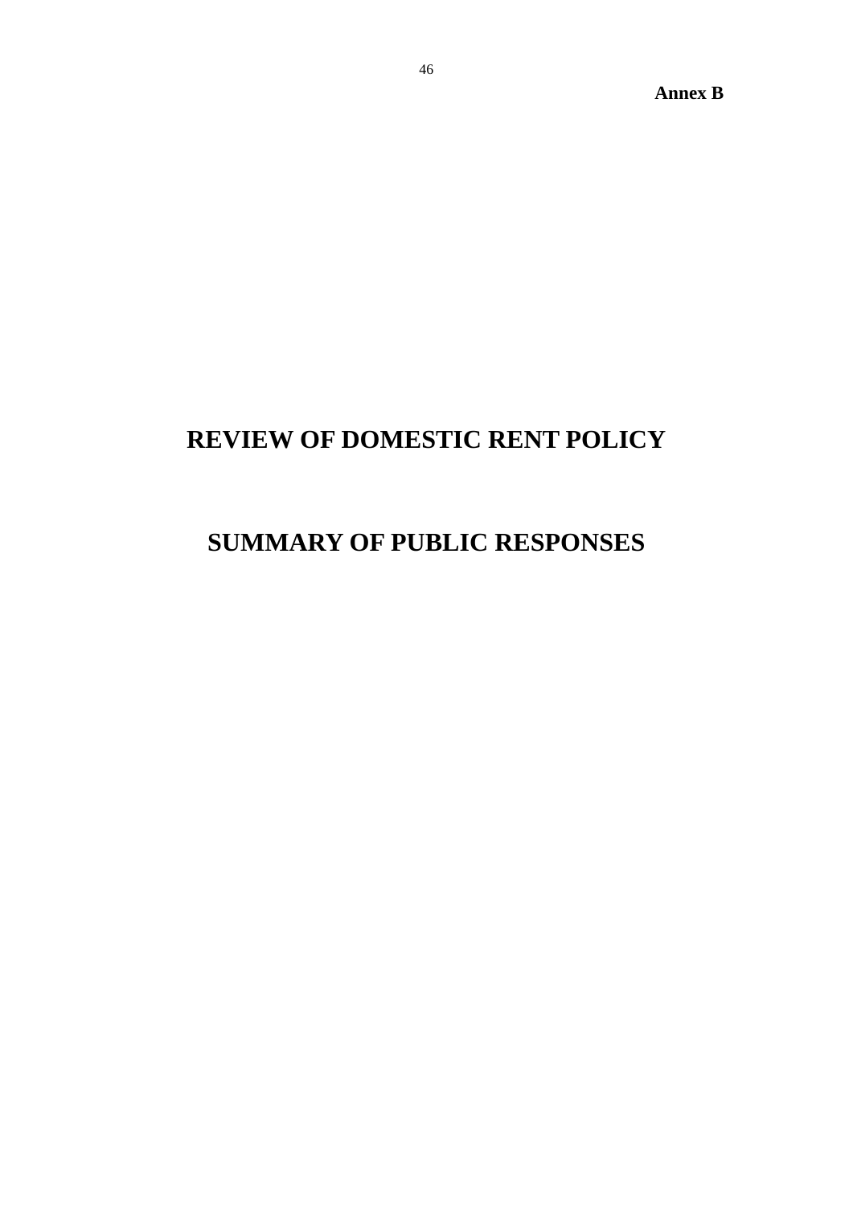**Annex B**

# REVIEW OF DOMESTIC RENT POLICY

# SUMMARY OF PUBLIC RESPONSES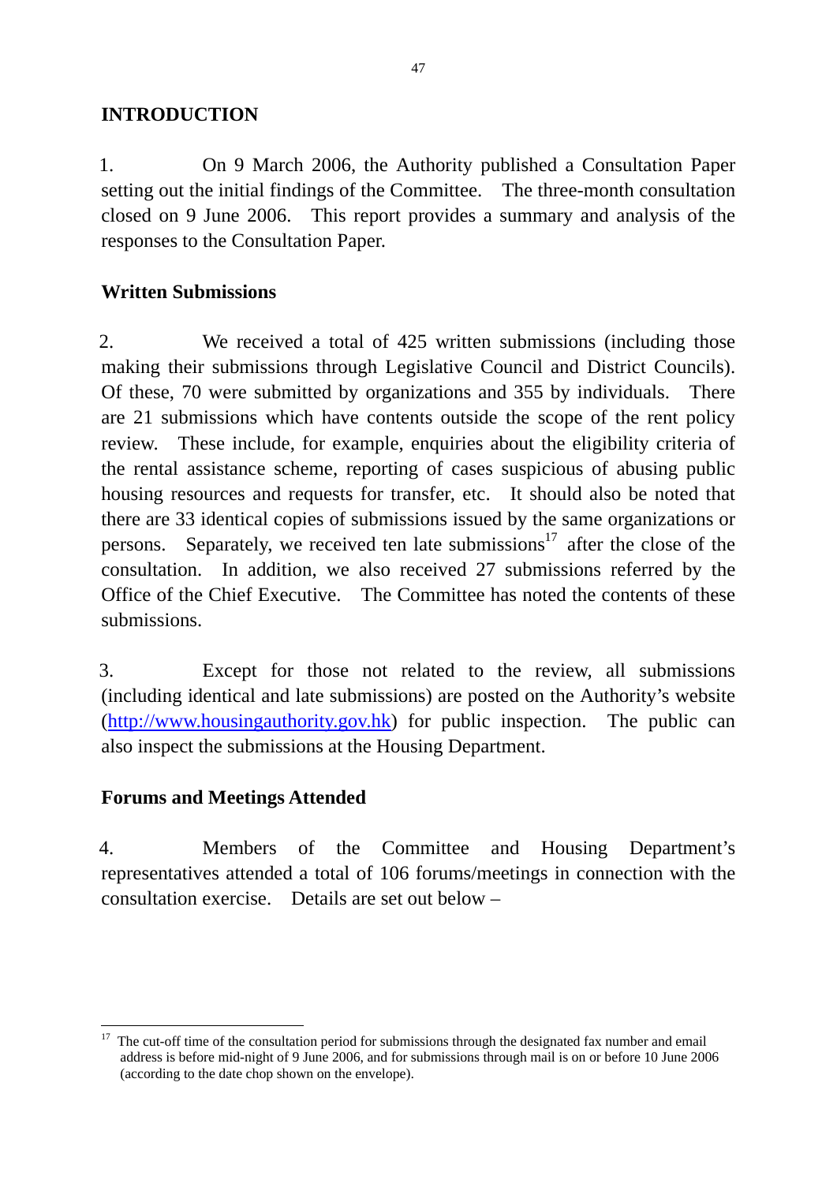## INTRODUCTION

1. On 9 March 2006, the Authority published a Consultation Paper setting out the initial findings of the Committee. The three-month consultation closed on 9 June 2006. This report provides a summary and analysis of the responses to the Consultation Paper.

### Written Submissions

2. We received a total of 425 written submissions (including those making their submissions through Legislative Council and District Councils). Of these, 70 were submitted by organizations and 355 by individuals. There are 21 submissions which have contents outside the scope of the rent policy review. These include, for example, enquiries about the eligibility criteria of the rental assistance scheme, reporting of cases suspicious of abusing public housing resources and requests for transfer, etc. It should also be noted that there are 33 identical copies of submissions issued by the same organizations or persons. Separately, we received ten late submissions[17] after the close of the consultation. In addition, we also received 27 submissions referred by the Office of the Chief Executive. The Committee has noted the contents of these submissions.

3. Except for those not related to the review, all submissions (including identical and late submissions) are posted on the Authority's website (http://www.housingauthority.gov.hk) for public inspection. The public can also inspect the submissions at the Housing Department.

### Forums and Meetings Attended

4. Members of the Committee and Housing Department's representatives attended a total of 106 forums/meetings in connection with the consultation exercise. Details are set out below –

---

[17] The cut-off time of the consultation period for submissions through the designated fax number and email address is before mid-night of 9 June 2006, and for submissions through mail is on or before 10 June 2006 (according to the date chop shown on the envelope).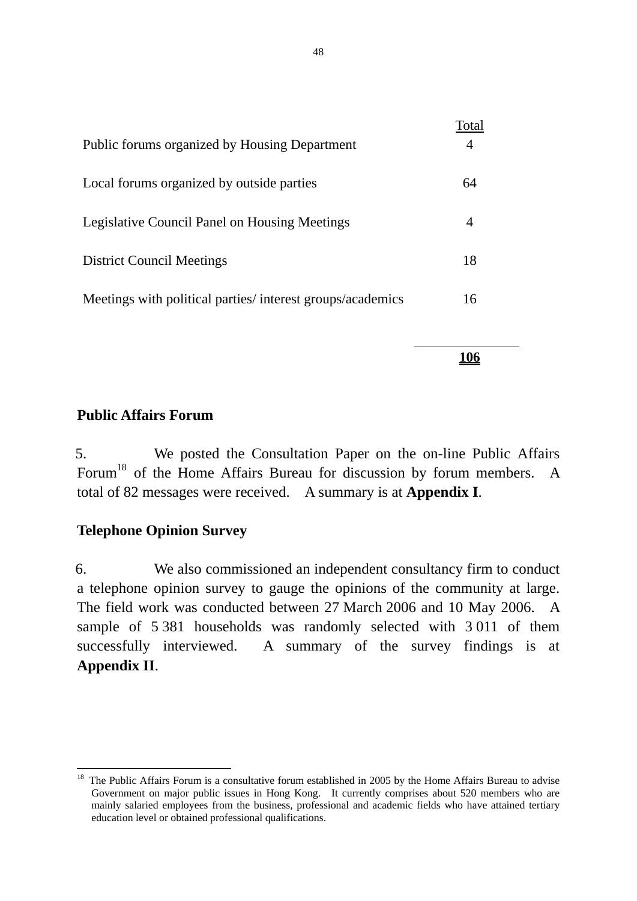| | Total |
|---|---|
| Public forums organized by Housing Department | 4 |
| Local forums organized by outside parties | 64 |
| Legislative Council Panel on Housing Meetings | 4 |
| District Council Meetings | 18 |
| Meetings with political parties/ interest groups/academics | 16 |
| | **106** |

**Public Affairs Forum**

5. We posted the Consultation Paper on the on-line Public Affairs Forum[18] of the Home Affairs Bureau for discussion by forum members. A total of 82 messages were received. A summary is at **Appendix I**.

**Telephone Opinion Survey**

6. We also commissioned an independent consultancy firm to conduct a telephone opinion survey to gauge the opinions of the community at large. The field work was conducted between 27 March 2006 and 10 May 2006. A sample of 5 381 households was randomly selected with 3 011 of them successfully interviewed. A summary of the survey findings is at **Appendix II**.

---

[18] The Public Affairs Forum is a consultative forum established in 2005 by the Home Affairs Bureau to advise Government on major public issues in Hong Kong. It currently comprises about 520 members who are mainly salaried employees from the business, professional and academic fields who have attained tertiary education level or obtained professional qualifications.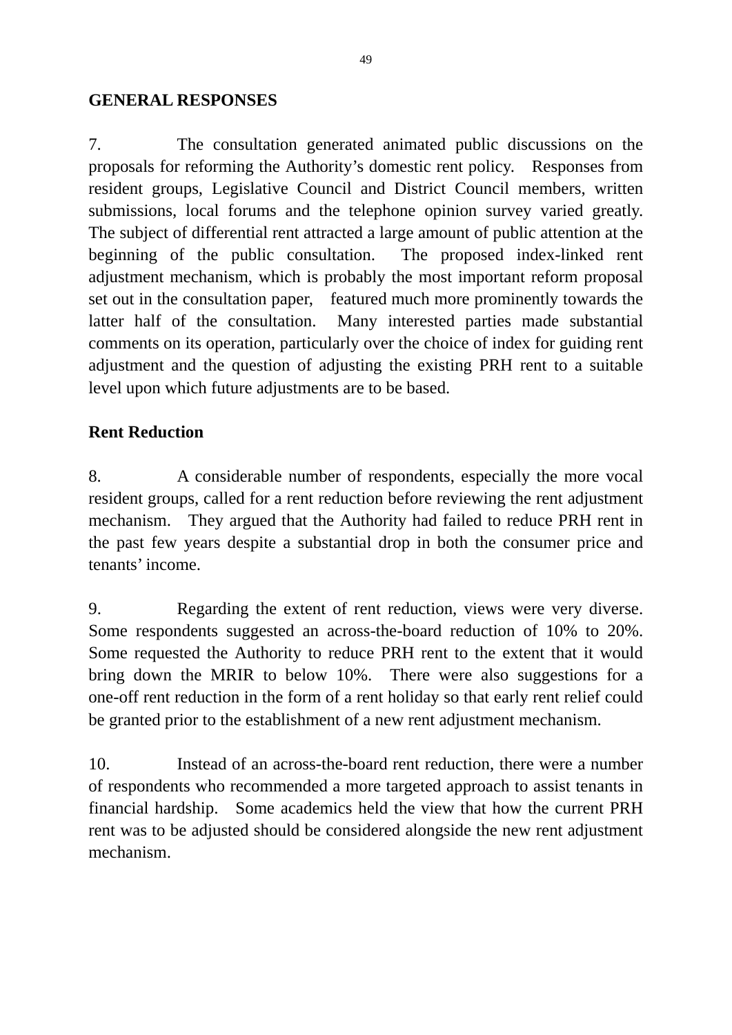## GENERAL RESPONSES

7. The consultation generated animated public discussions on the proposals for reforming the Authority's domestic rent policy. Responses from resident groups, Legislative Council and District Council members, written submissions, local forums and the telephone opinion survey varied greatly. The subject of differential rent attracted a large amount of public attention at the beginning of the public consultation. The proposed index-linked rent adjustment mechanism, which is probably the most important reform proposal set out in the consultation paper, featured much more prominently towards the latter half of the consultation. Many interested parties made substantial comments on its operation, particularly over the choice of index for guiding rent adjustment and the question of adjusting the existing PRH rent to a suitable level upon which future adjustments are to be based.

### Rent Reduction

8. A considerable number of respondents, especially the more vocal resident groups, called for a rent reduction before reviewing the rent adjustment mechanism. They argued that the Authority had failed to reduce PRH rent in the past few years despite a substantial drop in both the consumer price and tenants' income.

9. Regarding the extent of rent reduction, views were very diverse. Some respondents suggested an across-the-board reduction of 10% to 20%. Some requested the Authority to reduce PRH rent to the extent that it would bring down the MRIR to below 10%. There were also suggestions for a one-off rent reduction in the form of a rent holiday so that early rent relief could be granted prior to the establishment of a new rent adjustment mechanism.

10. Instead of an across-the-board rent reduction, there were a number of respondents who recommended a more targeted approach to assist tenants in financial hardship. Some academics held the view that how the current PRH rent was to be adjusted should be considered alongside the new rent adjustment mechanism.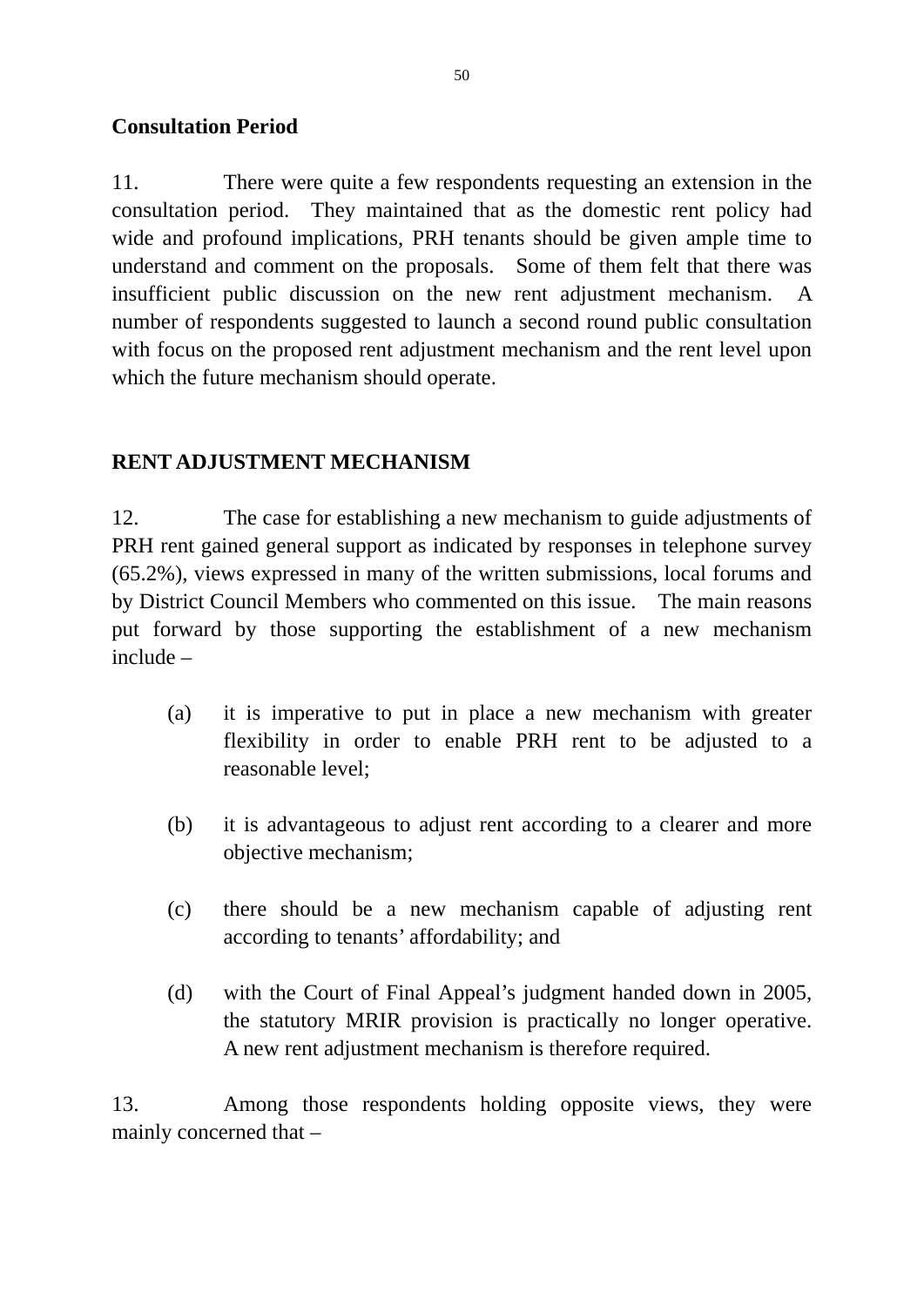**Consultation Period**

11. There were quite a few respondents requesting an extension in the consultation period. They maintained that as the domestic rent policy had wide and profound implications, PRH tenants should be given ample time to understand and comment on the proposals. Some of them felt that there was insufficient public discussion on the new rent adjustment mechanism. A number of respondents suggested to launch a second round public consultation with focus on the proposed rent adjustment mechanism and the rent level upon which the future mechanism should operate.

## RENT ADJUSTMENT MECHANISM

12. The case for establishing a new mechanism to guide adjustments of PRH rent gained general support as indicated by responses in telephone survey (65.2%), views expressed in many of the written submissions, local forums and by District Council Members who commented on this issue. The main reasons put forward by those supporting the establishment of a new mechanism include –

(a) it is imperative to put in place a new mechanism with greater flexibility in order to enable PRH rent to be adjusted to a reasonable level;

(b) it is advantageous to adjust rent according to a clearer and more objective mechanism;

(c) there should be a new mechanism capable of adjusting rent according to tenants' affordability; and

(d) with the Court of Final Appeal's judgment handed down in 2005, the statutory MRIR provision is practically no longer operative. A new rent adjustment mechanism is therefore required.

13. Among those respondents holding opposite views, they were mainly concerned that –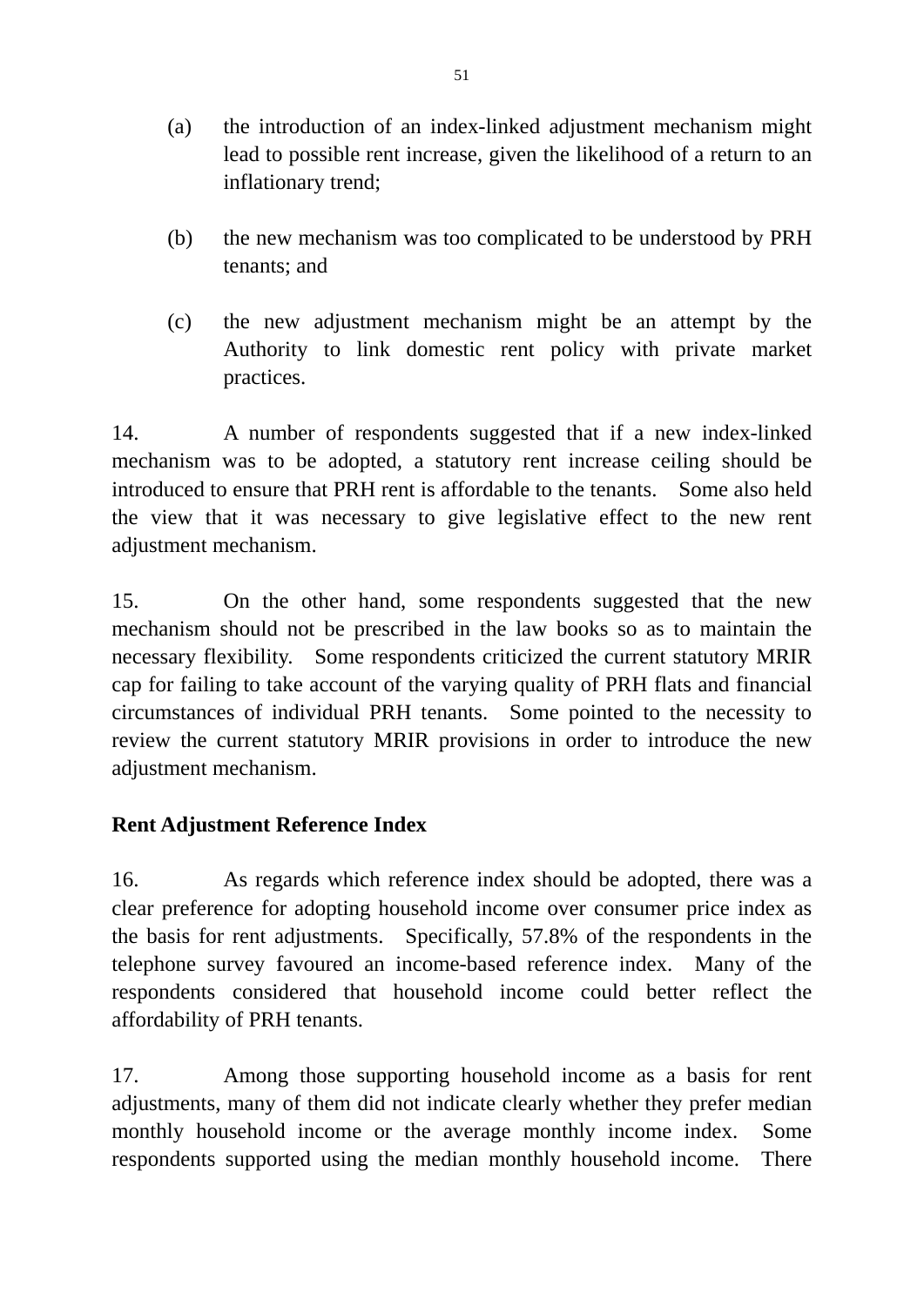(a) the introduction of an index-linked adjustment mechanism might lead to possible rent increase, given the likelihood of a return to an inflationary trend;

(b) the new mechanism was too complicated to be understood by PRH tenants; and

(c) the new adjustment mechanism might be an attempt by the Authority to link domestic rent policy with private market practices.

14. A number of respondents suggested that if a new index-linked mechanism was to be adopted, a statutory rent increase ceiling should be introduced to ensure that PRH rent is affordable to the tenants. Some also held the view that it was necessary to give legislative effect to the new rent adjustment mechanism.

15. On the other hand, some respondents suggested that the new mechanism should not be prescribed in the law books so as to maintain the necessary flexibility. Some respondents criticized the current statutory MRIR cap for failing to take account of the varying quality of PRH flats and financial circumstances of individual PRH tenants. Some pointed to the necessity to review the current statutory MRIR provisions in order to introduce the new adjustment mechanism.

**Rent Adjustment Reference Index**

16. As regards which reference index should be adopted, there was a clear preference for adopting household income over consumer price index as the basis for rent adjustments. Specifically, 57.8% of the respondents in the telephone survey favoured an income-based reference index. Many of the respondents considered that household income could better reflect the affordability of PRH tenants.

17. Among those supporting household income as a basis for rent adjustments, many of them did not indicate clearly whether they prefer median monthly household income or the average monthly income index. Some respondents supported using the median monthly household income. There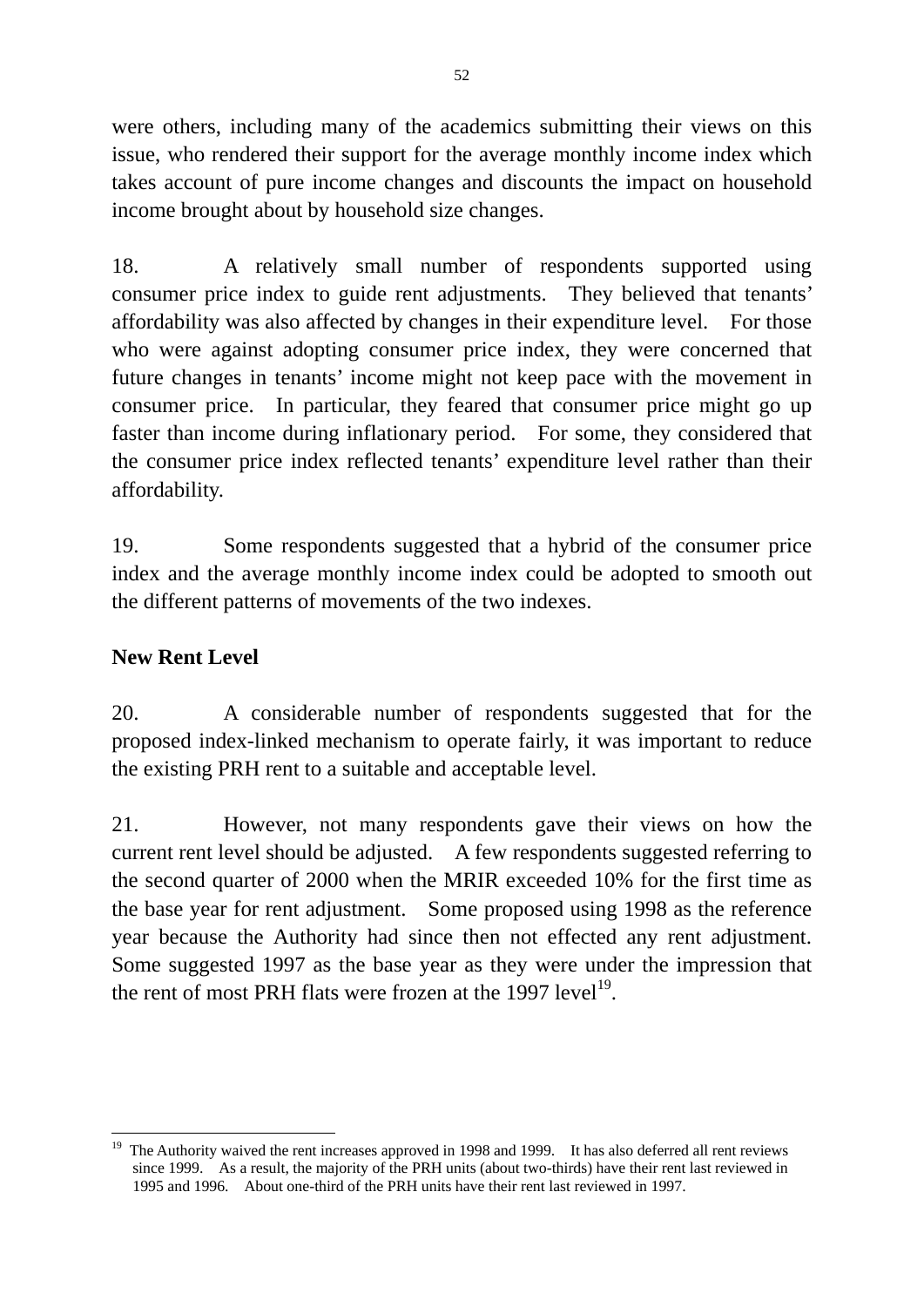were others, including many of the academics submitting their views on this issue, who rendered their support for the average monthly income index which takes account of pure income changes and discounts the impact on household income brought about by household size changes.

18. A relatively small number of respondents supported using consumer price index to guide rent adjustments. They believed that tenants' affordability was also affected by changes in their expenditure level. For those who were against adopting consumer price index, they were concerned that future changes in tenants' income might not keep pace with the movement in consumer price. In particular, they feared that consumer price might go up faster than income during inflationary period. For some, they considered that the consumer price index reflected tenants' expenditure level rather than their affordability.

19. Some respondents suggested that a hybrid of the consumer price index and the average monthly income index could be adopted to smooth out the different patterns of movements of the two indexes.

**New Rent Level**

20. A considerable number of respondents suggested that for the proposed index-linked mechanism to operate fairly, it was important to reduce the existing PRH rent to a suitable and acceptable level.

21. However, not many respondents gave their views on how the current rent level should be adjusted. A few respondents suggested referring to the second quarter of 2000 when the MRIR exceeded 10% for the first time as the base year for rent adjustment. Some proposed using 1998 as the reference year because the Authority had since then not effected any rent adjustment. Some suggested 1997 as the base year as they were under the impression that the rent of most PRH flats were frozen at the 1997 level[19].

---

[19] The Authority waived the rent increases approved in 1998 and 1999. It has also deferred all rent reviews since 1999. As a result, the majority of the PRH units (about two-thirds) have their rent last reviewed in 1995 and 1996. About one-third of the PRH units have their rent last reviewed in 1997.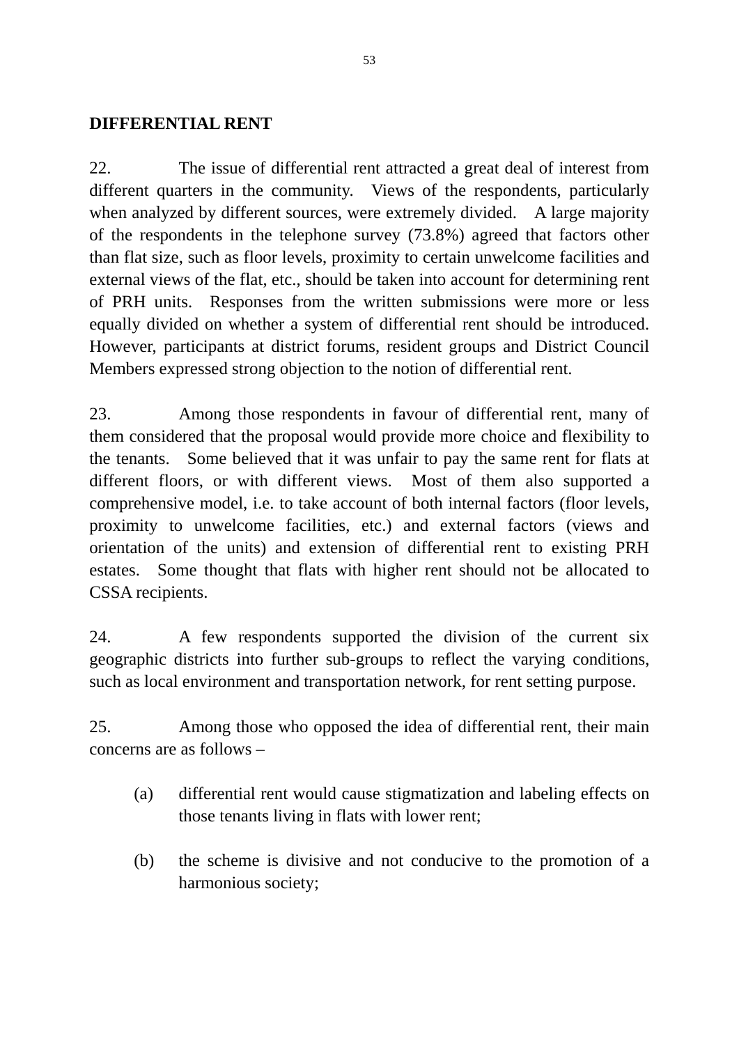**DIFFERENTIAL RENT**

22. The issue of differential rent attracted a great deal of interest from different quarters in the community. Views of the respondents, particularly when analyzed by different sources, were extremely divided. A large majority of the respondents in the telephone survey (73.8%) agreed that factors other than flat size, such as floor levels, proximity to certain unwelcome facilities and external views of the flat, etc., should be taken into account for determining rent of PRH units. Responses from the written submissions were more or less equally divided on whether a system of differential rent should be introduced. However, participants at district forums, resident groups and District Council Members expressed strong objection to the notion of differential rent.

23. Among those respondents in favour of differential rent, many of them considered that the proposal would provide more choice and flexibility to the tenants. Some believed that it was unfair to pay the same rent for flats at different floors, or with different views. Most of them also supported a comprehensive model, i.e. to take account of both internal factors (floor levels, proximity to unwelcome facilities, etc.) and external factors (views and orientation of the units) and extension of differential rent to existing PRH estates. Some thought that flats with higher rent should not be allocated to CSSA recipients.

24. A few respondents supported the division of the current six geographic districts into further sub-groups to reflect the varying conditions, such as local environment and transportation network, for rent setting purpose.

25. Among those who opposed the idea of differential rent, their main concerns are as follows –

(a) differential rent would cause stigmatization and labeling effects on those tenants living in flats with lower rent;

(b) the scheme is divisive and not conducive to the promotion of a harmonious society;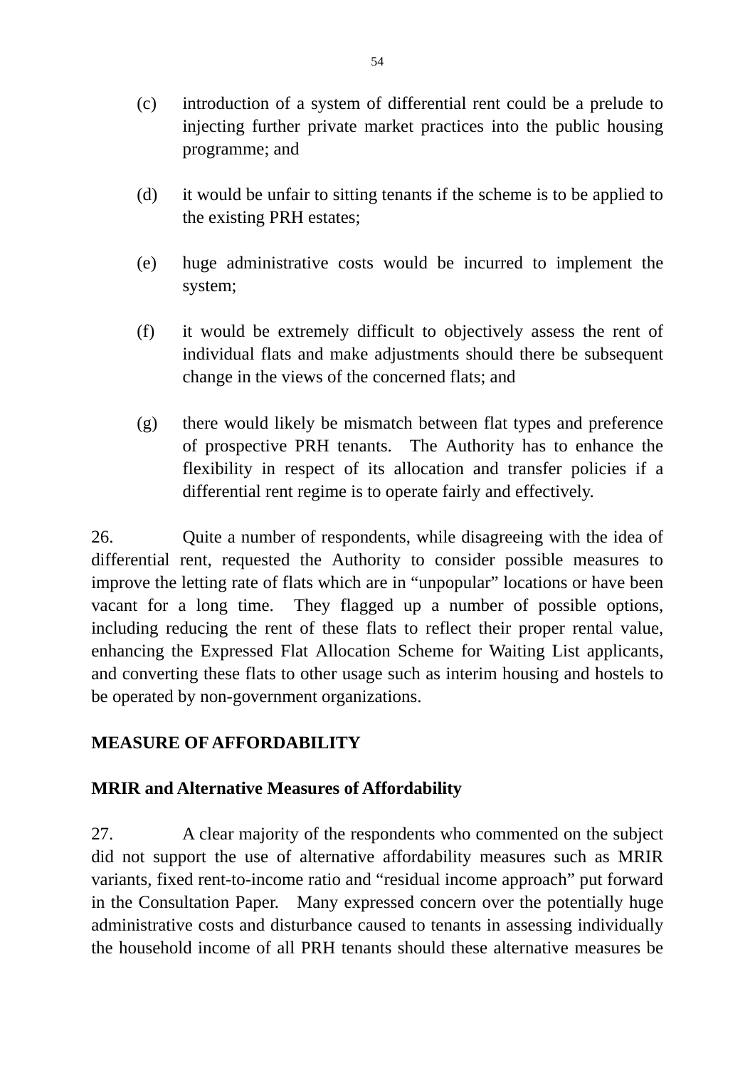(c) introduction of a system of differential rent could be a prelude to injecting further private market practices into the public housing programme; and

(d) it would be unfair to sitting tenants if the scheme is to be applied to the existing PRH estates;

(e) huge administrative costs would be incurred to implement the system;

(f) it would be extremely difficult to objectively assess the rent of individual flats and make adjustments should there be subsequent change in the views of the concerned flats; and

(g) there would likely be mismatch between flat types and preference of prospective PRH tenants. The Authority has to enhance the flexibility in respect of its allocation and transfer policies if a differential rent regime is to operate fairly and effectively.

26. Quite a number of respondents, while disagreeing with the idea of differential rent, requested the Authority to consider possible measures to improve the letting rate of flats which are in "unpopular" locations or have been vacant for a long time. They flagged up a number of possible options, including reducing the rent of these flats to reflect their proper rental value, enhancing the Expressed Flat Allocation Scheme for Waiting List applicants, and converting these flats to other usage such as interim housing and hostels to be operated by non-government organizations.

## MEASURE OF AFFORDABILITY

### MRIR and Alternative Measures of Affordability

27. A clear majority of the respondents who commented on the subject did not support the use of alternative affordability measures such as MRIR variants, fixed rent-to-income ratio and "residual income approach" put forward in the Consultation Paper. Many expressed concern over the potentially huge administrative costs and disturbance caused to tenants in assessing individually the household income of all PRH tenants should these alternative measures be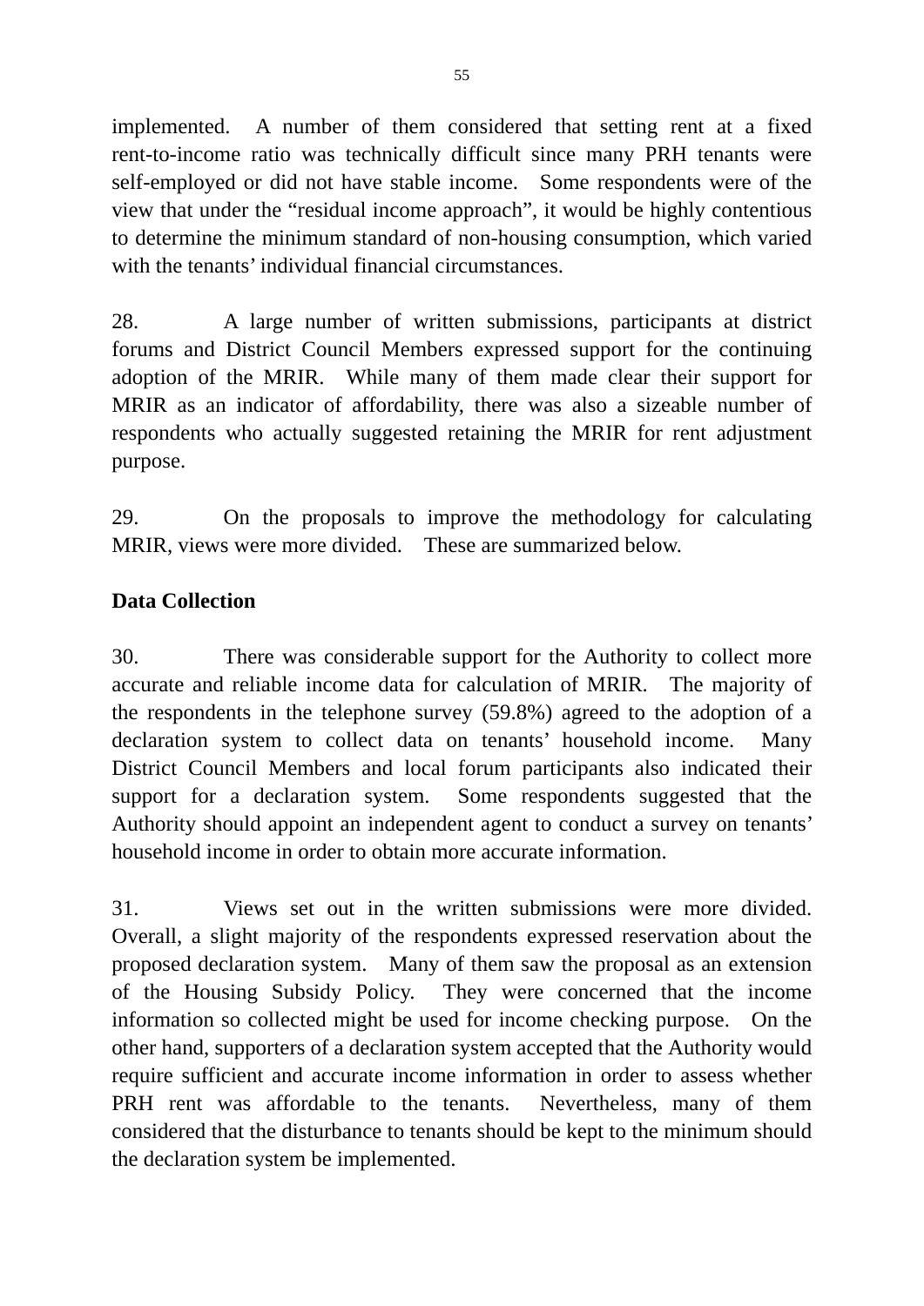implemented. A number of them considered that setting rent at a fixed rent-to-income ratio was technically difficult since many PRH tenants were self-employed or did not have stable income. Some respondents were of the view that under the "residual income approach", it would be highly contentious to determine the minimum standard of non-housing consumption, which varied with the tenants' individual financial circumstances.

28. A large number of written submissions, participants at district forums and District Council Members expressed support for the continuing adoption of the MRIR. While many of them made clear their support for MRIR as an indicator of affordability, there was also a sizeable number of respondents who actually suggested retaining the MRIR for rent adjustment purpose.

29. On the proposals to improve the methodology for calculating MRIR, views were more divided. These are summarized below.

**Data Collection**

30. There was considerable support for the Authority to collect more accurate and reliable income data for calculation of MRIR. The majority of the respondents in the telephone survey (59.8%) agreed to the adoption of a declaration system to collect data on tenants' household income. Many District Council Members and local forum participants also indicated their support for a declaration system. Some respondents suggested that the Authority should appoint an independent agent to conduct a survey on tenants' household income in order to obtain more accurate information.

31. Views set out in the written submissions were more divided. Overall, a slight majority of the respondents expressed reservation about the proposed declaration system. Many of them saw the proposal as an extension of the Housing Subsidy Policy. They were concerned that the income information so collected might be used for income checking purpose. On the other hand, supporters of a declaration system accepted that the Authority would require sufficient and accurate income information in order to assess whether PRH rent was affordable to the tenants. Nevertheless, many of them considered that the disturbance to tenants should be kept to the minimum should the declaration system be implemented.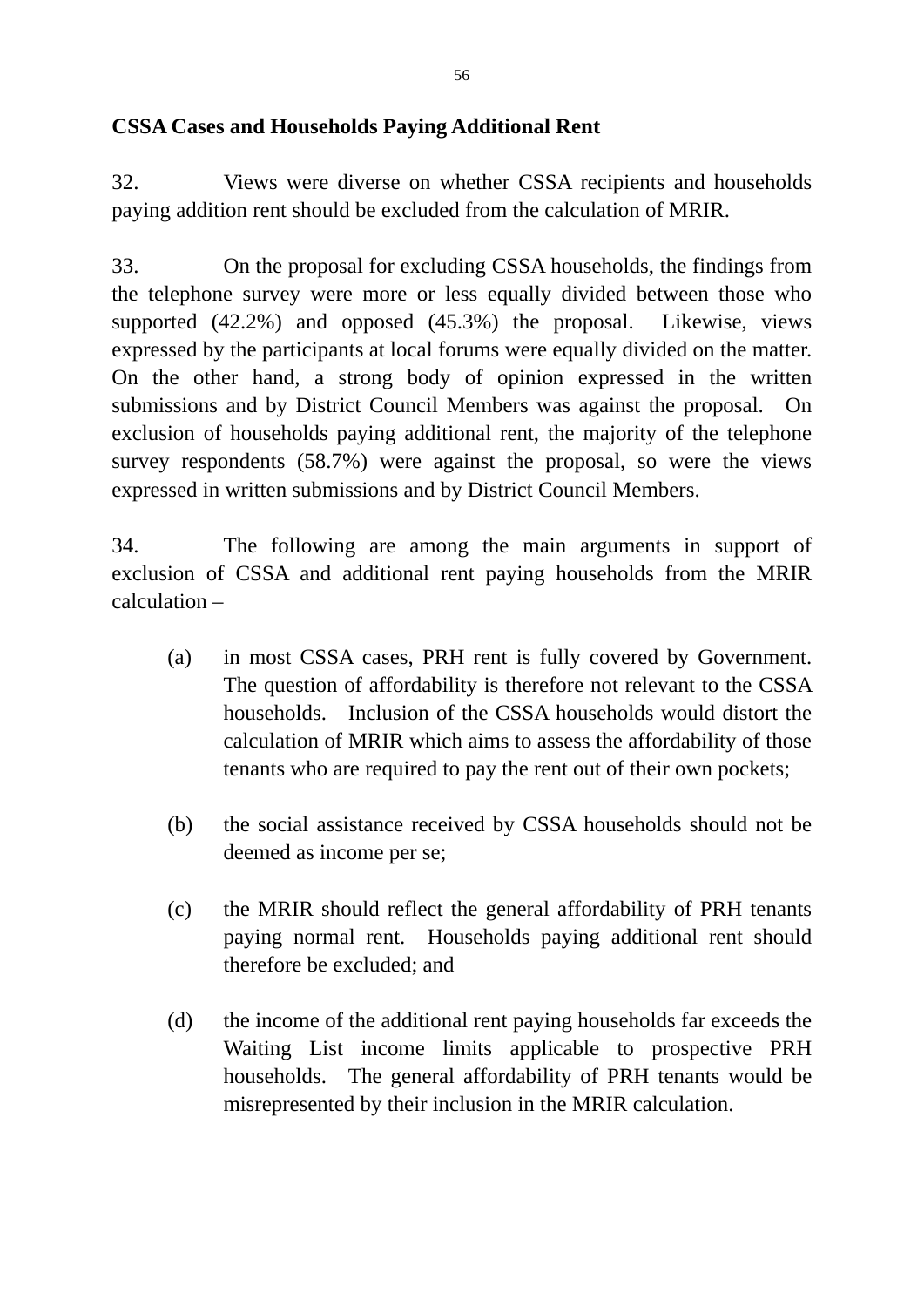**CSSA Cases and Households Paying Additional Rent**

32. Views were diverse on whether CSSA recipients and households paying addition rent should be excluded from the calculation of MRIR.

33. On the proposal for excluding CSSA households, the findings from the telephone survey were more or less equally divided between those who supported (42.2%) and opposed (45.3%) the proposal. Likewise, views expressed by the participants at local forums were equally divided on the matter. On the other hand, a strong body of opinion expressed in the written submissions and by District Council Members was against the proposal. On exclusion of households paying additional rent, the majority of the telephone survey respondents (58.7%) were against the proposal, so were the views expressed in written submissions and by District Council Members.

34. The following are among the main arguments in support of exclusion of CSSA and additional rent paying households from the MRIR calculation –

(a) in most CSSA cases, PRH rent is fully covered by Government. The question of affordability is therefore not relevant to the CSSA households. Inclusion of the CSSA households would distort the calculation of MRIR which aims to assess the affordability of those tenants who are required to pay the rent out of their own pockets;

(b) the social assistance received by CSSA households should not be deemed as income per se;

(c) the MRIR should reflect the general affordability of PRH tenants paying normal rent. Households paying additional rent should therefore be excluded; and

(d) the income of the additional rent paying households far exceeds the Waiting List income limits applicable to prospective PRH households. The general affordability of PRH tenants would be misrepresented by their inclusion in the MRIR calculation.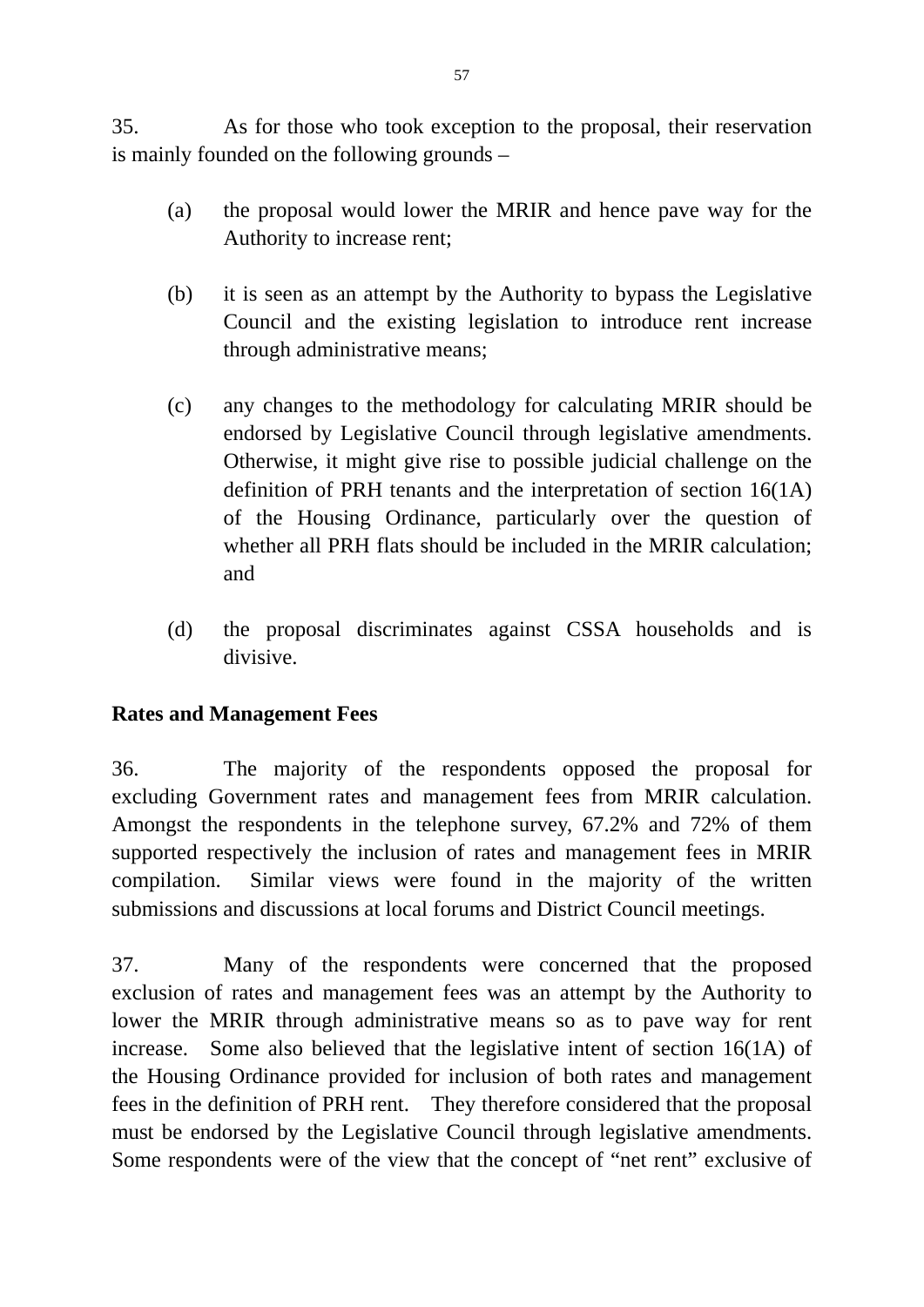35. As for those who took exception to the proposal, their reservation is mainly founded on the following grounds –

(a) the proposal would lower the MRIR and hence pave way for the Authority to increase rent;

(b) it is seen as an attempt by the Authority to bypass the Legislative Council and the existing legislation to introduce rent increase through administrative means;

(c) any changes to the methodology for calculating MRIR should be endorsed by Legislative Council through legislative amendments. Otherwise, it might give rise to possible judicial challenge on the definition of PRH tenants and the interpretation of section 16(1A) of the Housing Ordinance, particularly over the question of whether all PRH flats should be included in the MRIR calculation; and

(d) the proposal discriminates against CSSA households and is divisive.

**Rates and Management Fees**

36. The majority of the respondents opposed the proposal for excluding Government rates and management fees from MRIR calculation. Amongst the respondents in the telephone survey, 67.2% and 72% of them supported respectively the inclusion of rates and management fees in MRIR compilation. Similar views were found in the majority of the written submissions and discussions at local forums and District Council meetings.

37. Many of the respondents were concerned that the proposed exclusion of rates and management fees was an attempt by the Authority to lower the MRIR through administrative means so as to pave way for rent increase. Some also believed that the legislative intent of section 16(1A) of the Housing Ordinance provided for inclusion of both rates and management fees in the definition of PRH rent. They therefore considered that the proposal must be endorsed by the Legislative Council through legislative amendments. Some respondents were of the view that the concept of "net rent" exclusive of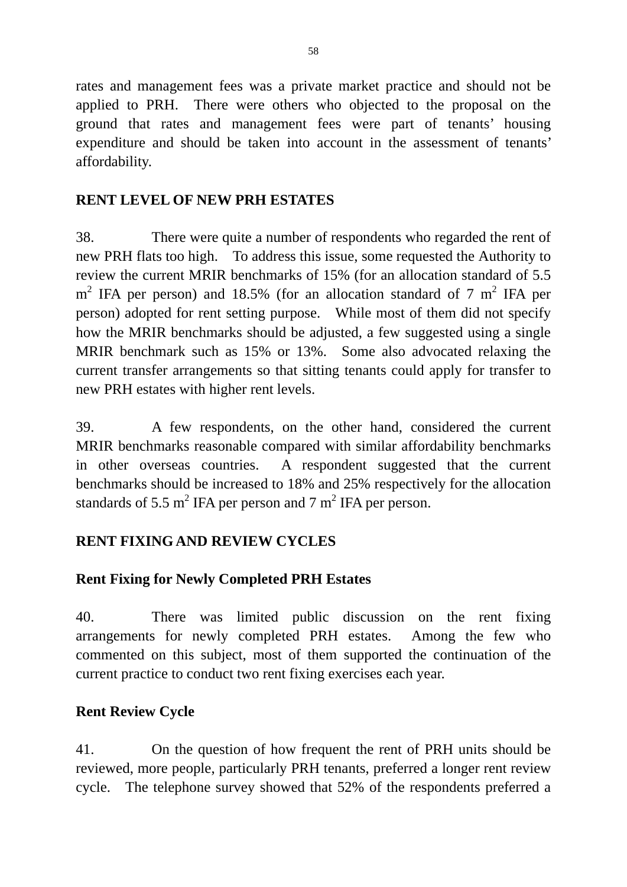rates and management fees was a private market practice and should not be applied to PRH. There were others who objected to the proposal on the ground that rates and management fees were part of tenants' housing expenditure and should be taken into account in the assessment of tenants' affordability.

## RENT LEVEL OF NEW PRH ESTATES

38. There were quite a number of respondents who regarded the rent of new PRH flats too high. To address this issue, some requested the Authority to review the current MRIR benchmarks of 15% (for an allocation standard of 5.5 $m^2$ IFA per person) and 18.5% (for an allocation standard of 7 $m^2$ IFA per person) adopted for rent setting purpose. While most of them did not specify how the MRIR benchmarks should be adjusted, a few suggested using a single MRIR benchmark such as 15% or 13%. Some also advocated relaxing the current transfer arrangements so that sitting tenants could apply for transfer to new PRH estates with higher rent levels.

39. A few respondents, on the other hand, considered the current MRIR benchmarks reasonable compared with similar affordability benchmarks in other overseas countries. A respondent suggested that the current benchmarks should be increased to 18% and 25% respectively for the allocation standards of 5.5 $m^2$ IFA per person and 7 $m^2$ IFA per person.

## RENT FIXING AND REVIEW CYCLES

### Rent Fixing for Newly Completed PRH Estates

40. There was limited public discussion on the rent fixing arrangements for newly completed PRH estates. Among the few who commented on this subject, most of them supported the continuation of the current practice to conduct two rent fixing exercises each year.

### Rent Review Cycle

41. On the question of how frequent the rent of PRH units should be reviewed, more people, particularly PRH tenants, preferred a longer rent review cycle. The telephone survey showed that 52% of the respondents preferred a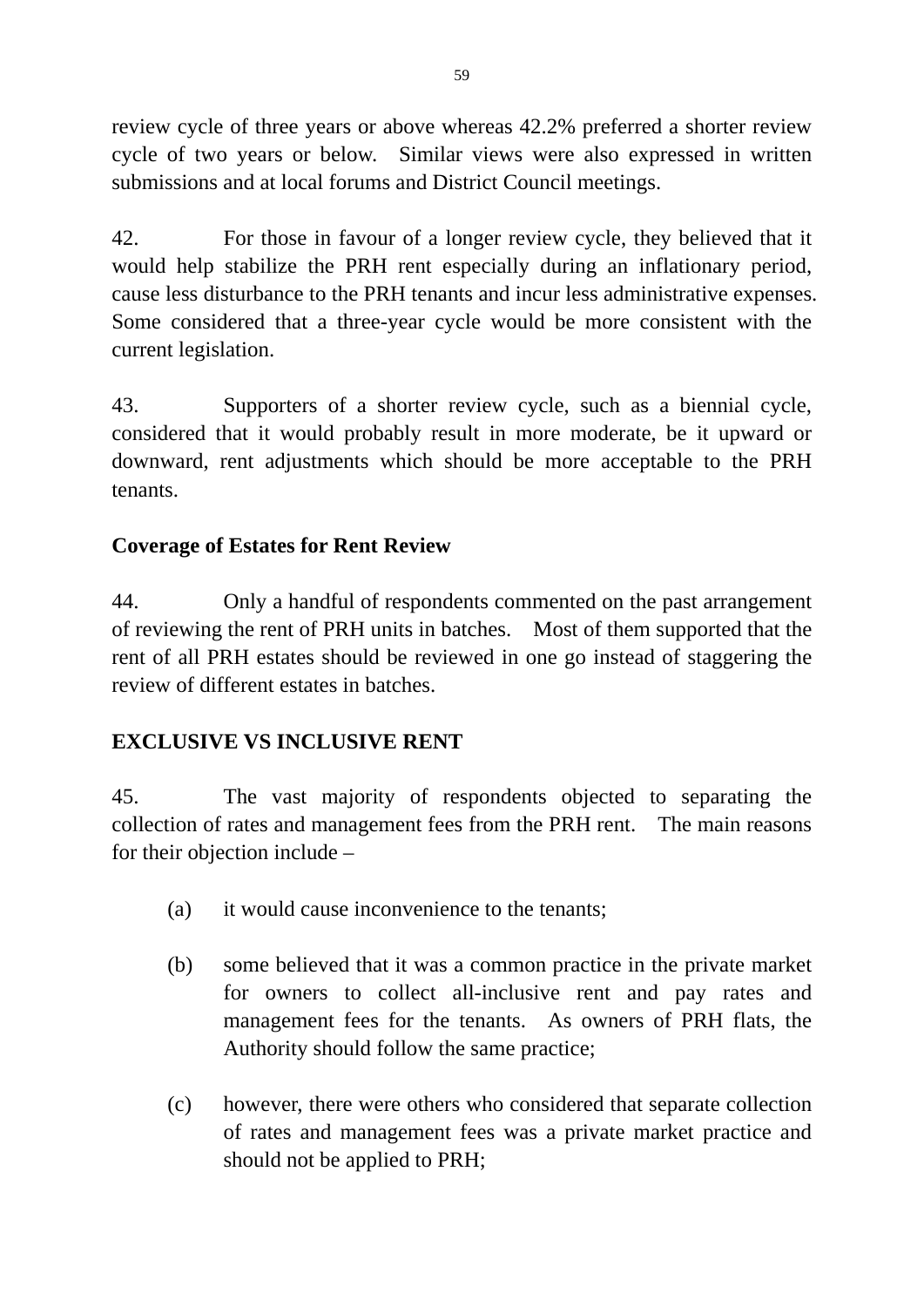review cycle of three years or above whereas 42.2% preferred a shorter review cycle of two years or below. Similar views were also expressed in written submissions and at local forums and District Council meetings.

42. For those in favour of a longer review cycle, they believed that it would help stabilize the PRH rent especially during an inflationary period, cause less disturbance to the PRH tenants and incur less administrative expenses. Some considered that a three-year cycle would be more consistent with the current legislation.

43. Supporters of a shorter review cycle, such as a biennial cycle, considered that it would probably result in more moderate, be it upward or downward, rent adjustments which should be more acceptable to the PRH tenants.

**Coverage of Estates for Rent Review**

44. Only a handful of respondents commented on the past arrangement of reviewing the rent of PRH units in batches. Most of them supported that the rent of all PRH estates should be reviewed in one go instead of staggering the review of different estates in batches.

**EXCLUSIVE VS INCLUSIVE RENT**

45. The vast majority of respondents objected to separating the collection of rates and management fees from the PRH rent. The main reasons for their objection include –

(a) it would cause inconvenience to the tenants;

(b) some believed that it was a common practice in the private market for owners to collect all-inclusive rent and pay rates and management fees for the tenants. As owners of PRH flats, the Authority should follow the same practice;

(c) however, there were others who considered that separate collection of rates and management fees was a private market practice and should not be applied to PRH;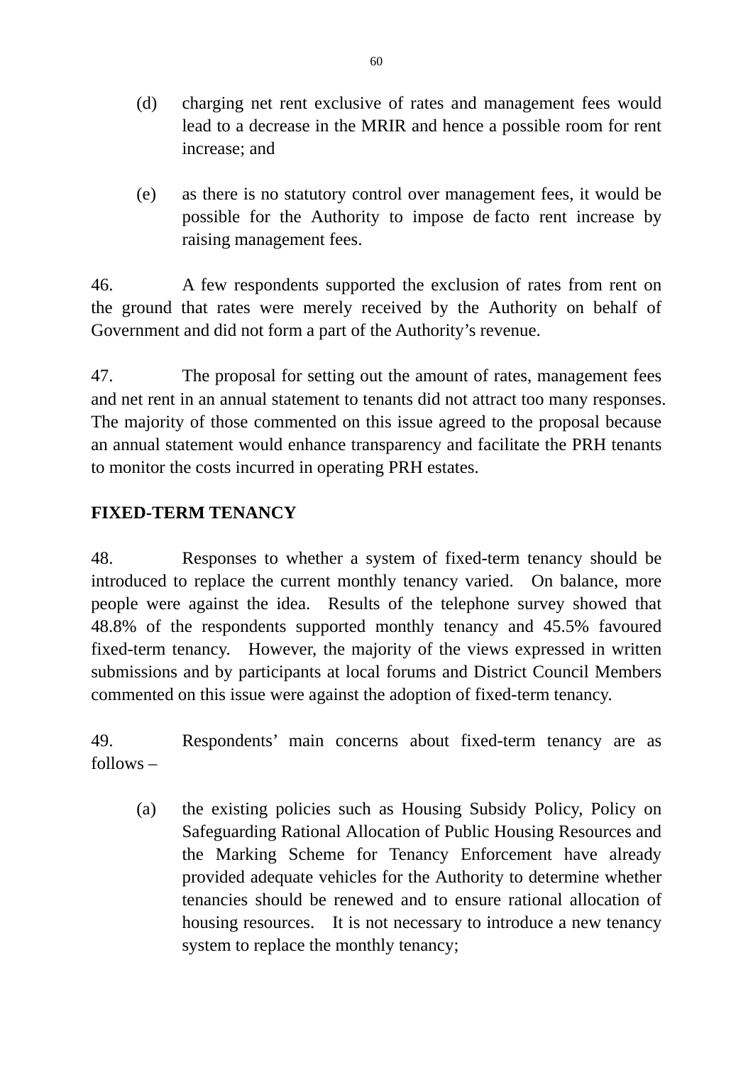(d) charging net rent exclusive of rates and management fees would lead to a decrease in the MRIR and hence a possible room for rent increase; and

(e) as there is no statutory control over management fees, it would be possible for the Authority to impose de facto rent increase by raising management fees.

46. A few respondents supported the exclusion of rates from rent on the ground that rates were merely received by the Authority on behalf of Government and did not form a part of the Authority's revenue.

47. The proposal for setting out the amount of rates, management fees and net rent in an annual statement to tenants did not attract too many responses. The majority of those commented on this issue agreed to the proposal because an annual statement would enhance transparency and facilitate the PRH tenants to monitor the costs incurred in operating PRH estates.

**FIXED-TERM TENANCY**

48. Responses to whether a system of fixed-term tenancy should be introduced to replace the current monthly tenancy varied. On balance, more people were against the idea. Results of the telephone survey showed that 48.8% of the respondents supported monthly tenancy and 45.5% favoured fixed-term tenancy. However, the majority of the views expressed in written submissions and by participants at local forums and District Council Members commented on this issue were against the adoption of fixed-term tenancy.

49. Respondents' main concerns about fixed-term tenancy are as follows –

(a) the existing policies such as Housing Subsidy Policy, Policy on Safeguarding Rational Allocation of Public Housing Resources and the Marking Scheme for Tenancy Enforcement have already provided adequate vehicles for the Authority to determine whether tenancies should be renewed and to ensure rational allocation of housing resources. It is not necessary to introduce a new tenancy system to replace the monthly tenancy;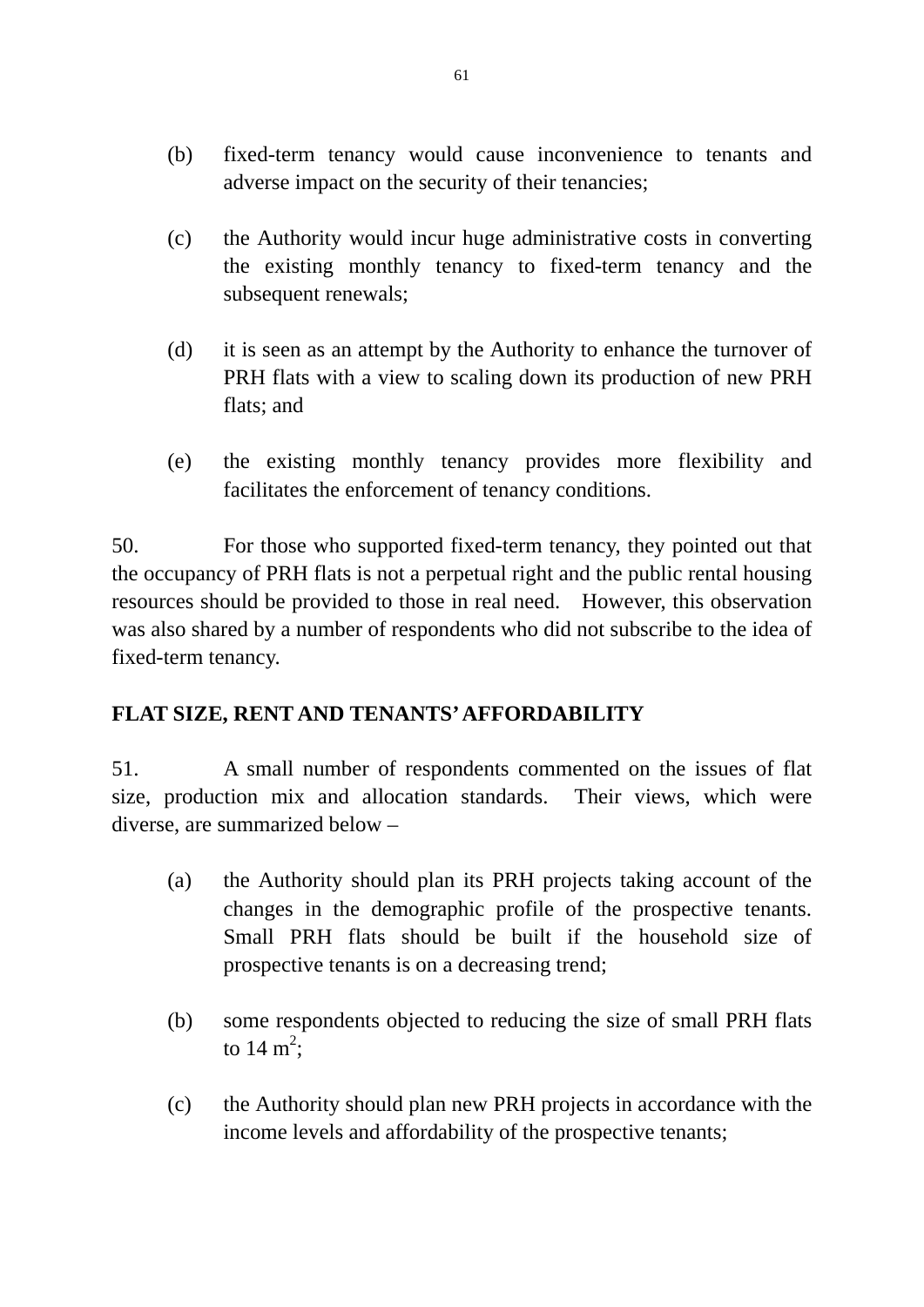(b) fixed-term tenancy would cause inconvenience to tenants and adverse impact on the security of their tenancies;

(c) the Authority would incur huge administrative costs in converting the existing monthly tenancy to fixed-term tenancy and the subsequent renewals;

(d) it is seen as an attempt by the Authority to enhance the turnover of PRH flats with a view to scaling down its production of new PRH flats; and

(e) the existing monthly tenancy provides more flexibility and facilitates the enforcement of tenancy conditions.

50. For those who supported fixed-term tenancy, they pointed out that the occupancy of PRH flats is not a perpetual right and the public rental housing resources should be provided to those in real need. However, this observation was also shared by a number of respondents who did not subscribe to the idea of fixed-term tenancy.

**FLAT SIZE, RENT AND TENANTS' AFFORDABILITY**

51. A small number of respondents commented on the issues of flat size, production mix and allocation standards. Their views, which were diverse, are summarized below –

(a) the Authority should plan its PRH projects taking account of the changes in the demographic profile of the prospective tenants. Small PRH flats should be built if the household size of prospective tenants is on a decreasing trend;

(b) some respondents objected to reducing the size of small PRH flats to 14 $m^2$;

(c) the Authority should plan new PRH projects in accordance with the income levels and affordability of the prospective tenants;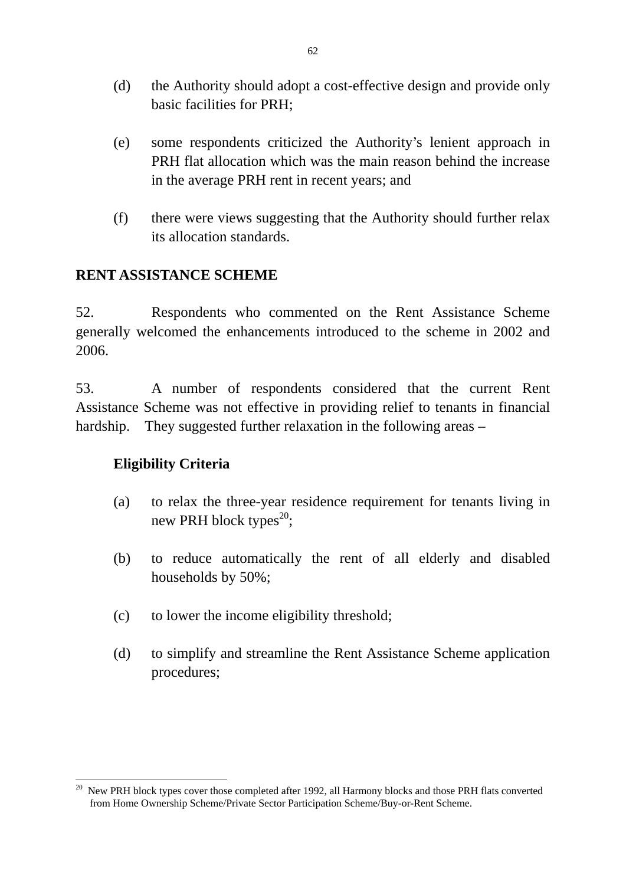(d) the Authority should adopt a cost-effective design and provide only basic facilities for PRH;

(e) some respondents criticized the Authority's lenient approach in PRH flat allocation which was the main reason behind the increase in the average PRH rent in recent years; and

(f) there were views suggesting that the Authority should further relax its allocation standards.

## RENT ASSISTANCE SCHEME

52. Respondents who commented on the Rent Assistance Scheme generally welcomed the enhancements introduced to the scheme in 2002 and 2006.

53. A number of respondents considered that the current Rent Assistance Scheme was not effective in providing relief to tenants in financial hardship. They suggested further relaxation in the following areas –

### Eligibility Criteria

(a) to relax the three-year residence requirement for tenants living in new PRH block types[20];

(b) to reduce automatically the rent of all elderly and disabled households by 50%;

(c) to lower the income eligibility threshold;

(d) to simplify and streamline the Rent Assistance Scheme application procedures;

---

[20] New PRH block types cover those completed after 1992, all Harmony blocks and those PRH flats converted from Home Ownership Scheme/Private Sector Participation Scheme/Buy-or-Rent Scheme.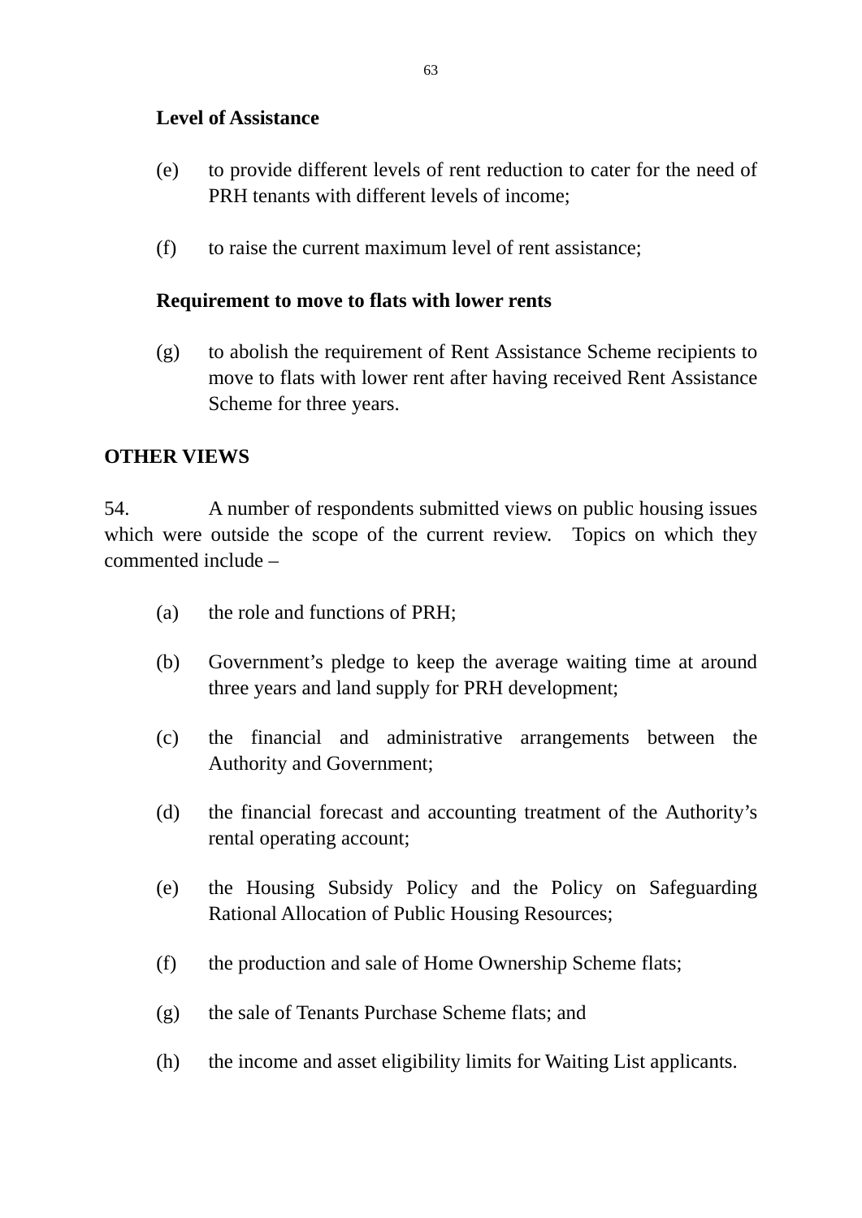**Level of Assistance**

(e) to provide different levels of rent reduction to cater for the need of PRH tenants with different levels of income;

(f) to raise the current maximum level of rent assistance;

**Requirement to move to flats with lower rents**

(g) to abolish the requirement of Rent Assistance Scheme recipients to move to flats with lower rent after having received Rent Assistance Scheme for three years.

**OTHER VIEWS**

54. A number of respondents submitted views on public housing issues which were outside the scope of the current review. Topics on which they commented include –

(a) the role and functions of PRH;

(b) Government’s pledge to keep the average waiting time at around three years and land supply for PRH development;

(c) the financial and administrative arrangements between the Authority and Government;

(d) the financial forecast and accounting treatment of the Authority’s rental operating account;

(e) the Housing Subsidy Policy and the Policy on Safeguarding Rational Allocation of Public Housing Resources;

(f) the production and sale of Home Ownership Scheme flats;

(g) the sale of Tenants Purchase Scheme flats; and

(h) the income and asset eligibility limits for Waiting List applicants.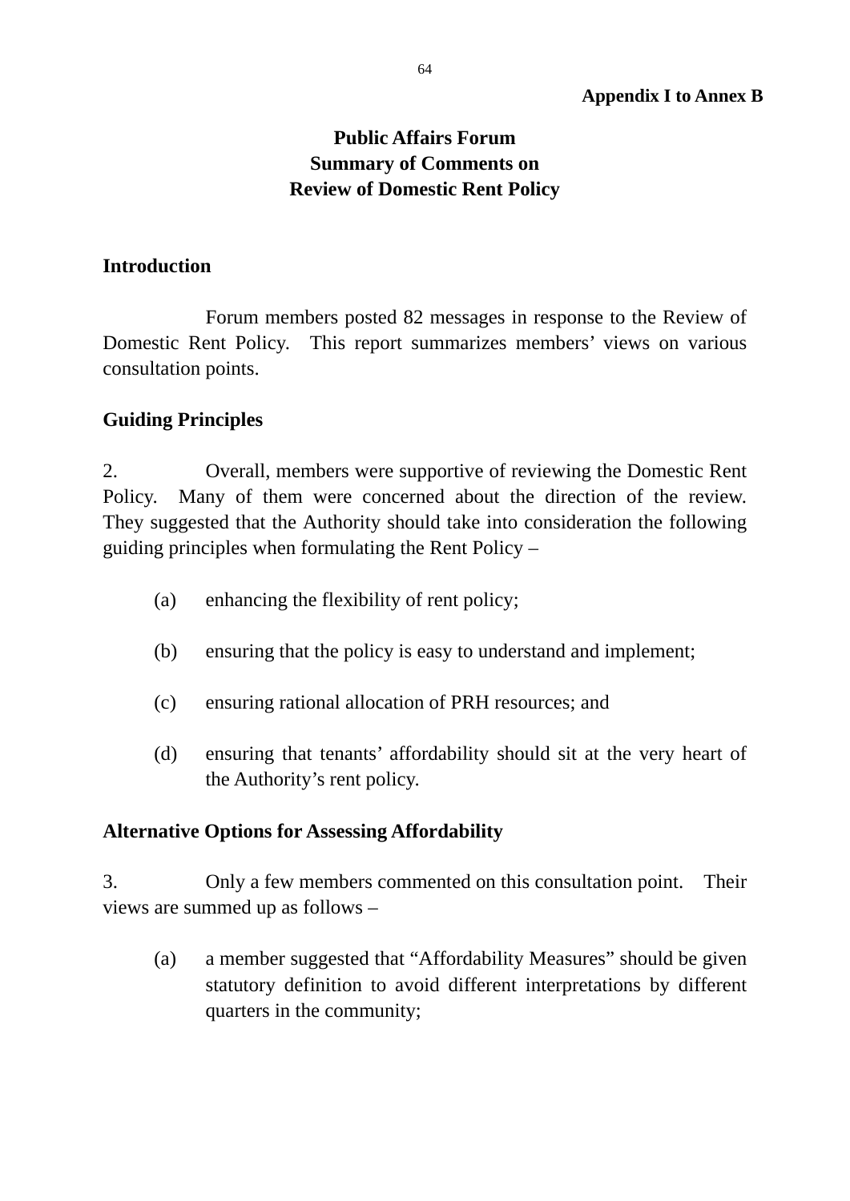**Appendix I to Annex B**

# Public Affairs Forum
# Summary of Comments on
# Review of Domestic Rent Policy

## Introduction

Forum members posted 82 messages in response to the Review of Domestic Rent Policy. This report summarizes members' views on various consultation points.

## Guiding Principles

2. Overall, members were supportive of reviewing the Domestic Rent Policy. Many of them were concerned about the direction of the review. They suggested that the Authority should take into consideration the following guiding principles when formulating the Rent Policy –

(a) enhancing the flexibility of rent policy;

(b) ensuring that the policy is easy to understand and implement;

(c) ensuring rational allocation of PRH resources; and

(d) ensuring that tenants' affordability should sit at the very heart of the Authority's rent policy.

## Alternative Options for Assessing Affordability

3. Only a few members commented on this consultation point. Their views are summed up as follows –

(a) a member suggested that "Affordability Measures" should be given statutory definition to avoid different interpretations by different quarters in the community;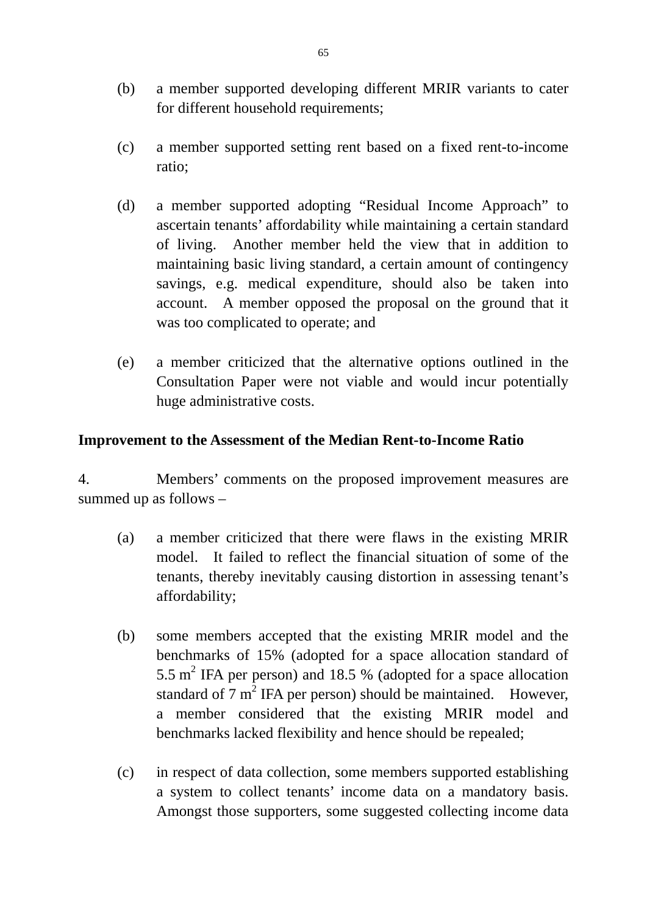(b) a member supported developing different MRIR variants to cater for different household requirements;

(c) a member supported setting rent based on a fixed rent-to-income ratio;

(d) a member supported adopting “Residual Income Approach” to ascertain tenants’ affordability while maintaining a certain standard of living. Another member held the view that in addition to maintaining basic living standard, a certain amount of contingency savings, e.g. medical expenditure, should also be taken into account. A member opposed the proposal on the ground that it was too complicated to operate; and

(e) a member criticized that the alternative options outlined in the Consultation Paper were not viable and would incur potentially huge administrative costs.

**Improvement to the Assessment of the Median Rent-to-Income Ratio**

4. Members’ comments on the proposed improvement measures are summed up as follows –

(a) a member criticized that there were flaws in the existing MRIR model. It failed to reflect the financial situation of some of the tenants, thereby inevitably causing distortion in assessing tenant’s affordability;

(b) some members accepted that the existing MRIR model and the benchmarks of 15% (adopted for a space allocation standard of 5.5 $m^2$ IFA per person) and 18.5 % (adopted for a space allocation standard of 7 $m^2$ IFA per person) should be maintained. However, a member considered that the existing MRIR model and benchmarks lacked flexibility and hence should be repealed;

(c) in respect of data collection, some members supported establishing a system to collect tenants’ income data on a mandatory basis. Amongst those supporters, some suggested collecting income data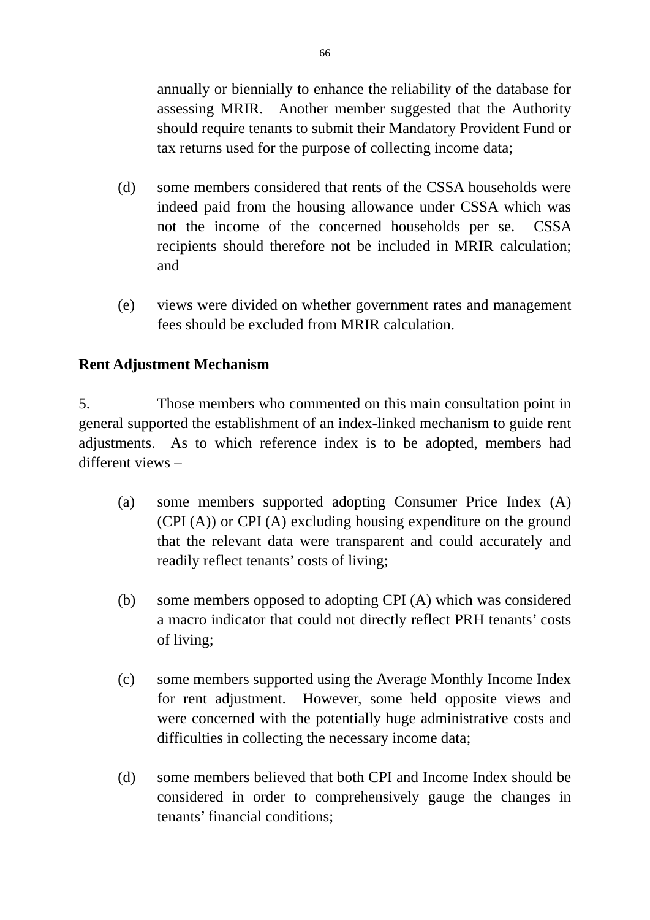annually or biennially to enhance the reliability of the database for assessing MRIR. Another member suggested that the Authority should require tenants to submit their Mandatory Provident Fund or tax returns used for the purpose of collecting income data;

(d) some members considered that rents of the CSSA households were indeed paid from the housing allowance under CSSA which was not the income of the concerned households per se. CSSA recipients should therefore not be included in MRIR calculation; and

(e) views were divided on whether government rates and management fees should be excluded from MRIR calculation.

**Rent Adjustment Mechanism**

5. Those members who commented on this main consultation point in general supported the establishment of an index-linked mechanism to guide rent adjustments. As to which reference index is to be adopted, members had different views –

(a) some members supported adopting Consumer Price Index (A) (CPI (A)) or CPI (A) excluding housing expenditure on the ground that the relevant data were transparent and could accurately and readily reflect tenants' costs of living;

(b) some members opposed to adopting CPI (A) which was considered a macro indicator that could not directly reflect PRH tenants' costs of living;

(c) some members supported using the Average Monthly Income Index for rent adjustment. However, some held opposite views and were concerned with the potentially huge administrative costs and difficulties in collecting the necessary income data;

(d) some members believed that both CPI and Income Index should be considered in order to comprehensively gauge the changes in tenants' financial conditions;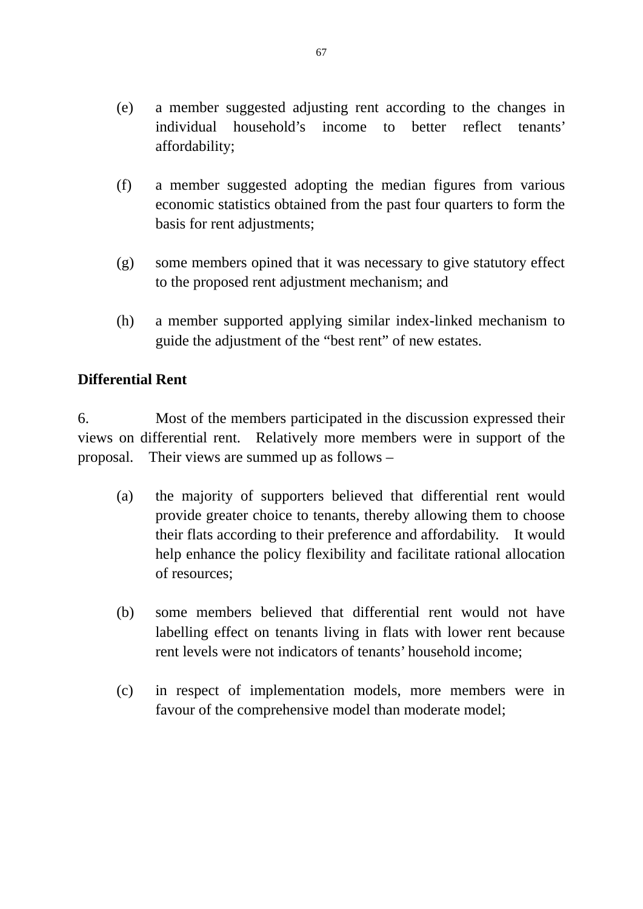(e) a member suggested adjusting rent according to the changes in individual household's income to better reflect tenants' affordability;

(f) a member suggested adopting the median figures from various economic statistics obtained from the past four quarters to form the basis for rent adjustments;

(g) some members opined that it was necessary to give statutory effect to the proposed rent adjustment mechanism; and

(h) a member supported applying similar index-linked mechanism to guide the adjustment of the "best rent" of new estates.

**Differential Rent**

6. Most of the members participated in the discussion expressed their views on differential rent. Relatively more members were in support of the proposal. Their views are summed up as follows –

(a) the majority of supporters believed that differential rent would provide greater choice to tenants, thereby allowing them to choose their flats according to their preference and affordability. It would help enhance the policy flexibility and facilitate rational allocation of resources;

(b) some members believed that differential rent would not have labelling effect on tenants living in flats with lower rent because rent levels were not indicators of tenants' household income;

(c) in respect of implementation models, more members were in favour of the comprehensive model than moderate model;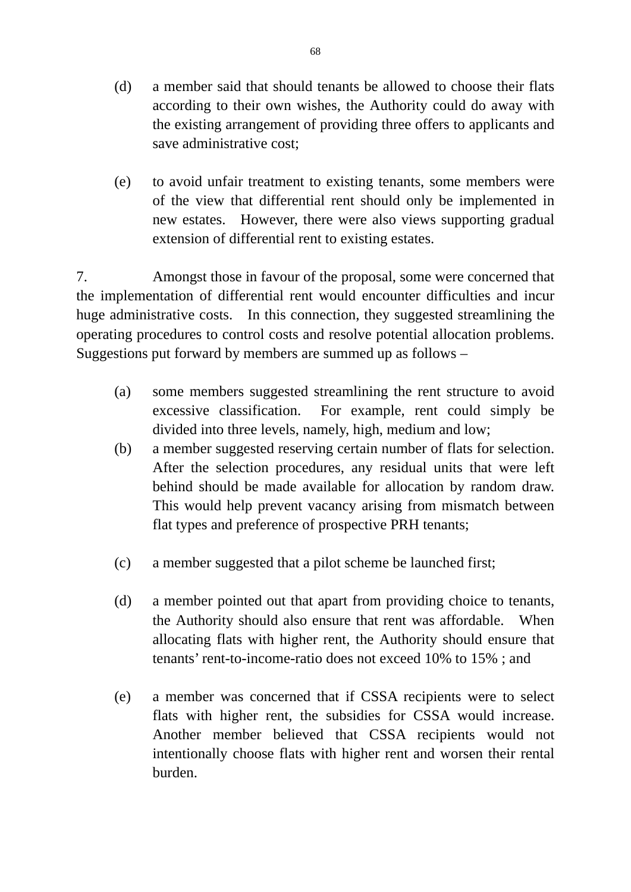(d) a member said that should tenants be allowed to choose their flats according to their own wishes, the Authority could do away with the existing arrangement of providing three offers to applicants and save administrative cost;

(e) to avoid unfair treatment to existing tenants, some members were of the view that differential rent should only be implemented in new estates. However, there were also views supporting gradual extension of differential rent to existing estates.

7. Amongst those in favour of the proposal, some were concerned that the implementation of differential rent would encounter difficulties and incur huge administrative costs. In this connection, they suggested streamlining the operating procedures to control costs and resolve potential allocation problems. Suggestions put forward by members are summed up as follows –

(a) some members suggested streamlining the rent structure to avoid excessive classification. For example, rent could simply be divided into three levels, namely, high, medium and low;

(b) a member suggested reserving certain number of flats for selection. After the selection procedures, any residual units that were left behind should be made available for allocation by random draw. This would help prevent vacancy arising from mismatch between flat types and preference of prospective PRH tenants;

(c) a member suggested that a pilot scheme be launched first;

(d) a member pointed out that apart from providing choice to tenants, the Authority should also ensure that rent was affordable. When allocating flats with higher rent, the Authority should ensure that tenants' rent-to-income-ratio does not exceed 10% to 15% ; and

(e) a member was concerned that if CSSA recipients were to select flats with higher rent, the subsidies for CSSA would increase. Another member believed that CSSA recipients would not intentionally choose flats with higher rent and worsen their rental burden.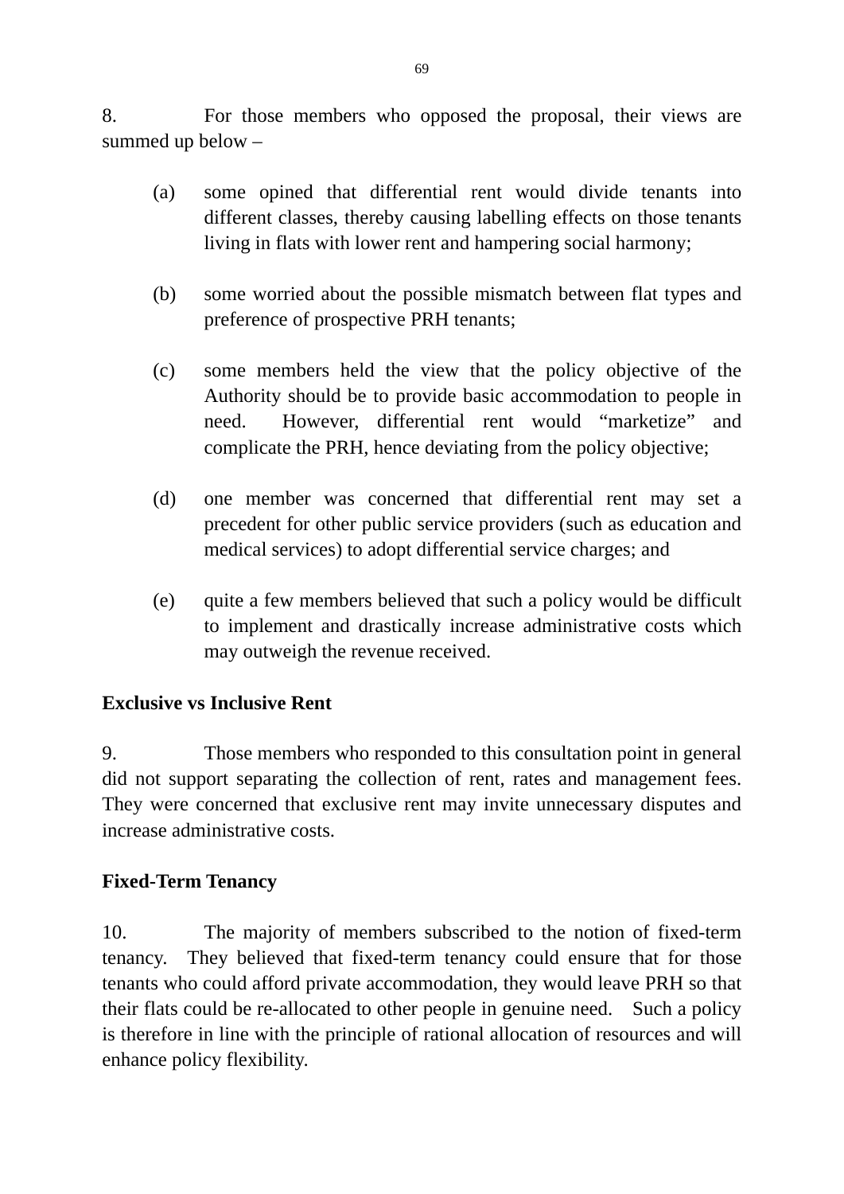8. For those members who opposed the proposal, their views are summed up below –

(a) some opined that differential rent would divide tenants into different classes, thereby causing labelling effects on those tenants living in flats with lower rent and hampering social harmony;

(b) some worried about the possible mismatch between flat types and preference of prospective PRH tenants;

(c) some members held the view that the policy objective of the Authority should be to provide basic accommodation to people in need. However, differential rent would “marketize” and complicate the PRH, hence deviating from the policy objective;

(d) one member was concerned that differential rent may set a precedent for other public service providers (such as education and medical services) to adopt differential service charges; and

(e) quite a few members believed that such a policy would be difficult to implement and drastically increase administrative costs which may outweigh the revenue received.

**Exclusive vs Inclusive Rent**

9. Those members who responded to this consultation point in general did not support separating the collection of rent, rates and management fees. They were concerned that exclusive rent may invite unnecessary disputes and increase administrative costs.

**Fixed-Term Tenancy**

10. The majority of members subscribed to the notion of fixed-term tenancy. They believed that fixed-term tenancy could ensure that for those tenants who could afford private accommodation, they would leave PRH so that their flats could be re-allocated to other people in genuine need. Such a policy is therefore in line with the principle of rational allocation of resources and will enhance policy flexibility.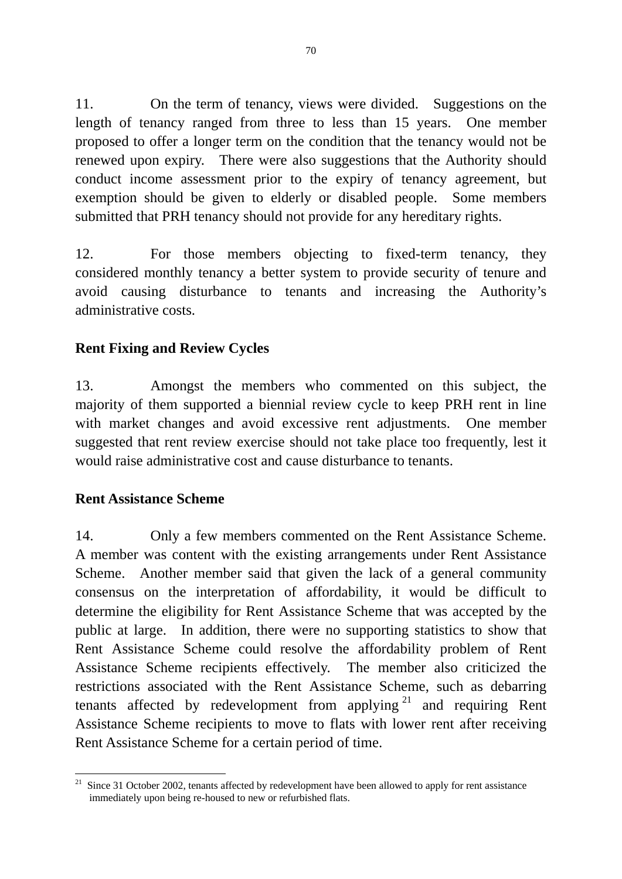11. On the term of tenancy, views were divided. Suggestions on the length of tenancy ranged from three to less than 15 years. One member proposed to offer a longer term on the condition that the tenancy would not be renewed upon expiry. There were also suggestions that the Authority should conduct income assessment prior to the expiry of tenancy agreement, but exemption should be given to elderly or disabled people. Some members submitted that PRH tenancy should not provide for any hereditary rights.

12. For those members objecting to fixed-term tenancy, they considered monthly tenancy a better system to provide security of tenure and avoid causing disturbance to tenants and increasing the Authority's administrative costs.

**Rent Fixing and Review Cycles**

13. Amongst the members who commented on this subject, the majority of them supported a biennial review cycle to keep PRH rent in line with market changes and avoid excessive rent adjustments. One member suggested that rent review exercise should not take place too frequently, lest it would raise administrative cost and cause disturbance to tenants.

**Rent Assistance Scheme**

14. Only a few members commented on the Rent Assistance Scheme. A member was content with the existing arrangements under Rent Assistance Scheme. Another member said that given the lack of a general community consensus on the interpretation of affordability, it would be difficult to determine the eligibility for Rent Assistance Scheme that was accepted by the public at large. In addition, there were no supporting statistics to show that Rent Assistance Scheme could resolve the affordability problem of Rent Assistance Scheme recipients effectively. The member also criticized the restrictions associated with the Rent Assistance Scheme, such as debarring tenants affected by redevelopment from applying [21] and requiring Rent Assistance Scheme recipients to move to flats with lower rent after receiving Rent Assistance Scheme for a certain period of time.

---

[21] Since 31 October 2002, tenants affected by redevelopment have been allowed to apply for rent assistance immediately upon being re-housed to new or refurbished flats.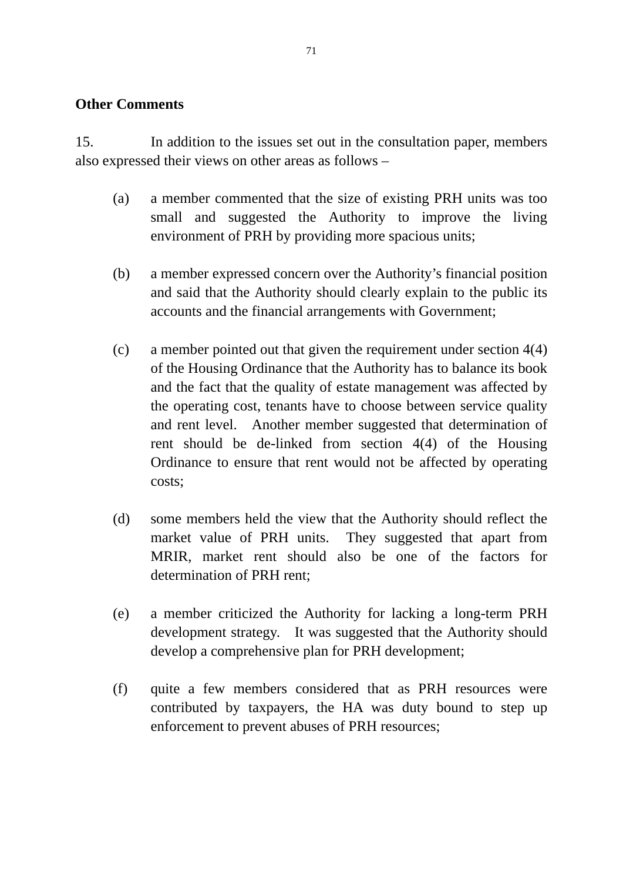**Other Comments**

15. In addition to the issues set out in the consultation paper, members also expressed their views on other areas as follows –

(a) a member commented that the size of existing PRH units was too small and suggested the Authority to improve the living environment of PRH by providing more spacious units;

(b) a member expressed concern over the Authority's financial position and said that the Authority should clearly explain to the public its accounts and the financial arrangements with Government;

(c) a member pointed out that given the requirement under section 4(4) of the Housing Ordinance that the Authority has to balance its book and the fact that the quality of estate management was affected by the operating cost, tenants have to choose between service quality and rent level. Another member suggested that determination of rent should be de-linked from section 4(4) of the Housing Ordinance to ensure that rent would not be affected by operating costs;

(d) some members held the view that the Authority should reflect the market value of PRH units. They suggested that apart from MRIR, market rent should also be one of the factors for determination of PRH rent;

(e) a member criticized the Authority for lacking a long-term PRH development strategy. It was suggested that the Authority should develop a comprehensive plan for PRH development;

(f) quite a few members considered that as PRH resources were contributed by taxpayers, the HA was duty bound to step up enforcement to prevent abuses of PRH resources;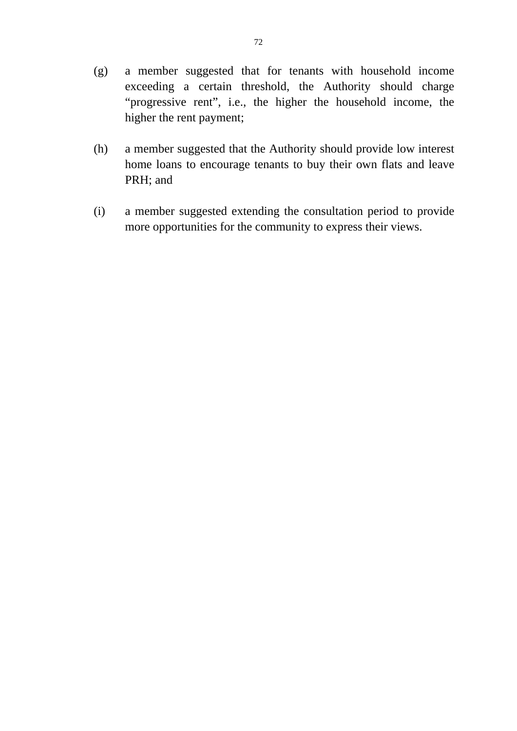(g) a member suggested that for tenants with household income exceeding a certain threshold, the Authority should charge "progressive rent", i.e., the higher the household income, the higher the rent payment;

(h) a member suggested that the Authority should provide low interest home loans to encourage tenants to buy their own flats and leave PRH; and

(i) a member suggested extending the consultation period to provide more opportunities for the community to express their views.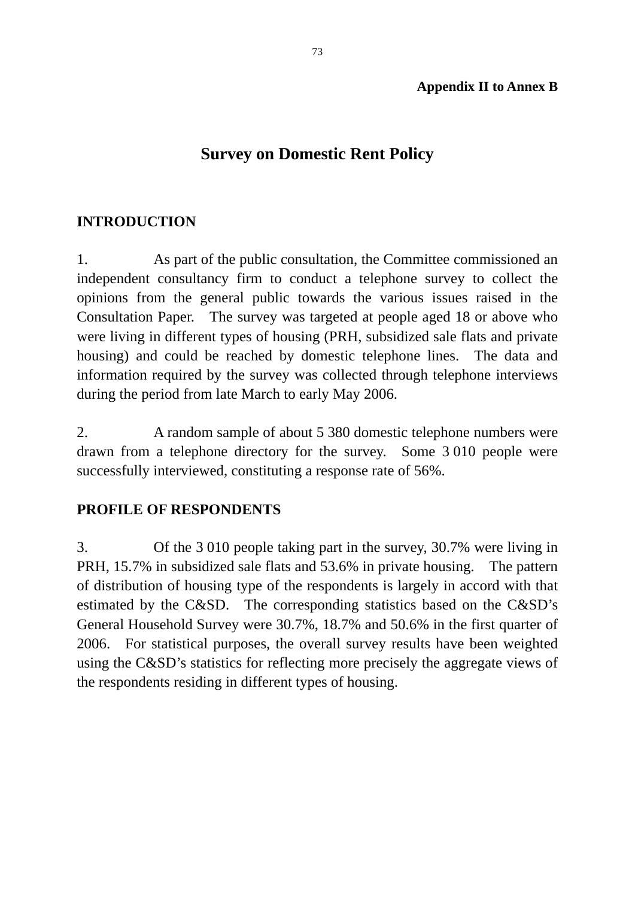**Appendix II to Annex B**

# Survey on Domestic Rent Policy

## INTRODUCTION

1. As part of the public consultation, the Committee commissioned an independent consultancy firm to conduct a telephone survey to collect the opinions from the general public towards the various issues raised in the Consultation Paper. The survey was targeted at people aged 18 or above who were living in different types of housing (PRH, subsidized sale flats and private housing) and could be reached by domestic telephone lines. The data and information required by the survey was collected through telephone interviews during the period from late March to early May 2006.

2. A random sample of about 5 380 domestic telephone numbers were drawn from a telephone directory for the survey. Some 3 010 people were successfully interviewed, constituting a response rate of 56%.

## PROFILE OF RESPONDENTS

3. Of the 3 010 people taking part in the survey, 30.7% were living in PRH, 15.7% in subsidized sale flats and 53.6% in private housing. The pattern of distribution of housing type of the respondents is largely in accord with that estimated by the C&SD. The corresponding statistics based on the C&SD's General Household Survey were 30.7%, 18.7% and 50.6% in the first quarter of 2006. For statistical purposes, the overall survey results have been weighted using the C&SD's statistics for reflecting more precisely the aggregate views of the respondents residing in different types of housing.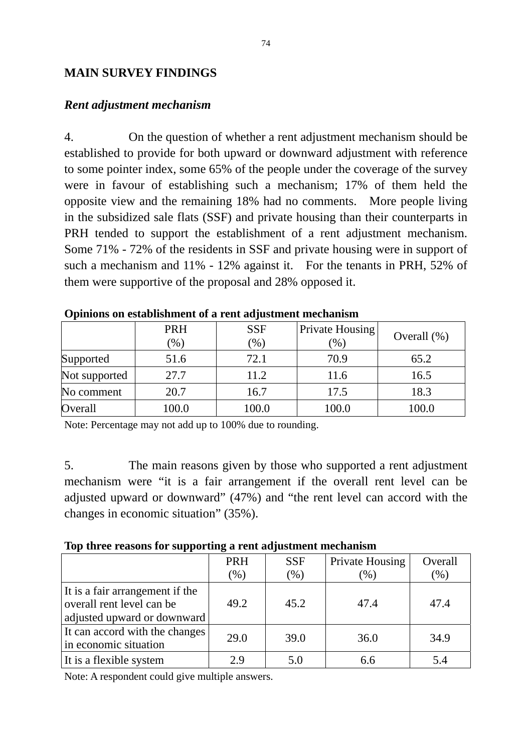**MAIN SURVEY FINDINGS**

***Rent adjustment mechanism***

4. On the question of whether a rent adjustment mechanism should be established to provide for both upward or downward adjustment with reference to some pointer index, some 65% of the people under the coverage of the survey were in favour of establishing such a mechanism; 17% of them held the opposite view and the remaining 18% had no comments. More people living in the subsidized sale flats (SSF) and private housing than their counterparts in PRH tended to support the establishment of a rent adjustment mechanism. Some 71% - 72% of the residents in SSF and private housing were in support of such a mechanism and 11% - 12% against it. For the tenants in PRH, 52% of them were supportive of the proposal and 28% opposed it.

**Opinions on establishment of a rent adjustment mechanism**

| | PRH (%) | SSF (%) | Private Housing (%) | Overall (%) |
|---|---|---|---|---|
| Supported | 51.6 | 72.1 | 70.9 | 65.2 |
| Not supported | 27.7 | 11.2 | 11.6 | 16.5 |
| No comment | 20.7 | 16.7 | 17.5 | 18.3 |
| Overall | 100.0 | 100.0 | 100.0 | 100.0 |

Note: Percentage may not add up to 100% due to rounding.

5. The main reasons given by those who supported a rent adjustment mechanism were “it is a fair arrangement if the overall rent level can be adjusted upward or downward” (47%) and “the rent level can accord with the changes in economic situation” (35%).

**Top three reasons for supporting a rent adjustment mechanism**

| | PRH (%) | SSF (%) | Private Housing (%) | Overall (%) |
|---|---|---|---|---|
| It is a fair arrangement if the overall rent level can be adjusted upward or downward | 49.2 | 45.2 | 47.4 | 47.4 |
| It can accord with the changes in economic situation | 29.0 | 39.0 | 36.0 | 34.9 |
| It is a flexible system | 2.9 | 5.0 | 6.6 | 5.4 |

Note: A respondent could give multiple answers.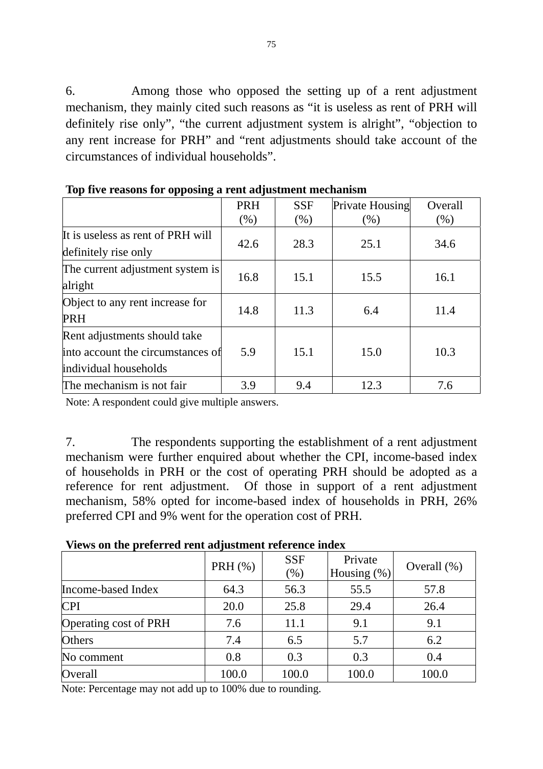6. Among those who opposed the setting up of a rent adjustment mechanism, they mainly cited such reasons as “it is useless as rent of PRH will definitely rise only”, “the current adjustment system is alright”, “objection to any rent increase for PRH” and “rent adjustments should take account of the circumstances of individual households”.

**Top five reasons for opposing a rent adjustment mechanism**

| | PRH (%) | SSF (%) | Private Housing (%) | Overall (%) |
|---|---|---|---|---|
| It is useless as rent of PRH will definitely rise only | 42.6 | 28.3 | 25.1 | 34.6 |
| The current adjustment system is alright | 16.8 | 15.1 | 15.5 | 16.1 |
| Object to any rent increase for PRH | 14.8 | 11.3 | 6.4 | 11.4 |
| Rent adjustments should take into account the circumstances of individual households | 5.9 | 15.1 | 15.0 | 10.3 |
| The mechanism is not fair | 3.9 | 9.4 | 12.3 | 7.6 |

Note: A respondent could give multiple answers.

7. The respondents supporting the establishment of a rent adjustment mechanism were further enquired about whether the CPI, income-based index of households in PRH or the cost of operating PRH should be adopted as a reference for rent adjustment. Of those in support of a rent adjustment mechanism, 58% opted for income-based index of households in PRH, 26% preferred CPI and 9% went for the operation cost of PRH.

**Views on the preferred rent adjustment reference index**

| | PRH (%) | SSF (%) | Private Housing (%) | Overall (%) |
|---|---|---|---|---|
| Income-based Index | 64.3 | 56.3 | 55.5 | 57.8 |
| CPI | 20.0 | 25.8 | 29.4 | 26.4 |
| Operating cost of PRH | 7.6 | 11.1 | 9.1 | 9.1 |
| Others | 7.4 | 6.5 | 5.7 | 6.2 |
| No comment | 0.8 | 0.3 | 0.3 | 0.4 |
| Overall | 100.0 | 100.0 | 100.0 | 100.0 |

Note: Percentage may not add up to 100% due to rounding.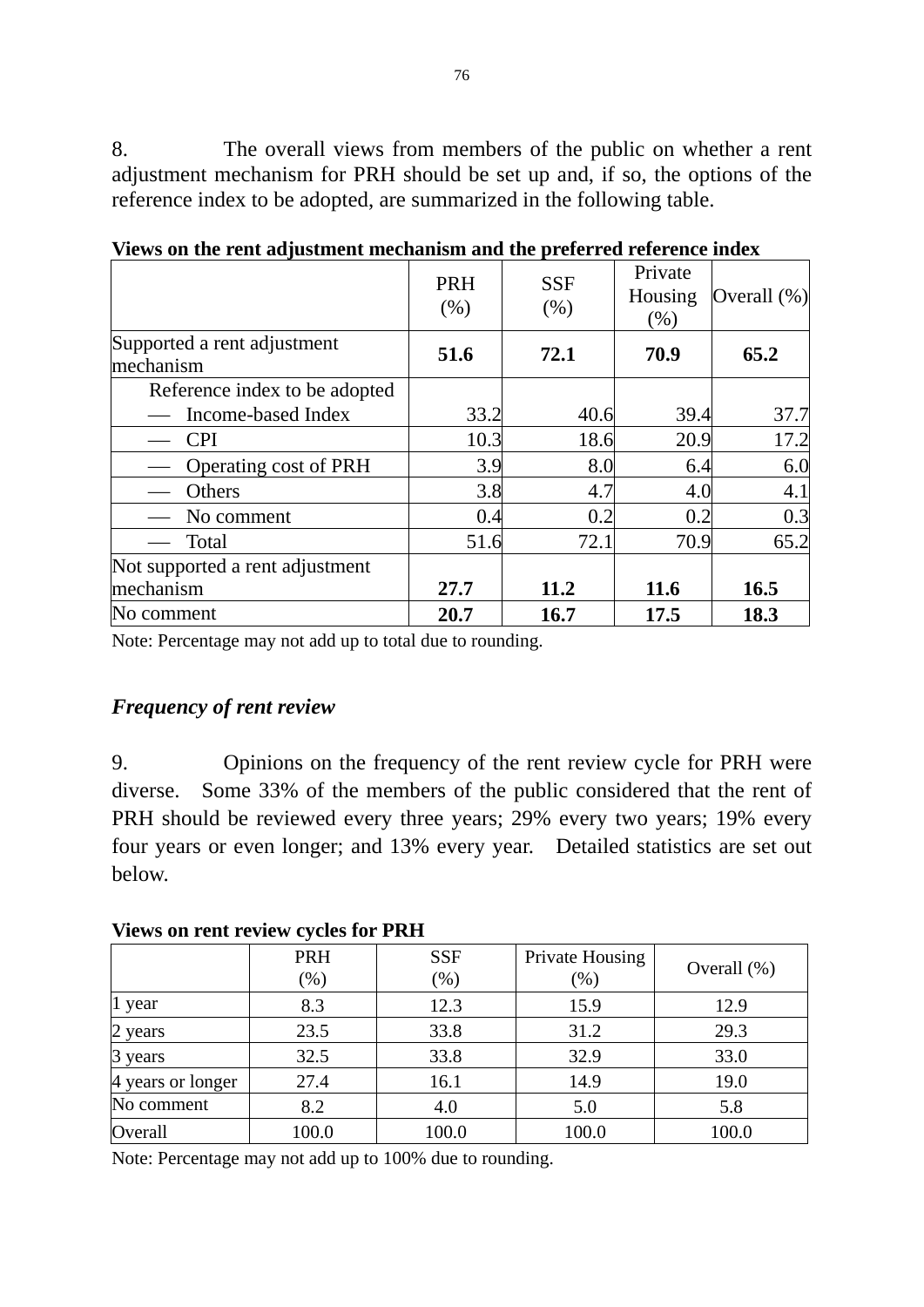8. The overall views from members of the public on whether a rent adjustment mechanism for PRH should be set up and, if so, the options of the reference index to be adopted, are summarized in the following table.

**Views on the rent adjustment mechanism and the preferred reference index**

| | PRH (%) | SSF (%) | Private Housing (%) | Overall (%) |
|---|---|---|---|---|
| Supported a rent adjustment mechanism | **51.6** | **72.1** | **70.9** | **65.2** |
| Reference index to be adopted — Income-based Index | 33.2 | 40.6 | 39.4 | 37.7 |
| — CPI | 10.3 | 18.6 | 20.9 | 17.2 |
| — Operating cost of PRH | 3.9 | 8.0 | 6.4 | 6.0 |
| — Others | 3.8 | 4.7 | 4.0 | 4.1 |
| — No comment | 0.4 | 0.2 | 0.2 | 0.3 |
| — Total | 51.6 | 72.1 | 70.9 | 65.2 |
| Not supported a rent adjustment mechanism | **27.7** | **11.2** | **11.6** | **16.5** |
| No comment | **20.7** | **16.7** | **17.5** | **18.3** |

Note: Percentage may not add up to total due to rounding.

### *Frequency of rent review*

9. Opinions on the frequency of the rent review cycle for PRH were diverse. Some 33% of the members of the public considered that the rent of PRH should be reviewed every three years; 29% every two years; 19% every four years or even longer; and 13% every year. Detailed statistics are set out below.

**Views on rent review cycles for PRH**

| | PRH (%) | SSF (%) | Private Housing (%) | Overall (%) |
|---|---|---|---|---|
| 1 year | 8.3 | 12.3 | 15.9 | 12.9 |
| 2 years | 23.5 | 33.8 | 31.2 | 29.3 |
| 3 years | 32.5 | 33.8 | 32.9 | 33.0 |
| 4 years or longer | 27.4 | 16.1 | 14.9 | 19.0 |
| No comment | 8.2 | 4.0 | 5.0 | 5.8 |
| Overall | 100.0 | 100.0 | 100.0 | 100.0 |

Note: Percentage may not add up to 100% due to rounding.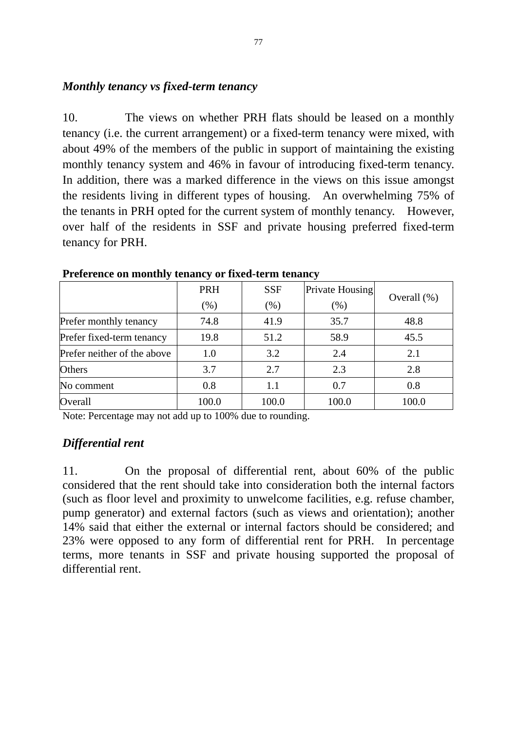***Monthly tenancy vs fixed-term tenancy***

10. The views on whether PRH flats should be leased on a monthly tenancy (i.e. the current arrangement) or a fixed-term tenancy were mixed, with about 49% of the members of the public in support of maintaining the existing monthly tenancy system and 46% in favour of introducing fixed-term tenancy. In addition, there was a marked difference in the views on this issue amongst the residents living in different types of housing. An overwhelming 75% of the tenants in PRH opted for the current system of monthly tenancy. However, over half of the residents in SSF and private housing preferred fixed-term tenancy for PRH.

**Preference on monthly tenancy or fixed-term tenancy**

| | PRH (%) | SSF (%) | Private Housing (%) | Overall (%) |
|---|---|---|---|---|
| Prefer monthly tenancy | 74.8 | 41.9 | 35.7 | 48.8 |
| Prefer fixed-term tenancy | 19.8 | 51.2 | 58.9 | 45.5 |
| Prefer neither of the above | 1.0 | 3.2 | 2.4 | 2.1 |
| Others | 3.7 | 2.7 | 2.3 | 2.8 |
| No comment | 0.8 | 1.1 | 0.7 | 0.8 |
| Overall | 100.0 | 100.0 | 100.0 | 100.0 |

Note: Percentage may not add up to 100% due to rounding.

***Differential rent***

11. On the proposal of differential rent, about 60% of the public considered that the rent should take into consideration both the internal factors (such as floor level and proximity to unwelcome facilities, e.g. refuse chamber, pump generator) and external factors (such as views and orientation); another 14% said that either the external or internal factors should be considered; and 23% were opposed to any form of differential rent for PRH. In percentage terms, more tenants in SSF and private housing supported the proposal of differential rent.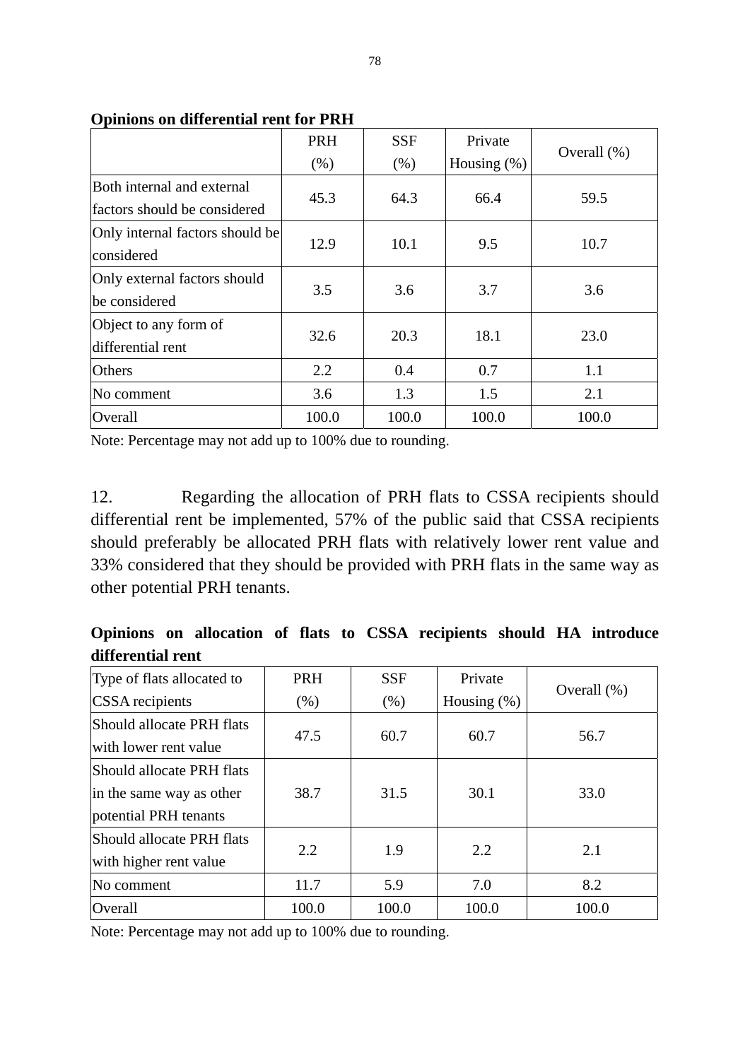**Opinions on differential rent for PRH**

| | PRH (%) | SSF (%) | Private Housing (%) | Overall (%) |
|---|---|---|---|---|
| Both internal and external factors should be considered | 45.3 | 64.3 | 66.4 | 59.5 |
| Only internal factors should be considered | 12.9 | 10.1 | 9.5 | 10.7 |
| Only external factors should be considered | 3.5 | 3.6 | 3.7 | 3.6 |
| Object to any form of differential rent | 32.6 | 20.3 | 18.1 | 23.0 |
| Others | 2.2 | 0.4 | 0.7 | 1.1 |
| No comment | 3.6 | 1.3 | 1.5 | 2.1 |
| Overall | 100.0 | 100.0 | 100.0 | 100.0 |

Note: Percentage may not add up to 100% due to rounding.

12. Regarding the allocation of PRH flats to CSSA recipients should differential rent be implemented, 57% of the public said that CSSA recipients should preferably be allocated PRH flats with relatively lower rent value and 33% considered that they should be provided with PRH flats in the same way as other potential PRH tenants.

**Opinions on allocation of flats to CSSA recipients should HA introduce differential rent**

| Type of flats allocated to CSSA recipients | PRH (%) | SSF (%) | Private Housing (%) | Overall (%) |
|---|---|---|---|---|
| Should allocate PRH flats with lower rent value | 47.5 | 60.7 | 60.7 | 56.7 |
| Should allocate PRH flats in the same way as other potential PRH tenants | 38.7 | 31.5 | 30.1 | 33.0 |
| Should allocate PRH flats with higher rent value | 2.2 | 1.9 | 2.2 | 2.1 |
| No comment | 11.7 | 5.9 | 7.0 | 8.2 |
| Overall | 100.0 | 100.0 | 100.0 | 100.0 |

Note: Percentage may not add up to 100% due to rounding.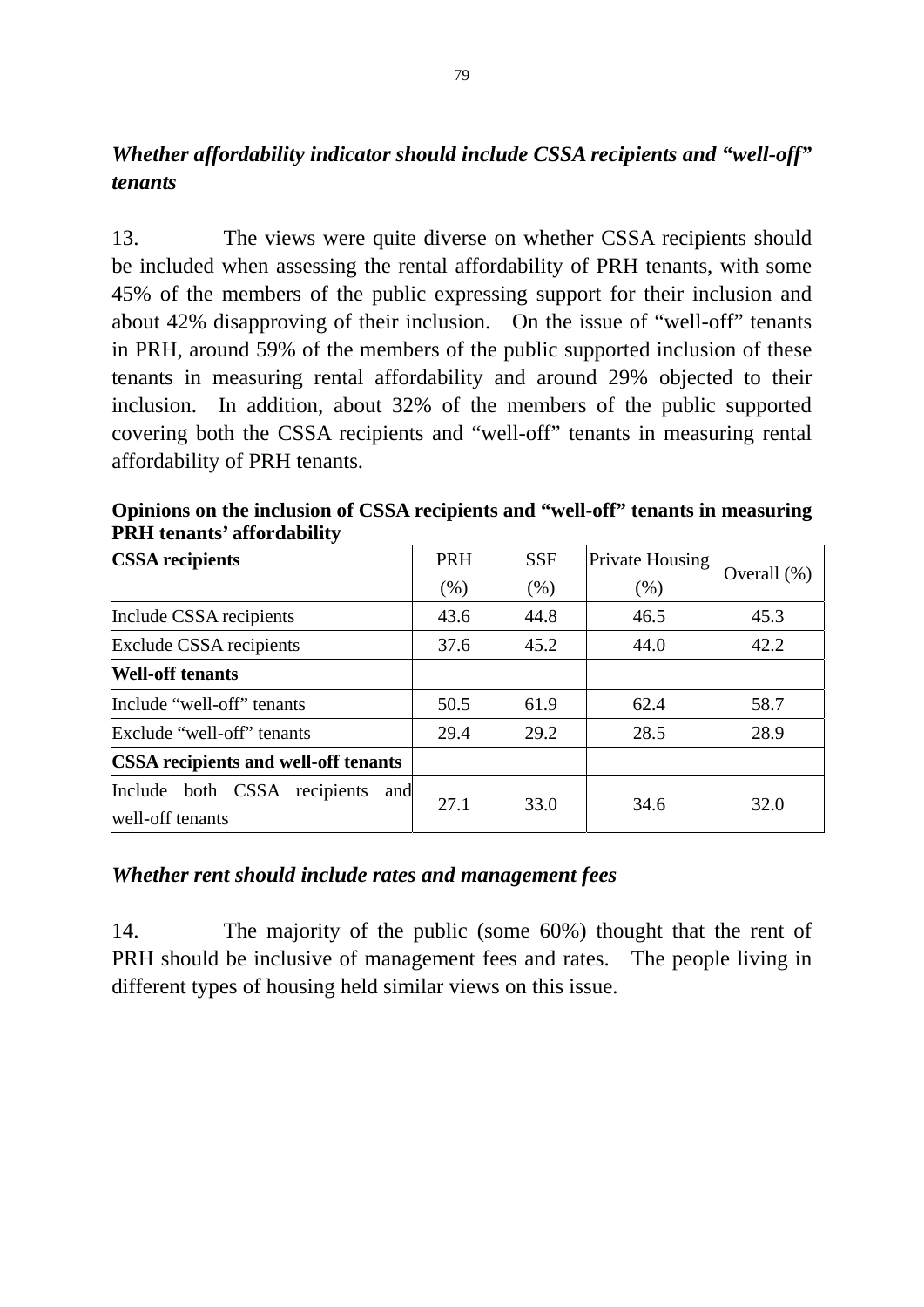*Whether affordability indicator should include CSSA recipients and "well-off" tenants*

13. The views were quite diverse on whether CSSA recipients should be included when assessing the rental affordability of PRH tenants, with some 45% of the members of the public expressing support for their inclusion and about 42% disapproving of their inclusion. On the issue of "well-off" tenants in PRH, around 59% of the members of the public supported inclusion of these tenants in measuring rental affordability and around 29% objected to their inclusion. In addition, about 32% of the members of the public supported covering both the CSSA recipients and "well-off" tenants in measuring rental affordability of PRH tenants.

**Opinions on the inclusion of CSSA recipients and "well-off" tenants in measuring PRH tenants' affordability**

| **CSSA recipients** | PRH (%) | SSF (%) | Private Housing (%) | Overall (%) |
|---|---|---|---|---|
| Include CSSA recipients | 43.6 | 44.8 | 46.5 | 45.3 |
| Exclude CSSA recipients | 37.6 | 45.2 | 44.0 | 42.2 |
| **Well-off tenants** | | | | |
| Include "well-off" tenants | 50.5 | 61.9 | 62.4 | 58.7 |
| Exclude "well-off" tenants | 29.4 | 29.2 | 28.5 | 28.9 |
| **CSSA recipients and well-off tenants** | | | | |
| Include both CSSA recipients and well-off tenants | 27.1 | 33.0 | 34.6 | 32.0 |

*Whether rent should include rates and management fees*

14. The majority of the public (some 60%) thought that the rent of PRH should be inclusive of management fees and rates. The people living in different types of housing held similar views on this issue.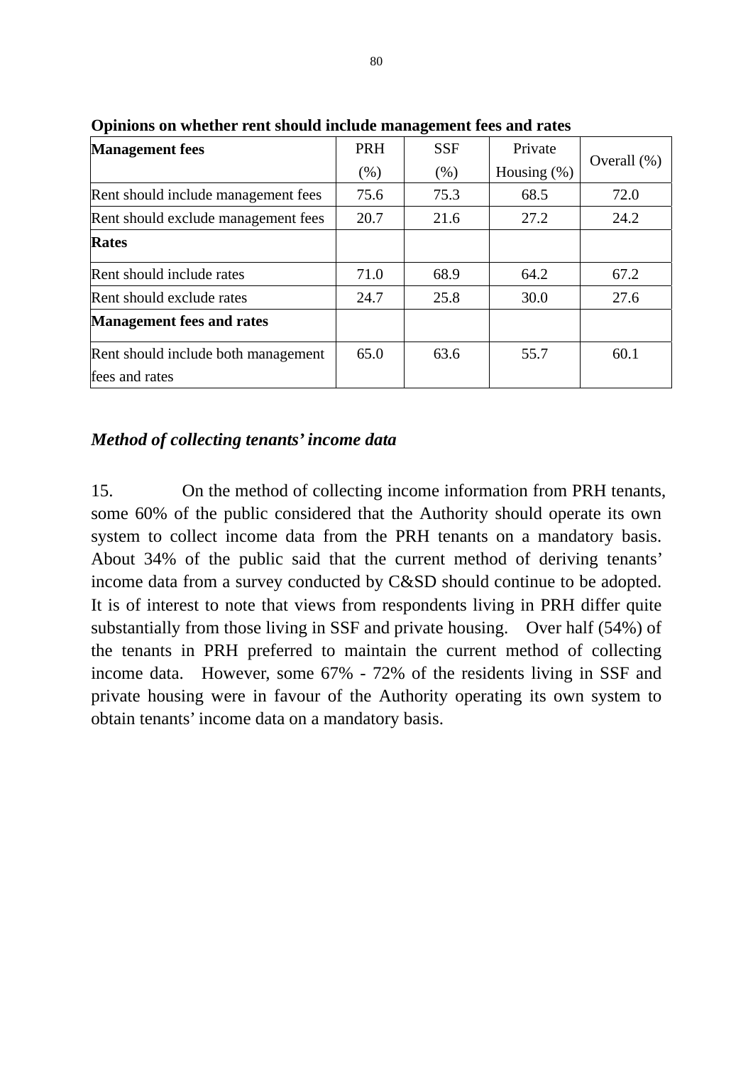**Opinions on whether rent should include management fees and rates**

| **Management fees** | PRH (%) | SSF (%) | Private Housing (%) | Overall (%) |
|---|---|---|---|---|
| Rent should include management fees | 75.6 | 75.3 | 68.5 | 72.0 |
| Rent should exclude management fees | 20.7 | 21.6 | 27.2 | 24.2 |
| **Rates** | | | | |
| Rent should include rates | 71.0 | 68.9 | 64.2 | 67.2 |
| Rent should exclude rates | 24.7 | 25.8 | 30.0 | 27.6 |
| **Management fees and rates** | | | | |
| Rent should include both management fees and rates | 65.0 | 63.6 | 55.7 | 60.1 |

***Method of collecting tenants' income data***

15. On the method of collecting income information from PRH tenants, some 60% of the public considered that the Authority should operate its own system to collect income data from the PRH tenants on a mandatory basis. About 34% of the public said that the current method of deriving tenants' income data from a survey conducted by C&SD should continue to be adopted. It is of interest to note that views from respondents living in PRH differ quite substantially from those living in SSF and private housing. Over half (54%) of the tenants in PRH preferred to maintain the current method of collecting income data. However, some 67% - 72% of the residents living in SSF and private housing were in favour of the Authority operating its own system to obtain tenants' income data on a mandatory basis.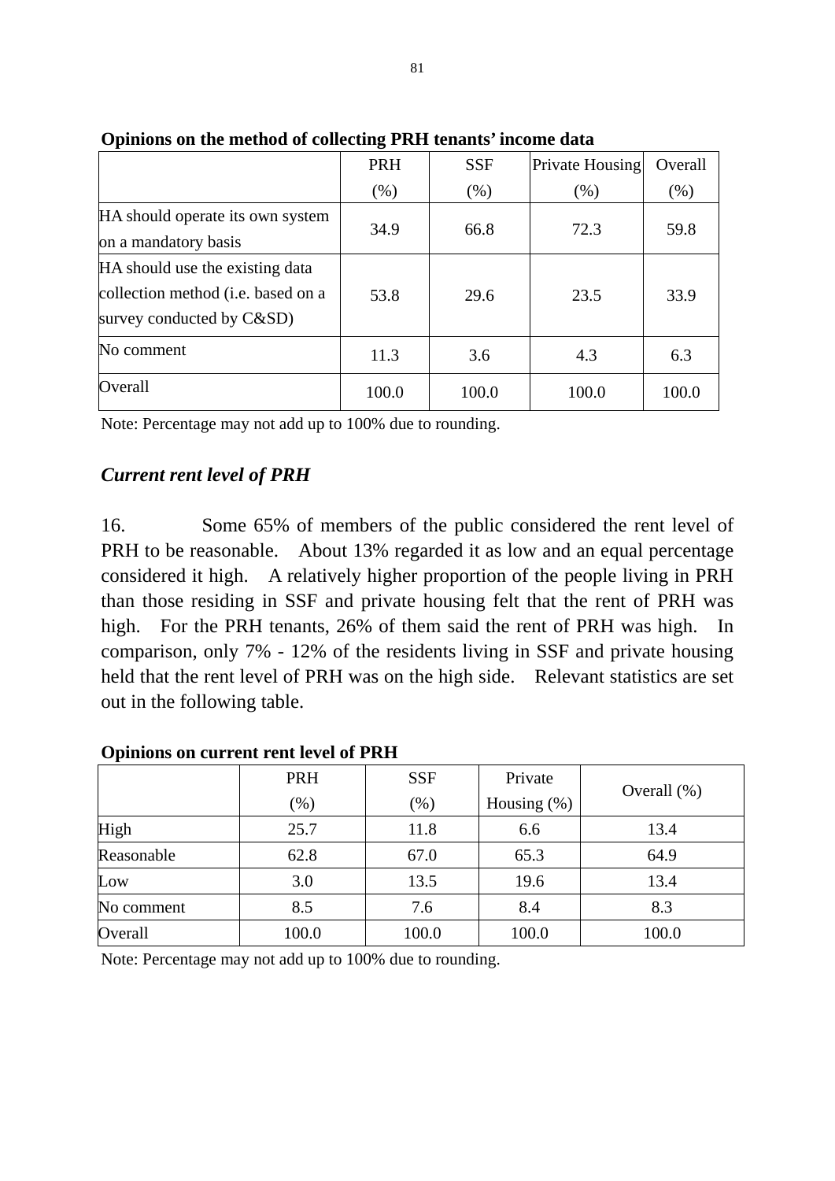**Opinions on the method of collecting PRH tenants' income data**

| | PRH (%) | SSF (%) | Private Housing (%) | Overall (%) |
|---|---|---|---|---|
| HA should operate its own system on a mandatory basis | 34.9 | 66.8 | 72.3 | 59.8 |
| HA should use the existing data collection method (i.e. based on a survey conducted by C&SD) | 53.8 | 29.6 | 23.5 | 33.9 |
| No comment | 11.3 | 3.6 | 4.3 | 6.3 |
| Overall | 100.0 | 100.0 | 100.0 | 100.0 |

Note: Percentage may not add up to 100% due to rounding.

## *Current rent level of PRH*

16. Some 65% of members of the public considered the rent level of PRH to be reasonable. About 13% regarded it as low and an equal percentage considered it high. A relatively higher proportion of the people living in PRH than those residing in SSF and private housing felt that the rent of PRH was high. For the PRH tenants, 26% of them said the rent of PRH was high. In comparison, only 7% - 12% of the residents living in SSF and private housing held that the rent level of PRH was on the high side. Relevant statistics are set out in the following table.

**Opinions on current rent level of PRH**

| | PRH (%) | SSF (%) | Private Housing (%) | Overall (%) |
|---|---|---|---|---|
| High | 25.7 | 11.8 | 6.6 | 13.4 |
| Reasonable | 62.8 | 67.0 | 65.3 | 64.9 |
| Low | 3.0 | 13.5 | 19.6 | 13.4 |
| No comment | 8.5 | 7.6 | 8.4 | 8.3 |
| Overall | 100.0 | 100.0 | 100.0 | 100.0 |

Note: Percentage may not add up to 100% due to rounding.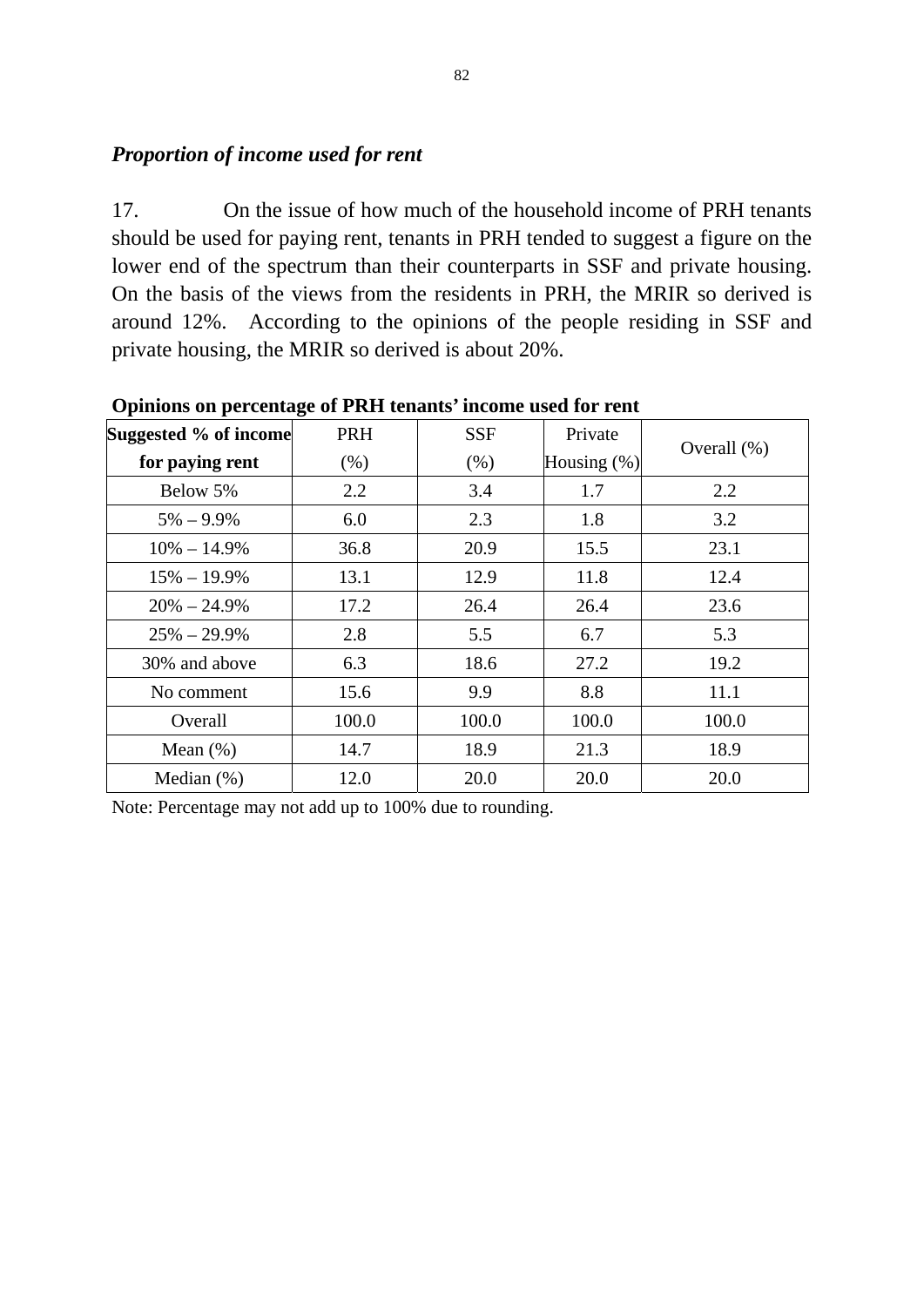***Proportion of income used for rent***

17. On the issue of how much of the household income of PRH tenants should be used for paying rent, tenants in PRH tended to suggest a figure on the lower end of the spectrum than their counterparts in SSF and private housing. On the basis of the views from the residents in PRH, the MRIR so derived is around 12%. According to the opinions of the people residing in SSF and private housing, the MRIR so derived is about 20%.

**Opinions on percentage of PRH tenants' income used for rent**

| **Suggested % of income for paying rent** | PRH (%) | SSF (%) | Private Housing (%) | Overall (%) |
|---|---|---|---|---|
| Below 5% | 2.2 | 3.4 | 1.7 | 2.2 |
| 5% – 9.9% | 6.0 | 2.3 | 1.8 | 3.2 |
| 10% – 14.9% | 36.8 | 20.9 | 15.5 | 23.1 |
| 15% – 19.9% | 13.1 | 12.9 | 11.8 | 12.4 |
| 20% – 24.9% | 17.2 | 26.4 | 26.4 | 23.6 |
| 25% – 29.9% | 2.8 | 5.5 | 6.7 | 5.3 |
| 30% and above | 6.3 | 18.6 | 27.2 | 19.2 |
| No comment | 15.6 | 9.9 | 8.8 | 11.1 |
| Overall | 100.0 | 100.0 | 100.0 | 100.0 |
| Mean (%) | 14.7 | 18.9 | 21.3 | 18.9 |
| Median (%) | 12.0 | 20.0 | 20.0 | 20.0 |

Note: Percentage may not add up to 100% due to rounding.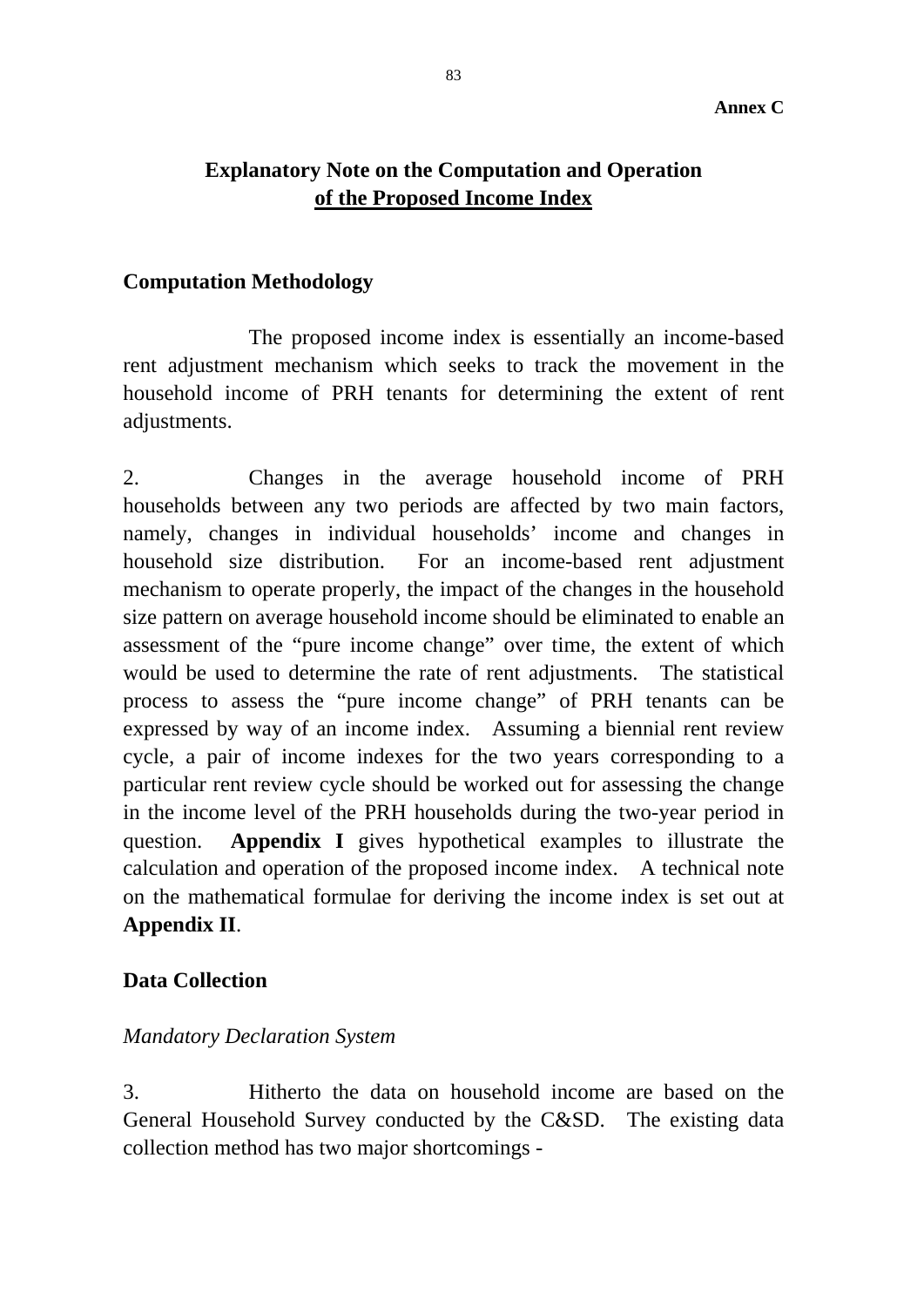**Annex C**

# Explanatory Note on the Computation and Operation of the Proposed Income Index

## Computation Methodology

The proposed income index is essentially an income-based rent adjustment mechanism which seeks to track the movement in the household income of PRH tenants for determining the extent of rent adjustments.

2. Changes in the average household income of PRH households between any two periods are affected by two main factors, namely, changes in individual households' income and changes in household size distribution. For an income-based rent adjustment mechanism to operate properly, the impact of the changes in the household size pattern on average household income should be eliminated to enable an assessment of the "pure income change" over time, the extent of which would be used to determine the rate of rent adjustments. The statistical process to assess the "pure income change" of PRH tenants can be expressed by way of an income index. Assuming a biennial rent review cycle, a pair of income indexes for the two years corresponding to a particular rent review cycle should be worked out for assessing the change in the income level of the PRH households during the two-year period in question. **Appendix I** gives hypothetical examples to illustrate the calculation and operation of the proposed income index. A technical note on the mathematical formulae for deriving the income index is set out at **Appendix II**.

## Data Collection

*Mandatory Declaration System*

3. Hitherto the data on household income are based on the General Household Survey conducted by the C&SD. The existing data collection method has two major shortcomings -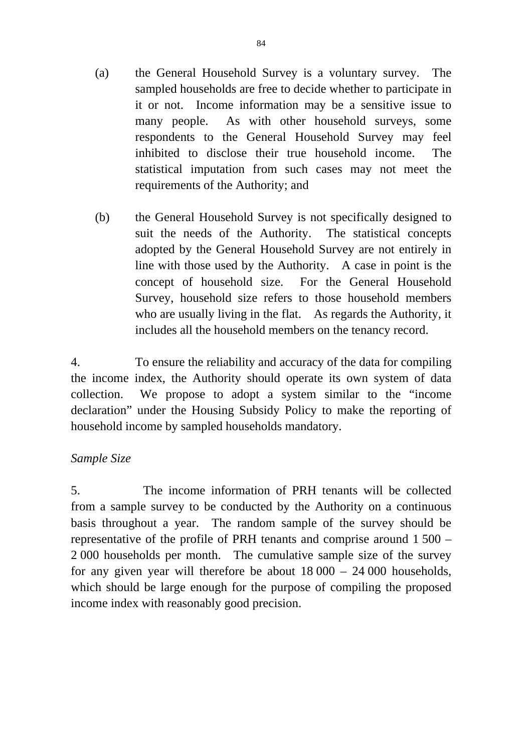(a) the General Household Survey is a voluntary survey. The sampled households are free to decide whether to participate in it or not. Income information may be a sensitive issue to many people. As with other household surveys, some respondents to the General Household Survey may feel inhibited to disclose their true household income. The statistical imputation from such cases may not meet the requirements of the Authority; and

(b) the General Household Survey is not specifically designed to suit the needs of the Authority. The statistical concepts adopted by the General Household Survey are not entirely in line with those used by the Authority. A case in point is the concept of household size. For the General Household Survey, household size refers to those household members who are usually living in the flat. As regards the Authority, it includes all the household members on the tenancy record.

4. To ensure the reliability and accuracy of the data for compiling the income index, the Authority should operate its own system of data collection. We propose to adopt a system similar to the "income declaration" under the Housing Subsidy Policy to make the reporting of household income by sampled households mandatory.

*Sample Size*

5. The income information of PRH tenants will be collected from a sample survey to be conducted by the Authority on a continuous basis throughout a year. The random sample of the survey should be representative of the profile of PRH tenants and comprise around 1 500 – 2 000 households per month. The cumulative sample size of the survey for any given year will therefore be about 18 000 – 24 000 households, which should be large enough for the purpose of compiling the proposed income index with reasonably good precision.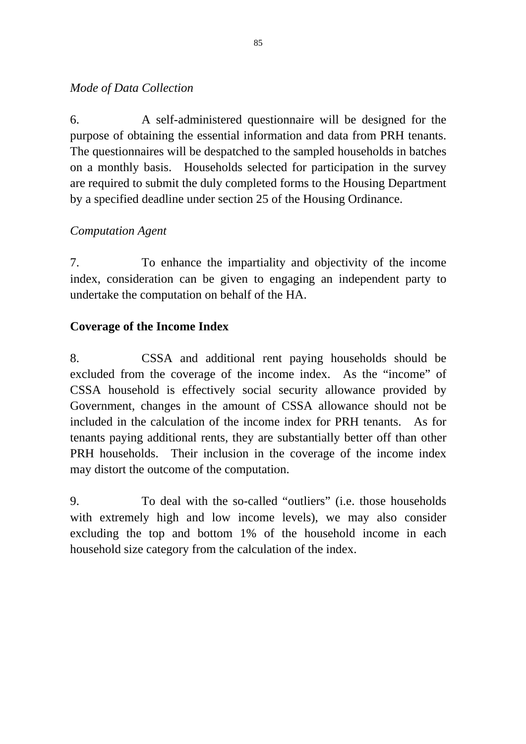*Mode of Data Collection*

6. A self-administered questionnaire will be designed for the purpose of obtaining the essential information and data from PRH tenants. The questionnaires will be despatched to the sampled households in batches on a monthly basis. Households selected for participation in the survey are required to submit the duly completed forms to the Housing Department by a specified deadline under section 25 of the Housing Ordinance.

*Computation Agent*

7. To enhance the impartiality and objectivity of the income index, consideration can be given to engaging an independent party to undertake the computation on behalf of the HA.

**Coverage of the Income Index**

8. CSSA and additional rent paying households should be excluded from the coverage of the income index. As the "income" of CSSA household is effectively social security allowance provided by Government, changes in the amount of CSSA allowance should not be included in the calculation of the income index for PRH tenants. As for tenants paying additional rents, they are substantially better off than other PRH households. Their inclusion in the coverage of the income index may distort the outcome of the computation.

9. To deal with the so-called "outliers" (i.e. those households with extremely high and low income levels), we may also consider excluding the top and bottom 1% of the household income in each household size category from the calculation of the index.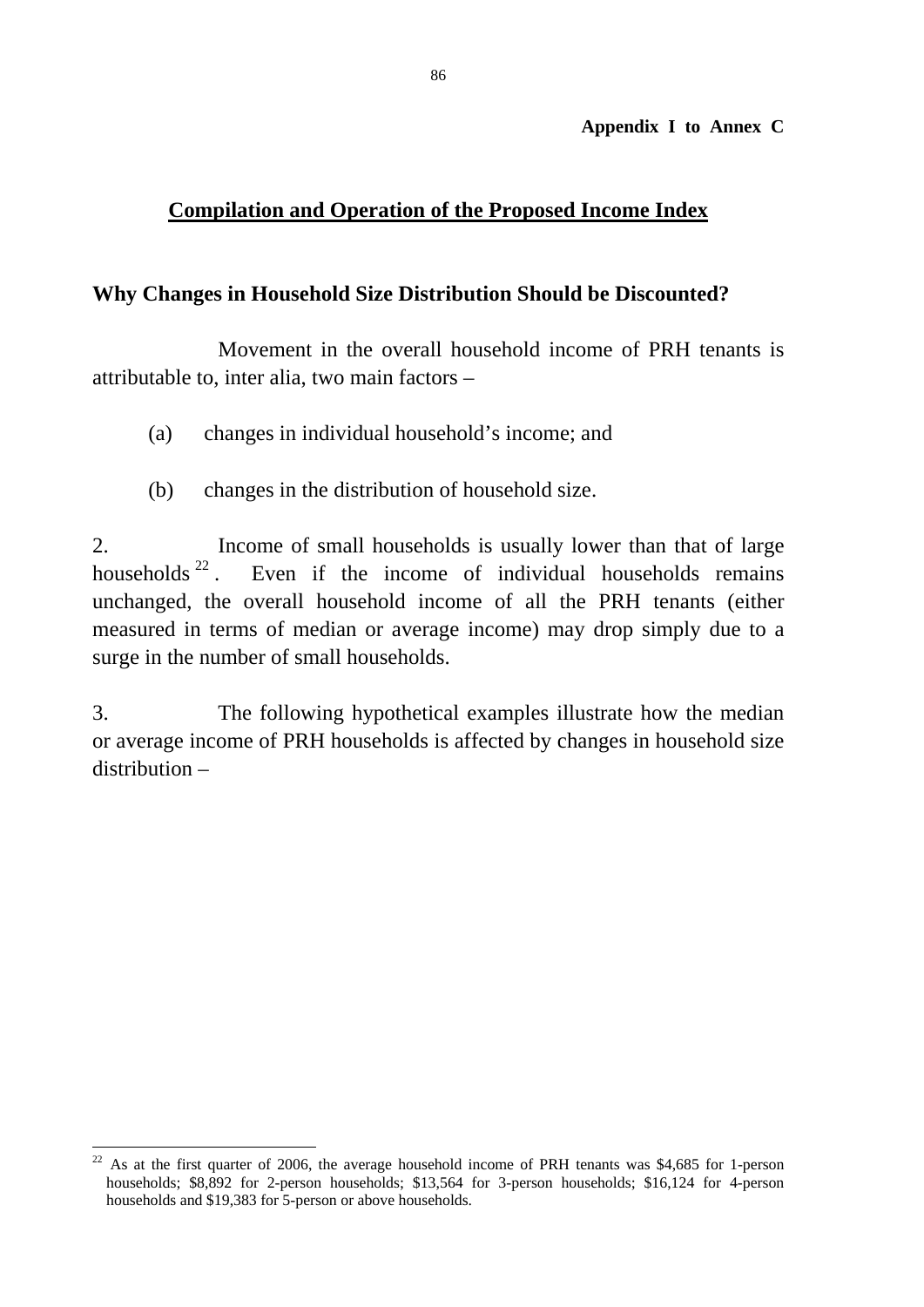**Appendix I to Annex C**

## Compilation and Operation of the Proposed Income Index

### Why Changes in Household Size Distribution Should be Discounted?

Movement in the overall household income of PRH tenants is attributable to, inter alia, two main factors –

(a) changes in individual household's income; and

(b) changes in the distribution of household size.

2. Income of small households is usually lower than that of large households[22]. Even if the income of individual households remains unchanged, the overall household income of all the PRH tenants (either measured in terms of median or average income) may drop simply due to a surge in the number of small households.

3. The following hypothetical examples illustrate how the median or average income of PRH households is affected by changes in household size distribution –

---

[22] As at the first quarter of 2006, the average household income of PRH tenants was $4,685 for 1-person households; $8,892 for 2-person households; $13,564 for 3-person households; $16,124 for 4-person households and $19,383 for 5-person or above households.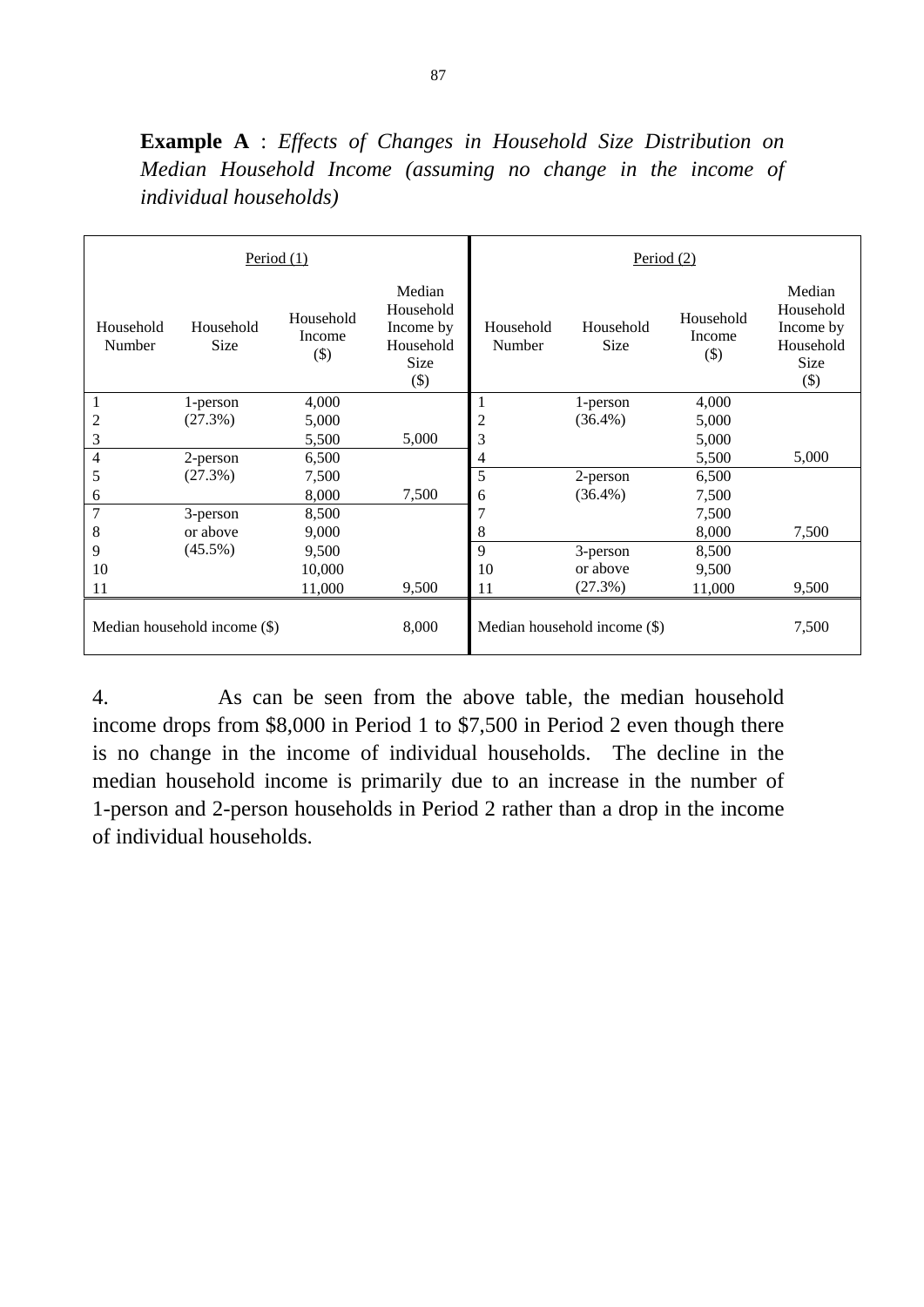**Example A** : *Effects of Changes in Household Size Distribution on Median Household Income (assuming no change in the income of individual households)*

| Period (1) | | | | Period (2) | | | |
|---|---|---|---|---|---|---|---|
| Household Number | Household Size | Household Income ($) | Median Household Income by Household Size ($) | Household Number | Household Size | Household Income ($) | Median Household Income by Household Size ($) |
| 1 | 1-person | 4,000 | | 1 | 1-person | 4,000 | |
| 2 | (27.3%) | 5,000 | | 2 | (36.4%) | 5,000 | |
| 3 | | 5,500 | 5,000 | 3 | | 5,000 | |
| 4 | 2-person | 6,500 | | 4 | | 5,500 | 5,000 |
| 5 | (27.3%) | 7,500 | | 5 | 2-person | 6,500 | |
| 6 | | 8,000 | 7,500 | 6 | (36.4%) | 7,500 | |
| 7 | 3-person | 8,500 | | 7 | | 7,500 | |
| 8 | or above | 9,000 | | 8 | | 8,000 | 7,500 |
| 9 | (45.5%) | 9,500 | | 9 | 3-person | 8,500 | |
| 10 | | 10,000 | | 10 | or above | 9,500 | |
| 11 | | 11,000 | 9,500 | 11 | (27.3%) | 11,000 | 9,500 |
| Median household income ($) | | | 8,000 | Median household income ($) | | | 7,500 |

4. As can be seen from the above table, the median household income drops from $8,000 in Period 1 to $7,500 in Period 2 even though there is no change in the income of individual households. The decline in the median household income is primarily due to an increase in the number of 1-person and 2-person households in Period 2 rather than a drop in the income of individual households.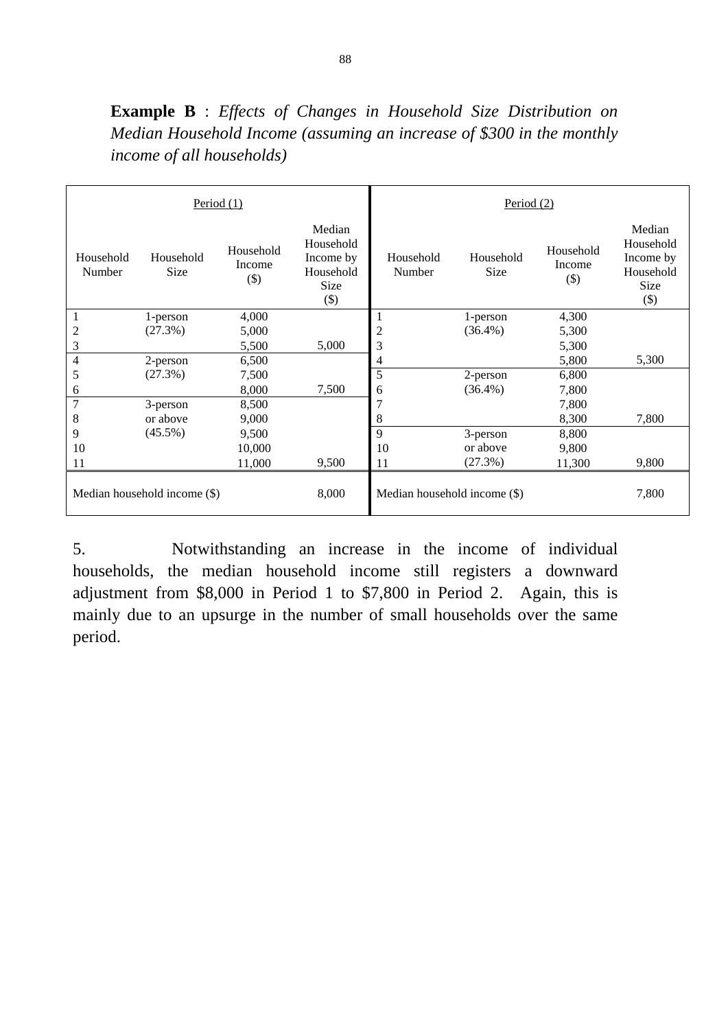**Example B** : *Effects of Changes in Household Size Distribution on Median Household Income (assuming an increase of $300 in the monthly income of all households)*

| Period (1) | | | | Period (2) | | | |
|---|---|---|---|---|---|---|---|
| Household Number | Household Size | Household Income ($) | Median Household Income by Household Size ($) | Household Number | Household Size | Household Income ($) | Median Household Income by Household Size ($) |
| 1 | 1-person | 4,000 | | 1 | 1-person | 4,300 | |
| 2 | (27.3%) | 5,000 | | 2 | (36.4%) | 5,300 | |
| 3 | | 5,500 | 5,000 | 3 | | 5,300 | |
| 4 | 2-person | 6,500 | | 4 | | 5,800 | 5,300 |
| 5 | (27.3%) | 7,500 | | 5 | 2-person | 6,800 | |
| 6 | | 8,000 | 7,500 | 6 | (36.4%) | 7,800 | |
| 7 | 3-person | 8,500 | | 7 | | 7,800 | |
| 8 | or above | 9,000 | | 8 | | 8,300 | 7,800 |
| 9 | (45.5%) | 9,500 | | 9 | 3-person | 8,800 | |
| 10 | | 10,000 | | 10 | or above | 9,800 | |
| 11 | | 11,000 | 9,500 | 11 | (27.3%) | 11,300 | 9,800 |
| Median household income ($) | | | 8,000 | Median household income ($) | | | 7,800 |

5. Notwithstanding an increase in the income of individual households, the median household income still registers a downward adjustment from $8,000 in Period 1 to $7,800 in Period 2. Again, this is mainly due to an upsurge in the number of small households over the same period.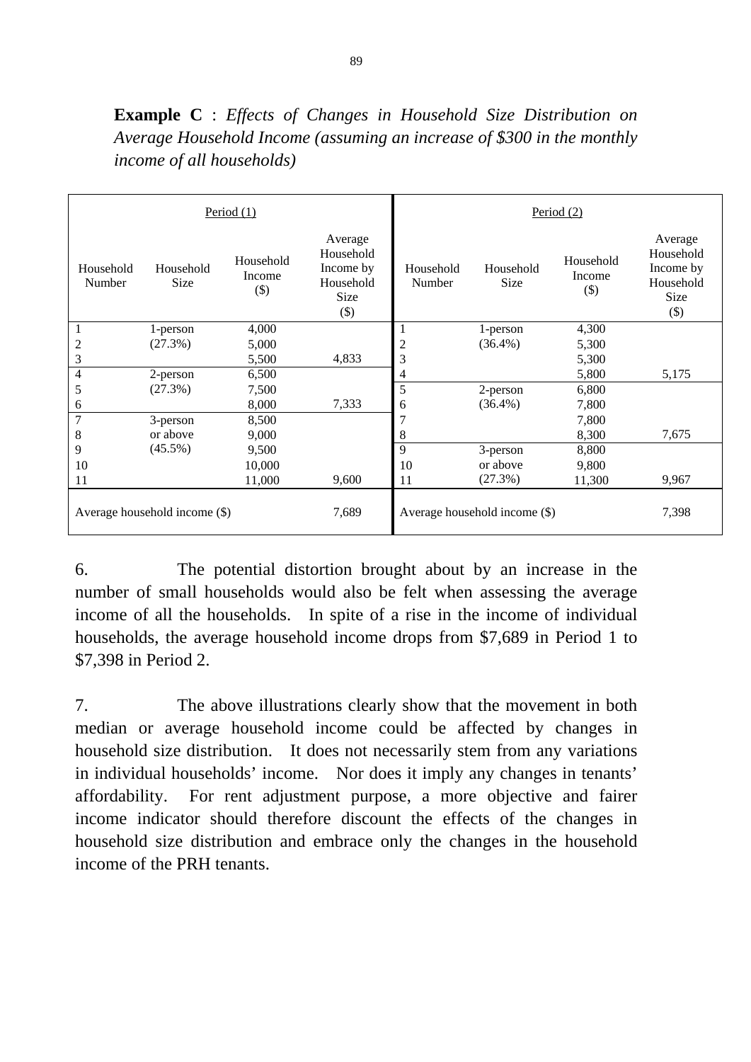**Example C** : *Effects of Changes in Household Size Distribution on Average Household Income (assuming an increase of $300 in the monthly income of all households)*

| Period (1) | | | | Period (2) | | | |
|---|---|---|---|---|---|---|---|
| Household Number | Household Size | Household Income ($) | Average Household Income by Household Size ($) | Household Number | Household Size | Household Income ($) | Average Household Income by Household Size ($) |
| 1 | 1-person | 4,000 | | 1 | 1-person | 4,300 | |
| 2 | (27.3%) | 5,000 | | 2 | (36.4%) | 5,300 | |
| 3 | | 5,500 | 4,833 | 3 | | 5,300 | |
| 4 | 2-person | 6,500 | | 4 | | 5,800 | 5,175 |
| 5 | (27.3%) | 7,500 | | 5 | 2-person | 6,800 | |
| 6 | | 8,000 | 7,333 | 6 | (36.4%) | 7,800 | |
| 7 | 3-person | 8,500 | | 7 | | 7,800 | |
| 8 | or above | 9,000 | | 8 | | 8,300 | 7,675 |
| 9 | (45.5%) | 9,500 | | 9 | 3-person | 8,800 | |
| 10 | | 10,000 | | 10 | or above | 9,800 | |
| 11 | | 11,000 | 9,600 | 11 | (27.3%) | 11,300 | 9,967 |
| Average household income ($) | | | 7,689 | Average household income ($) | | | 7,398 |

6. The potential distortion brought about by an increase in the number of small households would also be felt when assessing the average income of all the households. In spite of a rise in the income of individual households, the average household income drops from $7,689 in Period 1 to $7,398 in Period 2.

7. The above illustrations clearly show that the movement in both median or average household income could be affected by changes in household size distribution. It does not necessarily stem from any variations in individual households' income. Nor does it imply any changes in tenants' affordability. For rent adjustment purpose, a more objective and fairer income indicator should therefore discount the effects of the changes in household size distribution and embrace only the changes in the household income of the PRH tenants.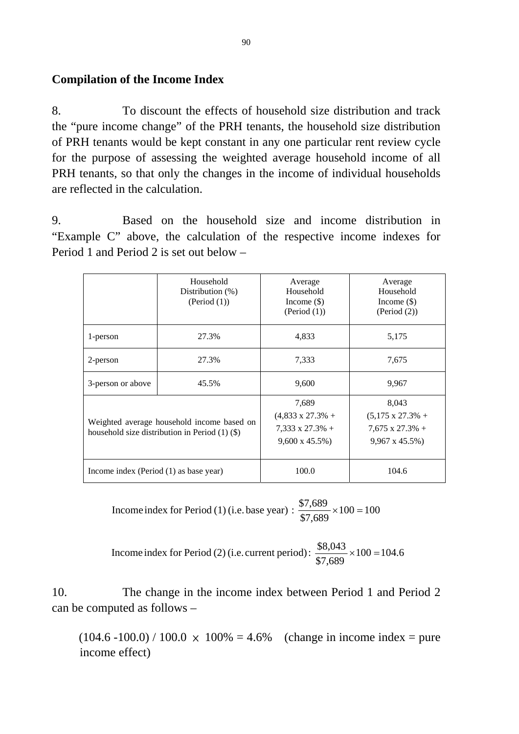## Compilation of the Income Index

8. To discount the effects of household size distribution and track the "pure income change" of the PRH tenants, the household size distribution of PRH tenants would be kept constant in any one particular rent review cycle for the purpose of assessing the weighted average household income of all PRH tenants, so that only the changes in the income of individual households are reflected in the calculation.

9. Based on the household size and income distribution in "Example C" above, the calculation of the respective income indexes for Period 1 and Period 2 is set out below –

| | Household Distribution (%) (Period (1)) | Average Household Income ($) (Period (1)) | Average Household Income ($) (Period (2)) |
|---|---|---|---|
| 1-person | 27.3% | 4,833 | 5,175 |
| 2-person | 27.3% | 7,333 | 7,675 |
| 3-person or above | 45.5% | 9,600 | 9,967 |
| Weighted average household income based on household size distribution in Period (1) ($) | | 7,689 (4,833 x 27.3% + 7,333 x 27.3% + 9,600 x 45.5%) | 8,043 (5,175 x 27.3% + 7,675 x 27.3% + 9,967 x 45.5%) |
| Income index (Period (1) as base year) | | 100.0 | 104.6 |

$$\text{Income index for Period (1) (i.e. base year)}: \frac{\$7{,}689}{\$7{,}689} \times 100 = 100$$

$$\text{Income index for Period (2) (i.e. current period)}: \frac{\$8{,}043}{\$7{,}689} \times 100 = 104.6$$

10. The change in the income index between Period 1 and Period 2 can be computed as follows –

$(104.6 - 100.0) / 100.0 \times 100\% = 4.6\%$ (change in income index = pure income effect)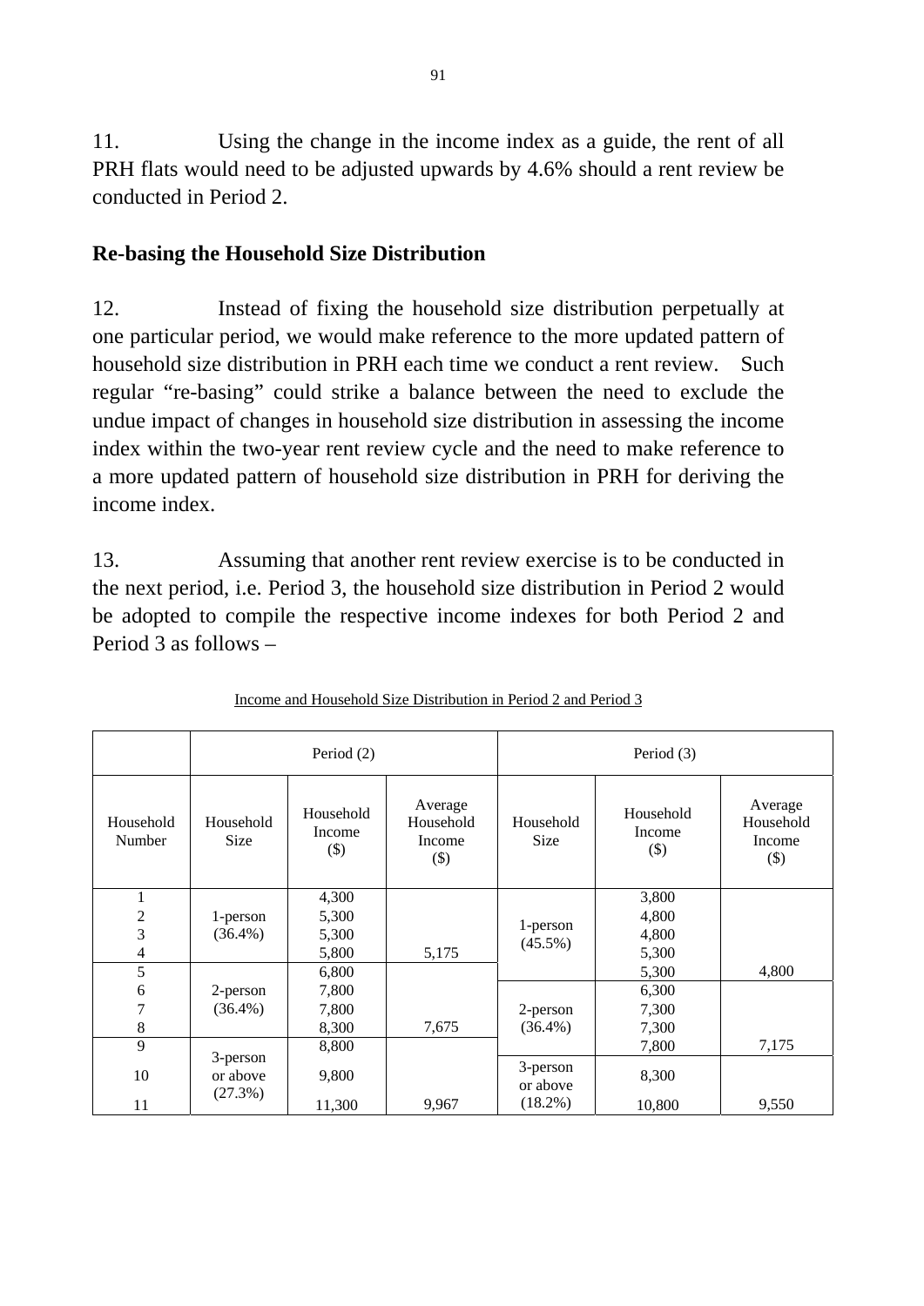11. Using the change in the income index as a guide, the rent of all PRH flats would need to be adjusted upwards by 4.6% should a rent review be conducted in Period 2.

## Re-basing the Household Size Distribution

12. Instead of fixing the household size distribution perpetually at one particular period, we would make reference to the more updated pattern of household size distribution in PRH each time we conduct a rent review. Such regular "re-basing" could strike a balance between the need to exclude the undue impact of changes in household size distribution in assessing the income index within the two-year rent review cycle and the need to make reference to a more updated pattern of household size distribution in PRH for deriving the income index.

13. Assuming that another rent review exercise is to be conducted in the next period, i.e. Period 3, the household size distribution in Period 2 would be adopted to compile the respective income indexes for both Period 2 and Period 3 as follows –

Income and Household Size Distribution in Period 2 and Period 3

| | Period (2) | | | Period (3) | | |
|---|---|---|---|---|---|---|
| Household Number | Household Size | Household Income ($) | Average Household Income ($) | Household Size | Household Income ($) | Average Household Income ($) |
| 1 | 1-person (36.4%) | 4,300 | | 1-person (45.5%) | 3,800 | |
| 2 | | 5,300 | | | 4,800 | |
| 3 | | 5,300 | | | 4,800 | |
| 4 | | 5,800 | 5,175 | | 5,300 | |
| 5 | 2-person (36.4%) | 6,800 | | | 5,300 | 4,800 |
| 6 | | 7,800 | | 2-person (36.4%) | 6,300 | |
| 7 | | 7,800 | | | 7,300 | |
| 8 | | 8,300 | 7,675 | | 7,300 | |
| 9 | 3-person or above (27.3%) | 8,800 | | | 7,800 | 7,175 |
| 10 | | 9,800 | | 3-person or above (18.2%) | 8,300 | |
| 11 | | 11,300 | 9,967 | | 10,800 | 9,550 |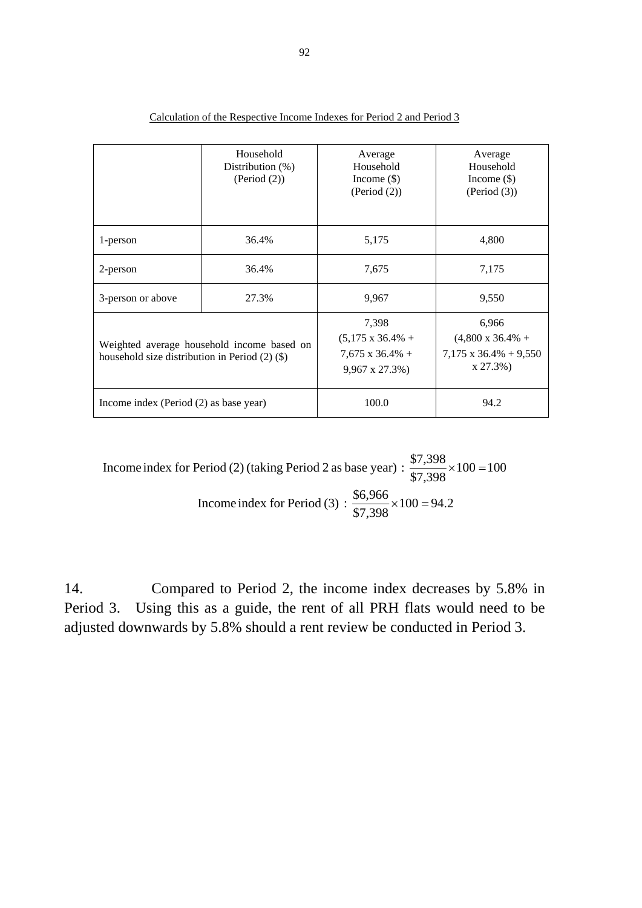Calculation of the Respective Income Indexes for Period 2 and Period 3

| | Household Distribution (%) (Period (2)) | Average Household Income ($) (Period (2)) | Average Household Income ($) (Period (3)) |
|---|---|---|---|
| 1-person | 36.4% | 5,175 | 4,800 |
| 2-person | 36.4% | 7,675 | 7,175 |
| 3-person or above | 27.3% | 9,967 | 9,550 |
| Weighted average household income based on household size distribution in Period (2) ($) | | 7,398 (5,175 x 36.4% + 7,675 x 36.4% + 9,967 x 27.3%) | 6,966 (4,800 x 36.4% + 7,175 x 36.4% + 9,550 x 27.3%) |
| Income index (Period (2) as base year) | | 100.0 | 94.2 |

$$\text{Income index for Period (2) (taking Period 2 as base year)} : \frac{\$7{,}398}{\$7{,}398} \times 100 = 100$$

$$\text{Income index for Period (3)} : \frac{\$6{,}966}{\$7{,}398} \times 100 = 94.2$$

14. Compared to Period 2, the income index decreases by 5.8% in Period 3. Using this as a guide, the rent of all PRH flats would need to be adjusted downwards by 5.8% should a rent review be conducted in Period 3.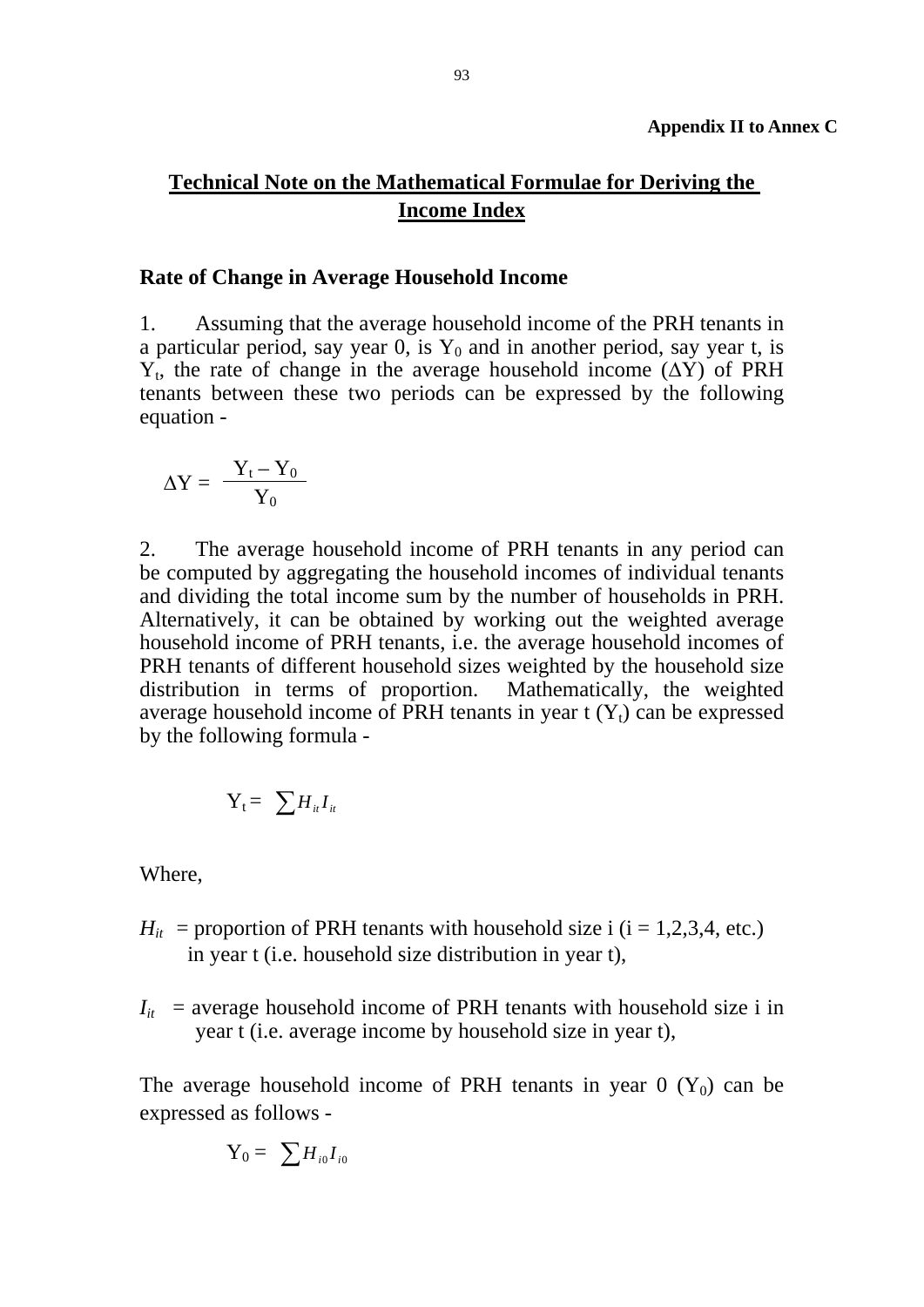**Appendix II to Annex C**

## Technical Note on the Mathematical Formulae for Deriving the Income Index

### Rate of Change in Average Household Income

1. Assuming that the average household income of the PRH tenants in a particular period, say year 0, is $Y_0$ and in another period, say year t, is $Y_t$, the rate of change in the average household income ($\Delta Y$) of PRH tenants between these two periods can be expressed by the following equation -

$$\Delta Y = \frac{Y_t - Y_0}{Y_0}$$

2. The average household income of PRH tenants in any period can be computed by aggregating the household incomes of individual tenants and dividing the total income sum by the number of households in PRH. Alternatively, it can be obtained by working out the weighted average household income of PRH tenants, i.e. the average household incomes of PRH tenants of different household sizes weighted by the household size distribution in terms of proportion. Mathematically, the weighted average household income of PRH tenants in year t ($Y_t$) can be expressed by the following formula -

$$Y_t = \sum H_{it} I_{it}$$

Where,

$H_{it}$ = proportion of PRH tenants with household size i (i = 1,2,3,4, etc.) in year t (i.e. household size distribution in year t),

$I_{it}$ = average household income of PRH tenants with household size i in year t (i.e. average income by household size in year t),

The average household income of PRH tenants in year 0 ($Y_0$) can be expressed as follows -

$$Y_0 = \sum H_{i0} I_{i0}$$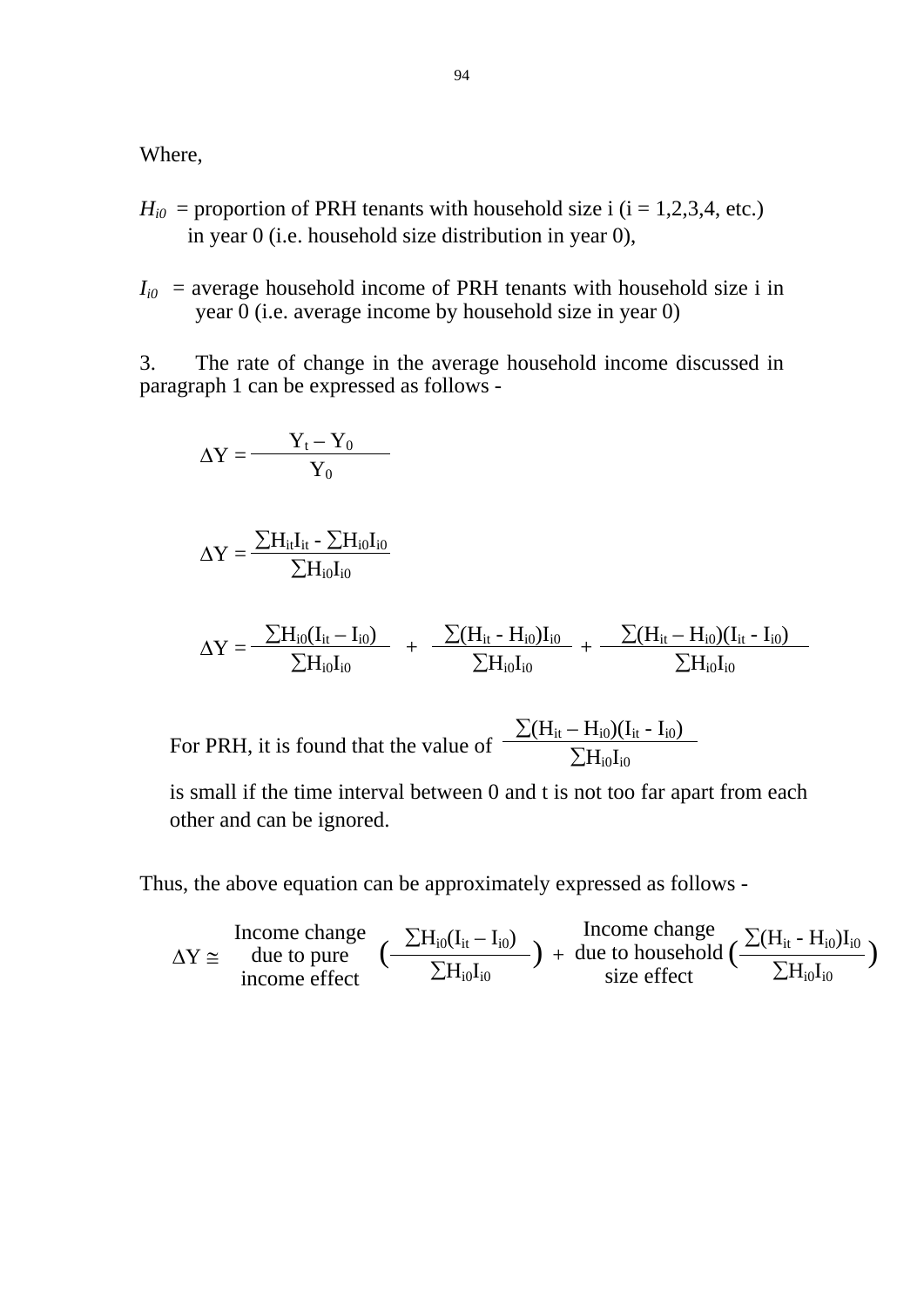Where,

$H_{i0}$ = proportion of PRH tenants with household size i (i = 1,2,3,4, etc.) in year 0 (i.e. household size distribution in year 0),

$I_{i0}$ = average household income of PRH tenants with household size i in year 0 (i.e. average income by household size in year 0)

3. The rate of change in the average household income discussed in paragraph 1 can be expressed as follows -

$$\Delta Y = \frac{Y_t - Y_0}{Y_0}$$

$$\Delta Y = \frac{\sum H_{it} I_{it} - \sum H_{i0} I_{i0}}{\sum H_{i0} I_{i0}}$$

$$\Delta Y = \frac{\sum H_{i0}(I_{it} - I_{i0})}{\sum H_{i0} I_{i0}} + \frac{\sum (H_{it} - H_{i0}) I_{i0}}{\sum H_{i0} I_{i0}} + \frac{\sum (H_{it} - H_{i0})(I_{it} - I_{i0})}{\sum H_{i0} I_{i0}}$$

For PRH, it is found that the value of $\frac{\sum (H_{it} - H_{i0})(I_{it} - I_{i0})}{\sum H_{i0} I_{i0}}$ is small if the time interval between 0 and t is not too far apart from each other and can be ignored.

Thus, the above equation can be approximately expressed as follows -

$$\Delta Y \cong \underset{\text{Income change due to pure income effect}}{\left( \frac{\sum H_{i0}(I_{it} - I_{i0})}{\sum H_{i0} I_{i0}} \right)} + \underset{\text{Income change due to household size effect}}{\left( \frac{\sum (H_{it} - H_{i0}) I_{i0}}{\sum H_{i0} I_{i0}} \right)}$$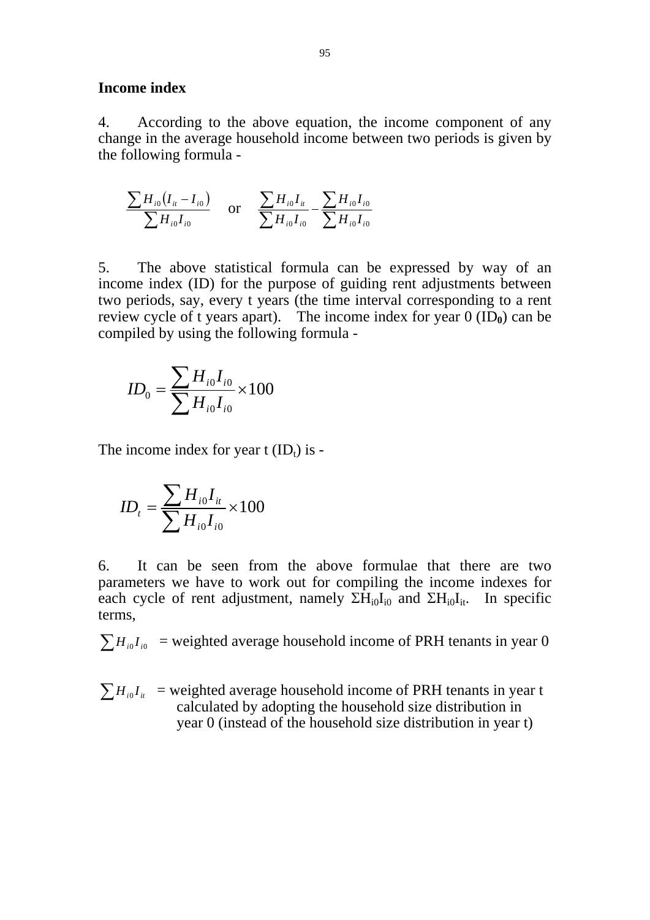**Income index**

4. According to the above equation, the income component of any change in the average household income between two periods is given by the following formula -

$$\frac{\sum H_{i0}\left(I_{it} - I_{i0}\right)}{\sum H_{i0} I_{i0}} \quad \text{or} \quad \frac{\sum H_{i0} I_{it}}{\sum H_{i0} I_{i0}} - \frac{\sum H_{i0} I_{i0}}{\sum H_{i0} I_{i0}}$$

5. The above statistical formula can be expressed by way of an income index (ID) for the purpose of guiding rent adjustments between two periods, say, every t years (the time interval corresponding to a rent review cycle of t years apart). The income index for year 0 (**$ID_0$**) can be compiled by using the following formula -

$$ID_0 = \frac{\sum H_{i0} I_{i0}}{\sum H_{i0} I_{i0}} \times 100$$

The income index for year t ($ID_t$) is -

$$ID_t = \frac{\sum H_{i0} I_{it}}{\sum H_{i0} I_{i0}} \times 100$$

6. It can be seen from the above formulae that there are two parameters we have to work out for compiling the income indexes for each cycle of rent adjustment, namely $\Sigma H_{i0}I_{i0}$ and $\Sigma H_{i0}I_{it}$. In specific terms,

$\sum H_{i0} I_{i0}$ = weighted average household income of PRH tenants in year 0

$\sum H_{i0} I_{it}$ = weighted average household income of PRH tenants in year t calculated by adopting the household size distribution in year 0 (instead of the household size distribution in year t)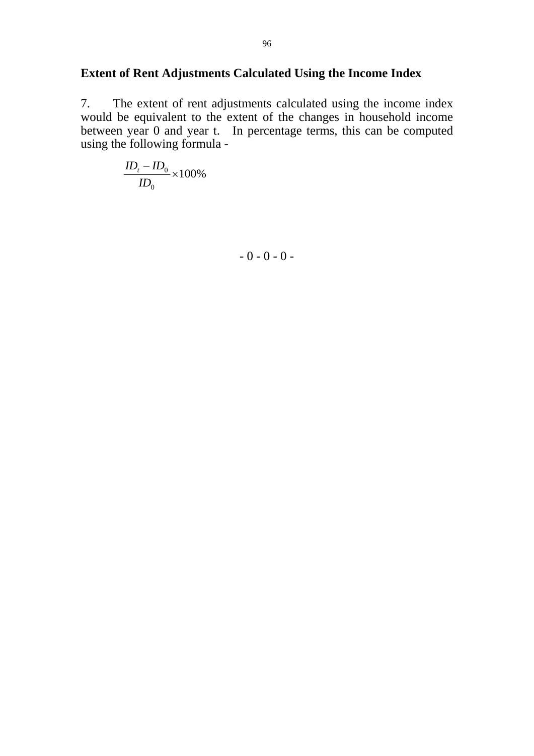## Extent of Rent Adjustments Calculated Using the Income Index

7. The extent of rent adjustments calculated using the income index would be equivalent to the extent of the changes in household income between year 0 and year t. In percentage terms, this can be computed using the following formula -

$$\frac{ID_t - ID_0}{ID_0} \times 100\%$$

- 0 - 0 - 0 -